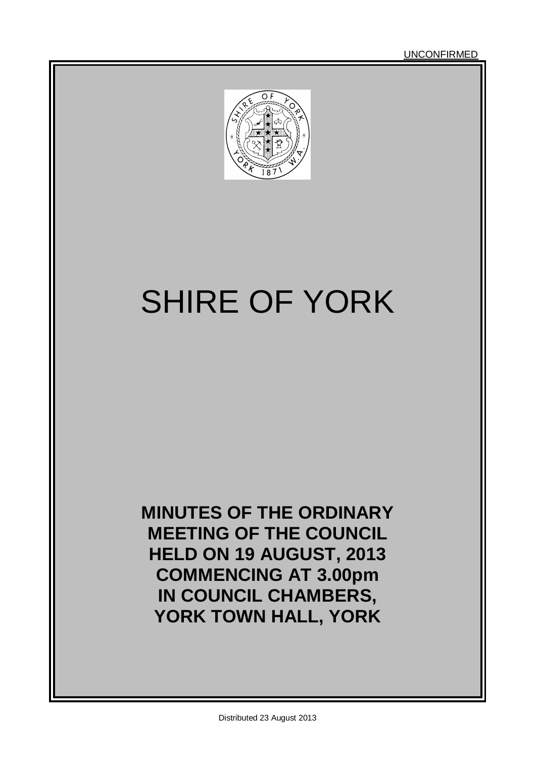UNCONFIRMED

# SHIRE OF YORK

**MINUTES OF THE ORDINARY MEETING OF THE COUNCIL HELD ON 19 AUGUST, 2013 COMMENCING AT 3.00pm IN COUNCIL CHAMBERS, YORK TOWN HALL, YORK**

Distributed 23 August 2013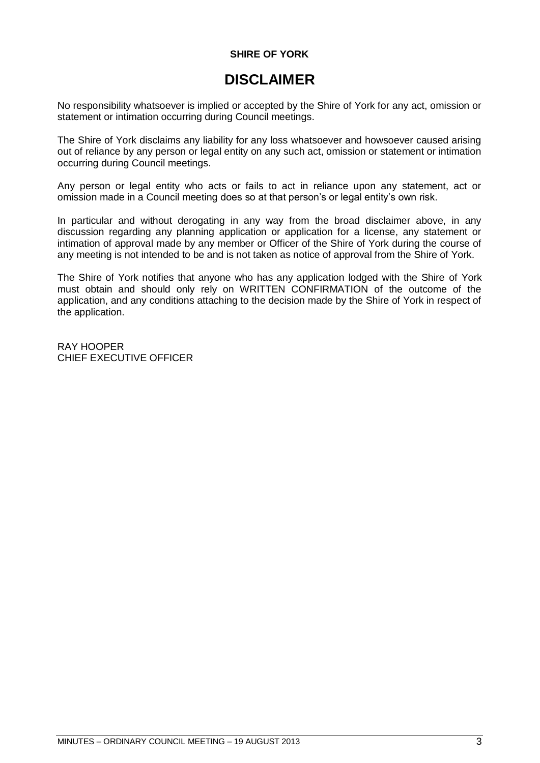**SHIRE OF YORK**

# DISCLAIMER

No responsibility whatsoever is implied or accepted by the Shire of York for any act, omission or statement or intimation occurring during Council meetings.

The Shire of York disclaims any liability for any loss whatsoever and howsoever caused arising out of reliance by any person or legal entity on any such act, omission or statement or intimation occurring during Council meetings.

Any person or legal entity who acts or fails to act in reliance upon any statement, act or omission made in a Council meeting does so at that person's or legal entity's own risk.

In particular and without derogating in any way from the broad disclaimer above, in any discussion regarding any planning application or application for a license, any statement or intimation of approval made by any member or Officer of the Shire of York during the course of any meeting is not intended to be and is not taken as notice of approval from the Shire of York.

The Shire of York notifies that anyone who has any application lodged with the Shire of York must obtain and should only rely on WRITTEN CONFIRMATION of the outcome of the application, and any conditions attaching to the decision made by the Shire of York in respect of the application.

RAY HOOPER
CHIEF EXECUTIVE OFFICER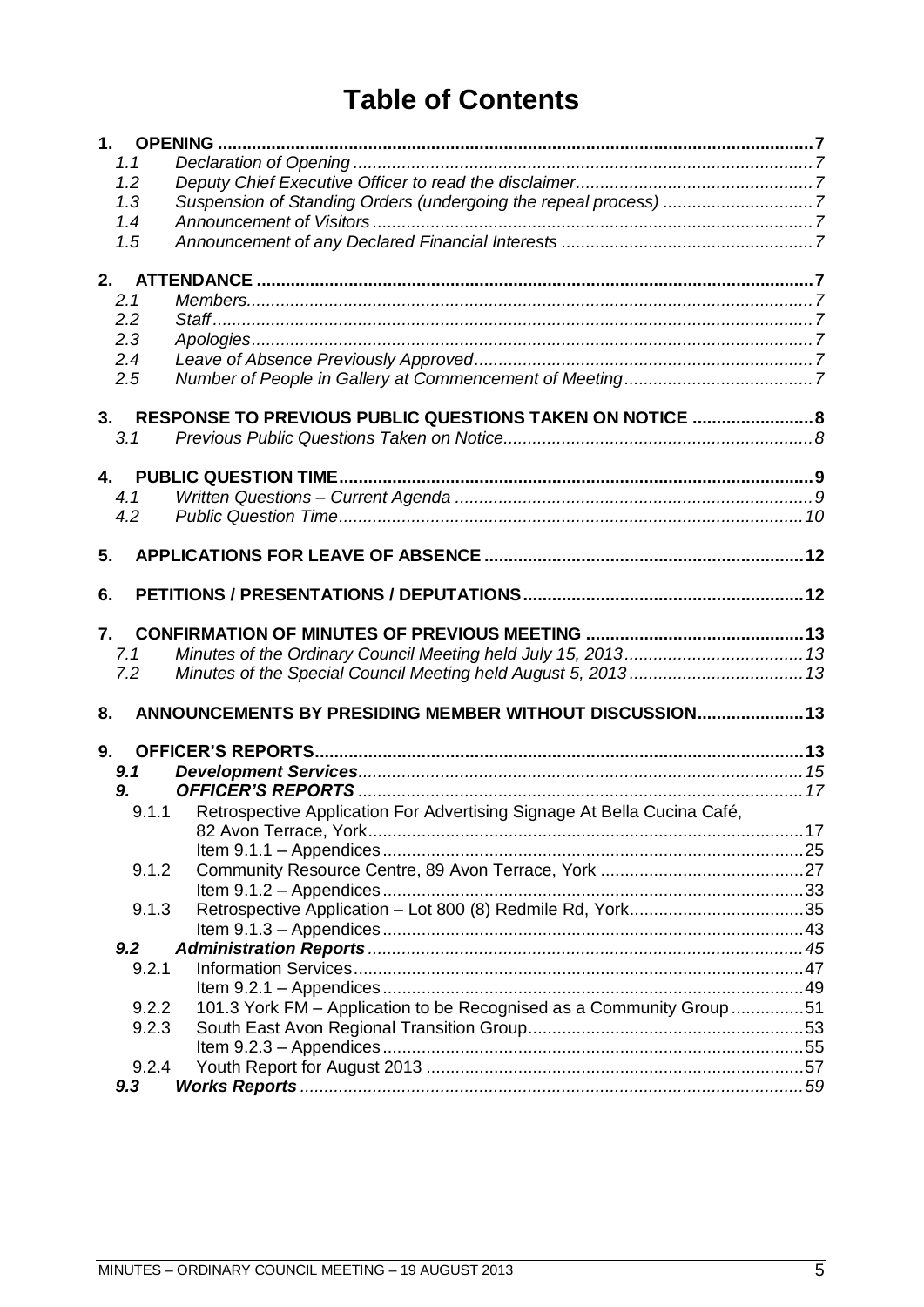# Table of Contents

**1. OPENING** ..... 7

- 1.1 *Declaration of Opening* ..... 7
- 1.2 *Deputy Chief Executive Officer to read the disclaimer* ..... 7
- 1.3 *Suspension of Standing Orders (undergoing the repeal process)* ..... 7
- 1.4 *Announcement of Visitors* ..... 7
- 1.5 *Announcement of any Declared Financial Interests* ..... 7

**2. ATTENDANCE** ..... 7

- 2.1 *Members* ..... 7
- 2.2 *Staff* ..... 7
- 2.3 *Apologies* ..... 7
- 2.4 *Leave of Absence Previously Approved* ..... 7
- 2.5 *Number of People in Gallery at Commencement of Meeting* ..... 7

**3. RESPONSE TO PREVIOUS PUBLIC QUESTIONS TAKEN ON NOTICE** ..... 8

- 3.1 *Previous Public Questions Taken on Notice* ..... 8

**4. PUBLIC QUESTION TIME** ..... 9

- 4.1 *Written Questions – Current Agenda* ..... 9
- 4.2 *Public Question Time* ..... 10

**5. APPLICATIONS FOR LEAVE OF ABSENCE** ..... 12

**6. PETITIONS / PRESENTATIONS / DEPUTATIONS** ..... 12

**7. CONFIRMATION OF MINUTES OF PREVIOUS MEETING** ..... 13

- 7.1 *Minutes of the Ordinary Council Meeting held July 15, 2013* ..... 13
- 7.2 *Minutes of the Special Council Meeting held August 5, 2013* ..... 13

**8. ANNOUNCEMENTS BY PRESIDING MEMBER WITHOUT DISCUSSION** ..... 13

**9. OFFICER'S REPORTS** ..... 13

- ***9.1 Development Services*** ..... 15
- ***9. OFFICER'S REPORTS*** ..... 17
  - 9.1.1 Retrospective Application For Advertising Signage At Bella Cucina Café, 82 Avon Terrace, York ..... 17
    - Item 9.1.1 – Appendices ..... 25
  - 9.1.2 Community Resource Centre, 89 Avon Terrace, York ..... 27
    - Item 9.1.2 – Appendices ..... 33
  - 9.1.3 Retrospective Application – Lot 800 (8) Redmile Rd, York ..... 35
    - Item 9.1.3 – Appendices ..... 43
- ***9.2 Administration Reports*** ..... 45
  - 9.2.1 Information Services ..... 47
    - Item 9.2.1 – Appendices ..... 49
  - 9.2.2 101.3 York FM – Application to be Recognised as a Community Group ..... 51
  - 9.2.3 South East Avon Regional Transition Group ..... 53
    - Item 9.2.3 – Appendices ..... 55
  - 9.2.4 Youth Report for August 2013 ..... 57
- ***9.3 Works Reports*** ..... 59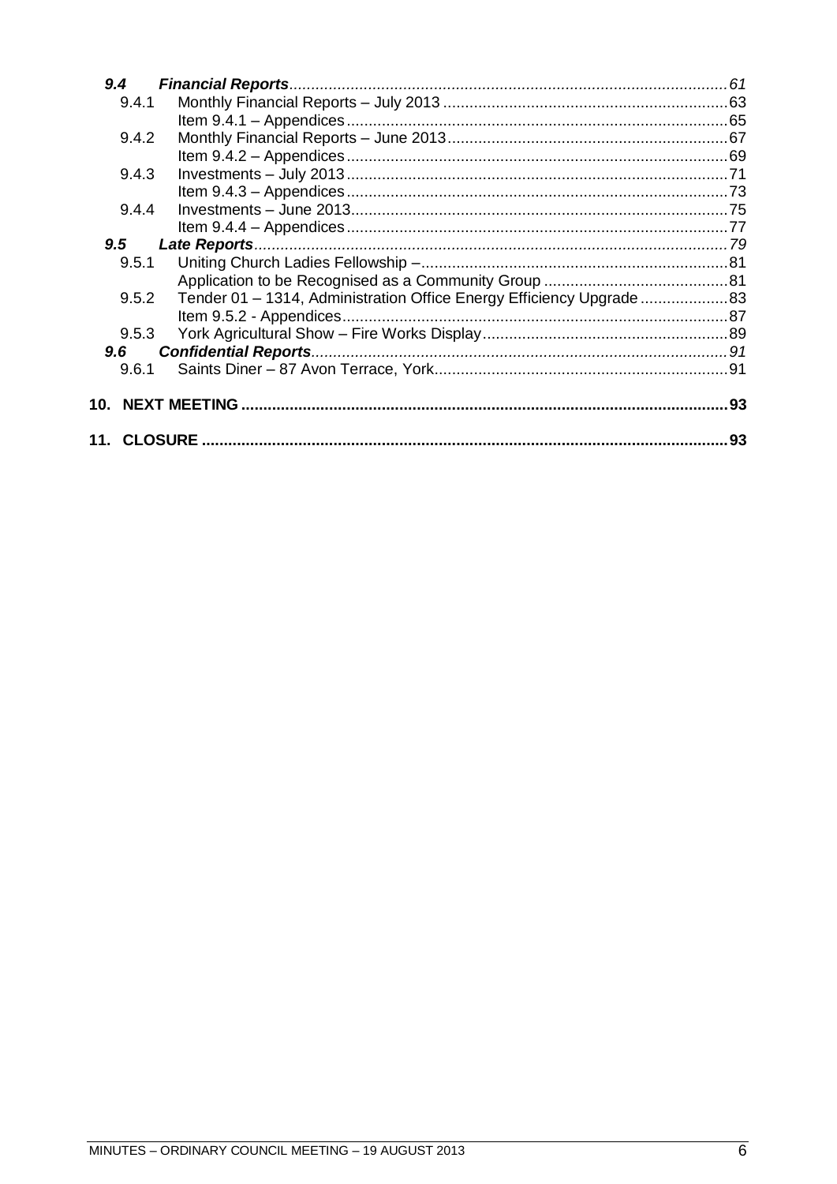| | | |
|---|---|---|
| ***9.4*** | ***Financial Reports*** | *61* |
| 9.4.1 | Monthly Financial Reports – July 2013 | 63 |
| | Item 9.4.1 – Appendices | 65 |
| 9.4.2 | Monthly Financial Reports – June 2013 | 67 |
| | Item 9.4.2 – Appendices | 69 |
| 9.4.3 | Investments – July 2013 | 71 |
| | Item 9.4.3 – Appendices | 73 |
| 9.4.4 | Investments – June 2013 | 75 |
| | Item 9.4.4 – Appendices | 77 |
| ***9.5*** | ***Late Reports*** | *79* |
| 9.5.1 | Uniting Church Ladies Fellowship – | 81 |
| | Application to be Recognised as a Community Group | 81 |
| 9.5.2 | Tender 01 – 1314, Administration Office Energy Efficiency Upgrade | 83 |
| | Item 9.5.2 - Appendices | 87 |
| 9.5.3 | York Agricultural Show – Fire Works Display | 89 |
| ***9.6*** | ***Confidential Reports*** | *91* |
| 9.6.1 | Saints Diner – 87 Avon Terrace, York | 91 |
| **10.** | **NEXT MEETING** | **93** |
| **11.** | **CLOSURE** | **93** |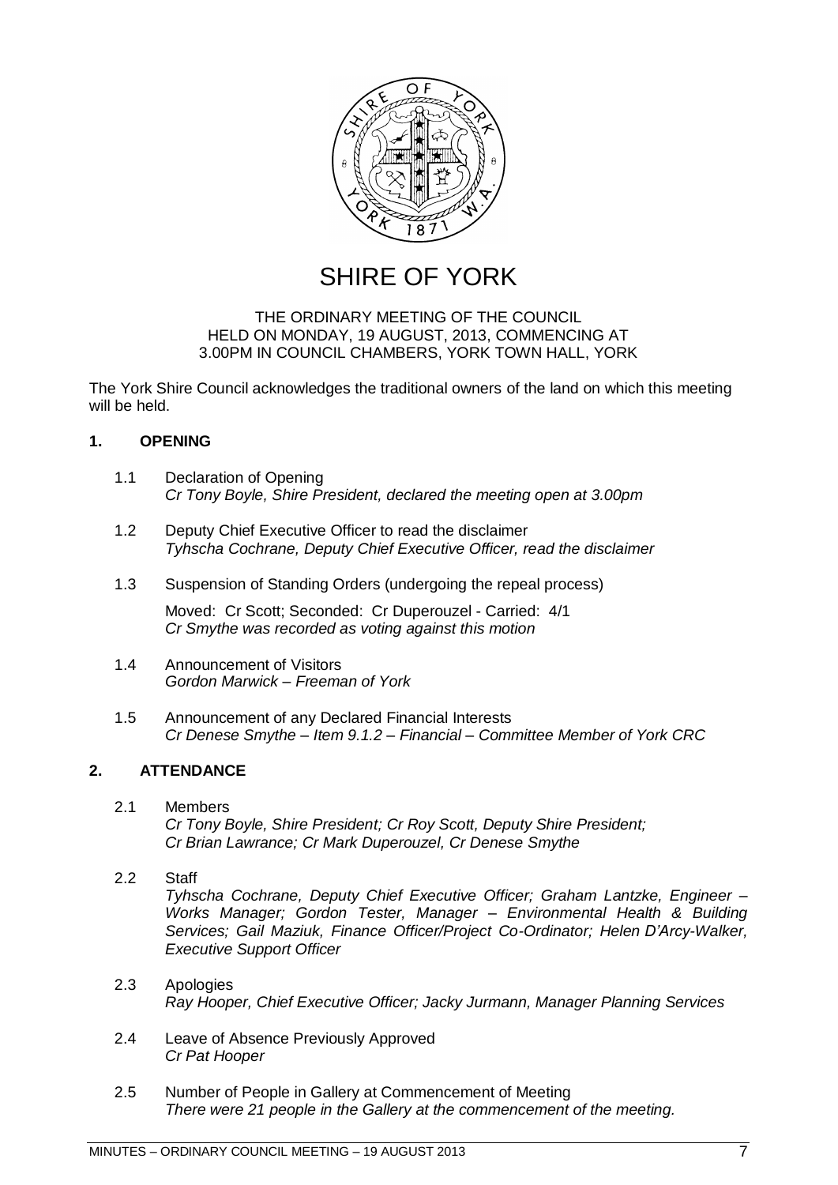# SHIRE OF YORK

THE ORDINARY MEETING OF THE COUNCIL
HELD ON MONDAY, 19 AUGUST, 2013, COMMENCING AT
3.00PM IN COUNCIL CHAMBERS, YORK TOWN HALL, YORK

The York Shire Council acknowledges the traditional owners of the land on which this meeting will be held.

## 1. OPENING

1.1 Declaration of Opening
*Cr Tony Boyle, Shire President, declared the meeting open at 3.00pm*

1.2 Deputy Chief Executive Officer to read the disclaimer
*Tyhscha Cochrane, Deputy Chief Executive Officer, read the disclaimer*

1.3 Suspension of Standing Orders (undergoing the repeal process)

Moved: Cr Scott; Seconded: Cr Duperouzel - Carried: 4/1
*Cr Smythe was recorded as voting against this motion*

1.4 Announcement of Visitors
*Gordon Marwick – Freeman of York*

1.5 Announcement of any Declared Financial Interests
*Cr Denese Smythe – Item 9.1.2 – Financial – Committee Member of York CRC*

## 2. ATTENDANCE

2.1 Members
*Cr Tony Boyle, Shire President; Cr Roy Scott, Deputy Shire President; Cr Brian Lawrance; Cr Mark Duperouzel, Cr Denese Smythe*

2.2 Staff
*Tyhscha Cochrane, Deputy Chief Executive Officer; Graham Lantzke, Engineer – Works Manager; Gordon Tester, Manager – Environmental Health & Building Services; Gail Maziuk, Finance Officer/Project Co-Ordinator; Helen D'Arcy-Walker, Executive Support Officer*

2.3 Apologies
*Ray Hooper, Chief Executive Officer; Jacky Jurmann, Manager Planning Services*

2.4 Leave of Absence Previously Approved
*Cr Pat Hooper*

2.5 Number of People in Gallery at Commencement of Meeting
*There were 21 people in the Gallery at the commencement of the meeting.*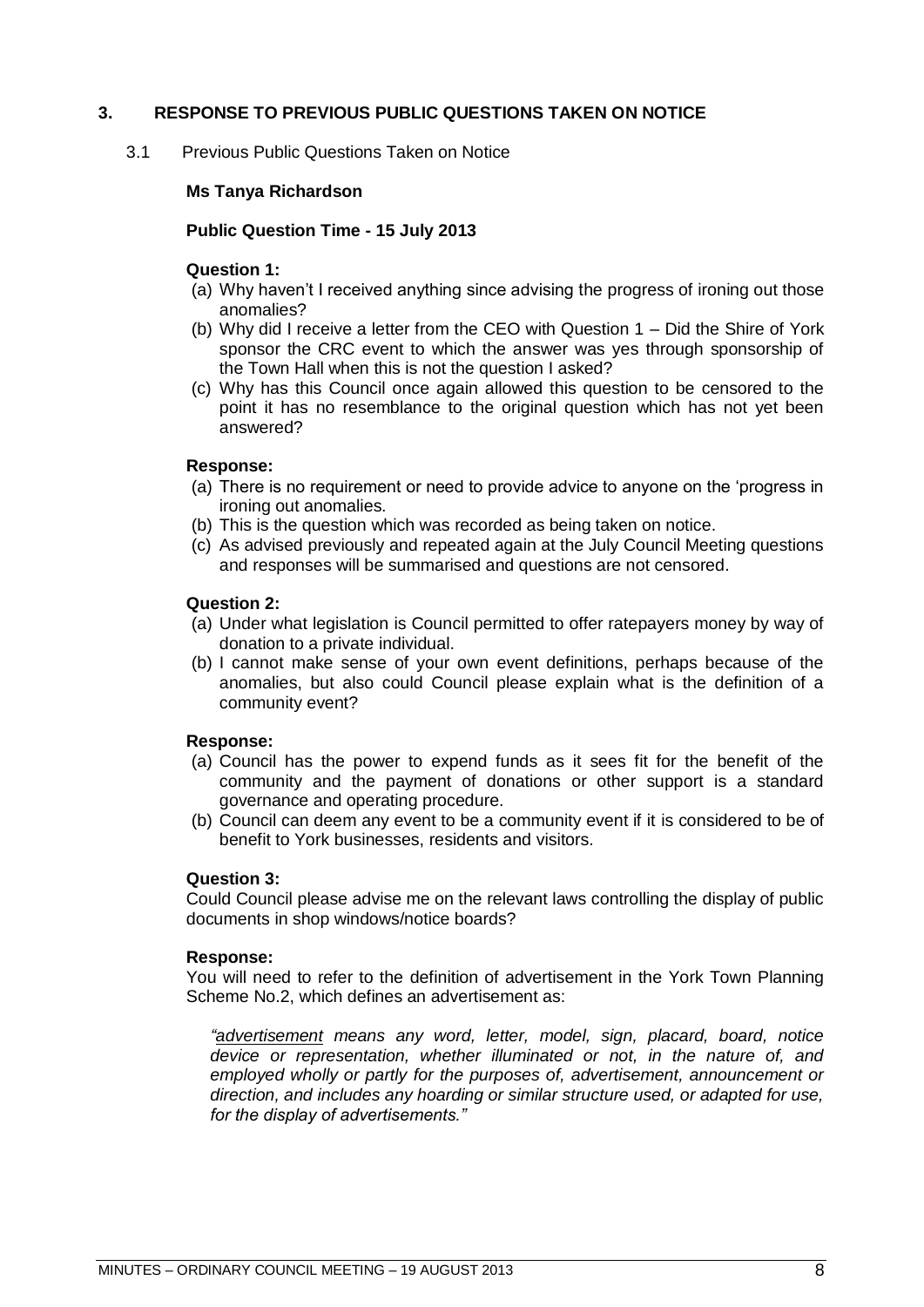# 3. RESPONSE TO PREVIOUS PUBLIC QUESTIONS TAKEN ON NOTICE

## 3.1 Previous Public Questions Taken on Notice

**Ms Tanya Richardson**

**Public Question Time - 15 July 2013**

**Question 1:**

(a) Why haven't I received anything since advising the progress of ironing out those anomalies?

(b) Why did I receive a letter from the CEO with Question 1 – Did the Shire of York sponsor the CRC event to which the answer was yes through sponsorship of the Town Hall when this is not the question I asked?

(c) Why has this Council once again allowed this question to be censored to the point it has no resemblance to the original question which has not yet been answered?

**Response:**

(a) There is no requirement or need to provide advice to anyone on the 'progress in ironing out anomalies.

(b) This is the question which was recorded as being taken on notice.

(c) As advised previously and repeated again at the July Council Meeting questions and responses will be summarised and questions are not censored.

**Question 2:**

(a) Under what legislation is Council permitted to offer ratepayers money by way of donation to a private individual.

(b) I cannot make sense of your own event definitions, perhaps because of the anomalies, but also could Council please explain what is the definition of a community event?

**Response:**

(a) Council has the power to expend funds as it sees fit for the benefit of the community and the payment of donations or other support is a standard governance and operating procedure.

(b) Council can deem any event to be a community event if it is considered to be of benefit to York businesses, residents and visitors.

**Question 3:**

Could Council please advise me on the relevant laws controlling the display of public documents in shop windows/notice boards?

**Response:**

You will need to refer to the definition of advertisement in the York Town Planning Scheme No.2, which defines an advertisement as:

*"advertisement means any word, letter, model, sign, placard, board, notice device or representation, whether illuminated or not, in the nature of, and employed wholly or partly for the purposes of, advertisement, announcement or direction, and includes any hoarding or similar structure used, or adapted for use, for the display of advertisements."*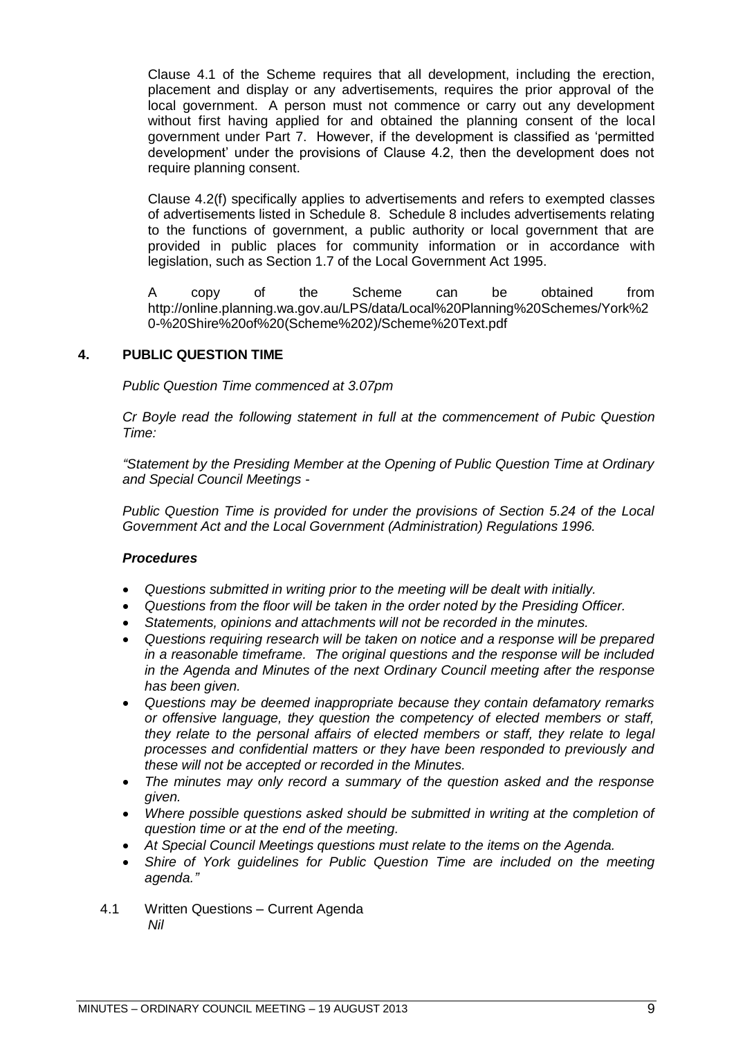Clause 4.1 of the Scheme requires that all development, including the erection, placement and display or any advertisements, requires the prior approval of the local government. A person must not commence or carry out any development without first having applied for and obtained the planning consent of the local government under Part 7. However, if the development is classified as 'permitted development' under the provisions of Clause 4.2, then the development does not require planning consent.

Clause 4.2(f) specifically applies to advertisements and refers to exempted classes of advertisements listed in Schedule 8. Schedule 8 includes advertisements relating to the functions of government, a public authority or local government that are provided in public places for community information or in accordance with legislation, such as Section 1.7 of the Local Government Act 1995.

A copy of the Scheme can be obtained from http://online.planning.wa.gov.au/LPS/data/Local%20Planning%20Schemes/York%20-%20Shire%20of%20(Scheme%202)/Scheme%20Text.pdf

## 4. PUBLIC QUESTION TIME

*Public Question Time commenced at 3.07pm*

*Cr Boyle read the following statement in full at the commencement of Pubic Question Time:*

*"Statement by the Presiding Member at the Opening of Public Question Time at Ordinary and Special Council Meetings -*

*Public Question Time is provided for under the provisions of Section 5.24 of the Local Government Act and the Local Government (Administration) Regulations 1996.*

***Procedures***

- *Questions submitted in writing prior to the meeting will be dealt with initially.*
- *Questions from the floor will be taken in the order noted by the Presiding Officer.*
- *Statements, opinions and attachments will not be recorded in the minutes.*
- *Questions requiring research will be taken on notice and a response will be prepared in a reasonable timeframe. The original questions and the response will be included in the Agenda and Minutes of the next Ordinary Council meeting after the response has been given.*
- *Questions may be deemed inappropriate because they contain defamatory remarks or offensive language, they question the competency of elected members or staff, they relate to the personal affairs of elected members or staff, they relate to legal processes and confidential matters or they have been responded to previously and these will not be accepted or recorded in the Minutes.*
- *The minutes may only record a summary of the question asked and the response given.*
- *Where possible questions asked should be submitted in writing at the completion of question time or at the end of the meeting.*
- *At Special Council Meetings questions must relate to the items on the Agenda.*
- *Shire of York guidelines for Public Question Time are included on the meeting agenda."*

### 4.1 Written Questions – Current Agenda

*Nil*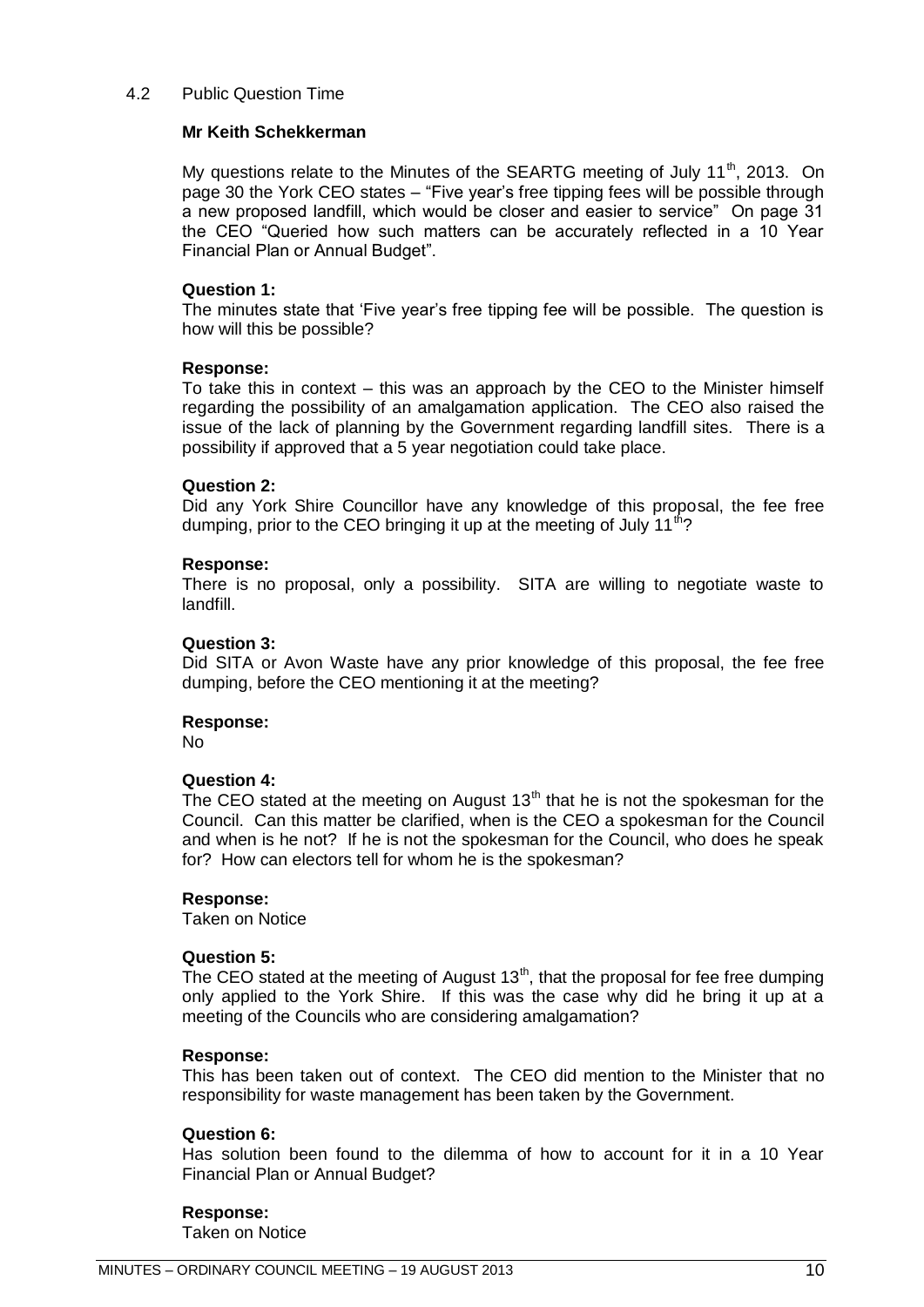## 4.2 Public Question Time

### Mr Keith Schekkerman

My questions relate to the Minutes of the SEARTG meeting of July 11th, 2013. On page 30 the York CEO states – "Five year's free tipping fees will be possible through a new proposed landfill, which would be closer and easier to service" On page 31 the CEO "Queried how such matters can be accurately reflected in a 10 Year Financial Plan or Annual Budget".

**Question 1:**
The minutes state that 'Five year's free tipping fee will be possible. The question is how will this be possible?

**Response:**
To take this in context – this was an approach by the CEO to the Minister himself regarding the possibility of an amalgamation application. The CEO also raised the issue of the lack of planning by the Government regarding landfill sites. There is a possibility if approved that a 5 year negotiation could take place.

**Question 2:**
Did any York Shire Councillor have any knowledge of this proposal, the fee free dumping, prior to the CEO bringing it up at the meeting of July 11th?

**Response:**
There is no proposal, only a possibility. SITA are willing to negotiate waste to landfill.

**Question 3:**
Did SITA or Avon Waste have any prior knowledge of this proposal, the fee free dumping, before the CEO mentioning it at the meeting?

**Response:**
No

**Question 4:**
The CEO stated at the meeting on August 13th that he is not the spokesman for the Council. Can this matter be clarified, when is the CEO a spokesman for the Council and when is he not? If he is not the spokesman for the Council, who does he speak for? How can electors tell for whom he is the spokesman?

**Response:**
Taken on Notice

**Question 5:**
The CEO stated at the meeting of August 13th, that the proposal for fee free dumping only applied to the York Shire. If this was the case why did he bring it up at a meeting of the Councils who are considering amalgamation?

**Response:**
This has been taken out of context. The CEO did mention to the Minister that no responsibility for waste management has been taken by the Government.

**Question 6:**
Has solution been found to the dilemma of how to account for it in a 10 Year Financial Plan or Annual Budget?

**Response:**
Taken on Notice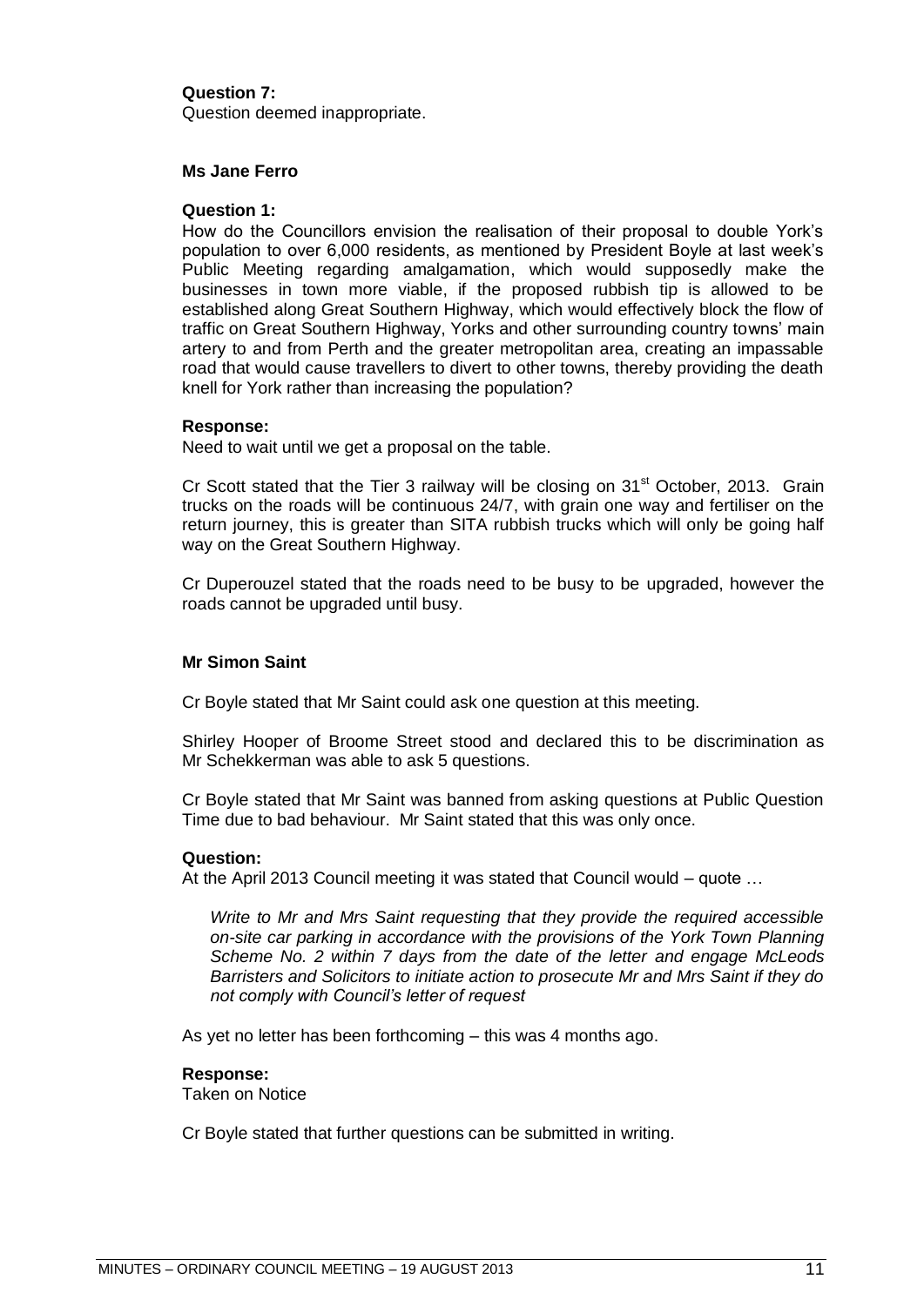**Question 7:**
Question deemed inappropriate.

**Ms Jane Ferro**

**Question 1:**
How do the Councillors envision the realisation of their proposal to double York's population to over 6,000 residents, as mentioned by President Boyle at last week's Public Meeting regarding amalgamation, which would supposedly make the businesses in town more viable, if the proposed rubbish tip is allowed to be established along Great Southern Highway, which would effectively block the flow of traffic on Great Southern Highway, Yorks and other surrounding country towns' main artery to and from Perth and the greater metropolitan area, creating an impassable road that would cause travellers to divert to other towns, thereby providing the death knell for York rather than increasing the population?

**Response:**
Need to wait until we get a proposal on the table.

Cr Scott stated that the Tier 3 railway will be closing on 31st October, 2013. Grain trucks on the roads will be continuous 24/7, with grain one way and fertiliser on the return journey, this is greater than SITA rubbish trucks which will only be going half way on the Great Southern Highway.

Cr Duperouzel stated that the roads need to be busy to be upgraded, however the roads cannot be upgraded until busy.

**Mr Simon Saint**

Cr Boyle stated that Mr Saint could ask one question at this meeting.

Shirley Hooper of Broome Street stood and declared this to be discrimination as Mr Schekkerman was able to ask 5 questions.

Cr Boyle stated that Mr Saint was banned from asking questions at Public Question Time due to bad behaviour. Mr Saint stated that this was only once.

**Question:**
At the April 2013 Council meeting it was stated that Council would – quote …

> *Write to Mr and Mrs Saint requesting that they provide the required accessible on-site car parking in accordance with the provisions of the York Town Planning Scheme No. 2 within 7 days from the date of the letter and engage McLeods Barristers and Solicitors to initiate action to prosecute Mr and Mrs Saint if they do not comply with Council's letter of request*

As yet no letter has been forthcoming – this was 4 months ago.

**Response:**
Taken on Notice

Cr Boyle stated that further questions can be submitted in writing.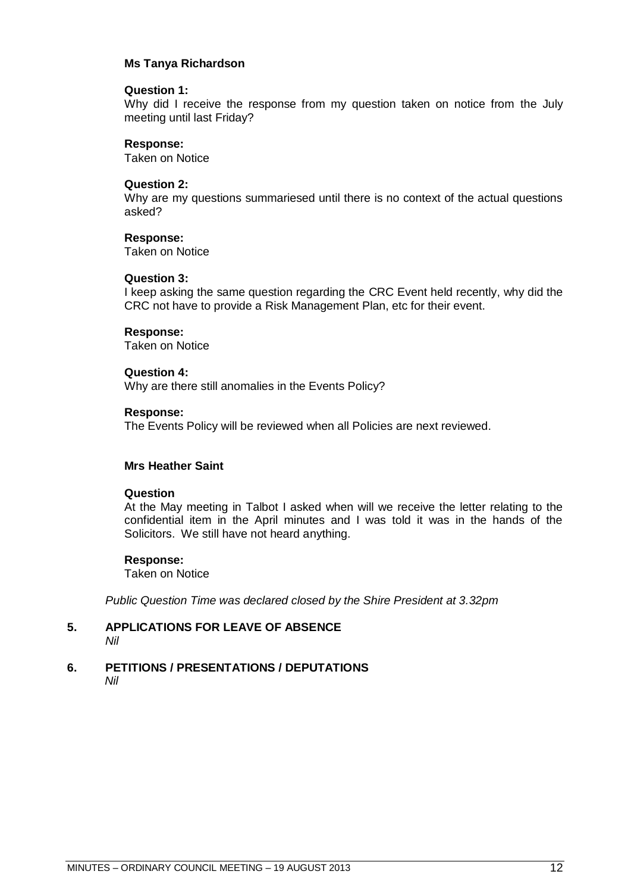**Ms Tanya Richardson**

**Question 1:**
Why did I receive the response from my question taken on notice from the July meeting until last Friday?

**Response:**
Taken on Notice

**Question 2:**
Why are my questions summariesed until there is no context of the actual questions asked?

**Response:**
Taken on Notice

**Question 3:**
I keep asking the same question regarding the CRC Event held recently, why did the CRC not have to provide a Risk Management Plan, etc for their event.

**Response:**
Taken on Notice

**Question 4:**
Why are there still anomalies in the Events Policy?

**Response:**
The Events Policy will be reviewed when all Policies are next reviewed.

**Mrs Heather Saint**

**Question**
At the May meeting in Talbot I asked when will we receive the letter relating to the confidential item in the April minutes and I was told it was in the hands of the Solicitors. We still have not heard anything.

**Response:**
Taken on Notice

*Public Question Time was declared closed by the Shire President at 3.32pm*

## 5. APPLICATIONS FOR LEAVE OF ABSENCE
*Nil*

## 6. PETITIONS / PRESENTATIONS / DEPUTATIONS
*Nil*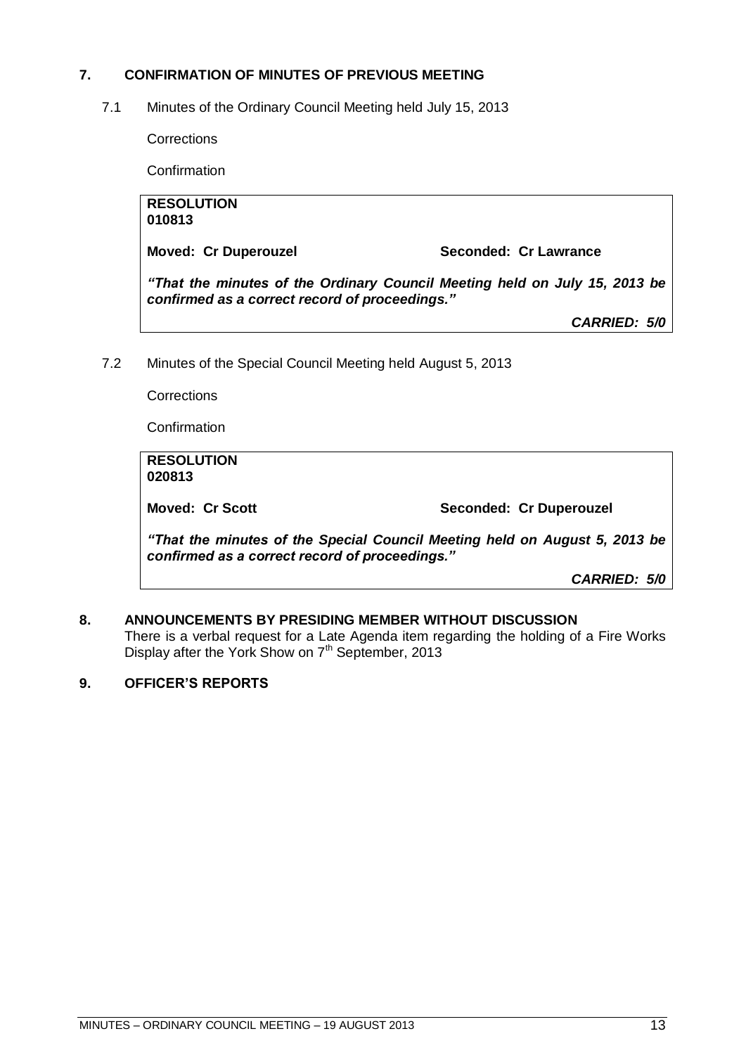## 7. CONFIRMATION OF MINUTES OF PREVIOUS MEETING

7.1 Minutes of the Ordinary Council Meeting held July 15, 2013

Corrections

Confirmation

**RESOLUTION**
**010813**

**Moved: Cr Duperouzel** **Seconded: Cr Lawrance**

***"That the minutes of the Ordinary Council Meeting held on July 15, 2013 be confirmed as a correct record of proceedings."***

***CARRIED: 5/0***

7.2 Minutes of the Special Council Meeting held August 5, 2013

Corrections

Confirmation

**RESOLUTION**
**020813**

**Moved: Cr Scott** **Seconded: Cr Duperouzel**

***"That the minutes of the Special Council Meeting held on August 5, 2013 be confirmed as a correct record of proceedings."***

***CARRIED: 5/0***

## 8. ANNOUNCEMENTS BY PRESIDING MEMBER WITHOUT DISCUSSION

There is a verbal request for a Late Agenda item regarding the holding of a Fire Works Display after the York Show on 7th September, 2013

## 9. OFFICER'S REPORTS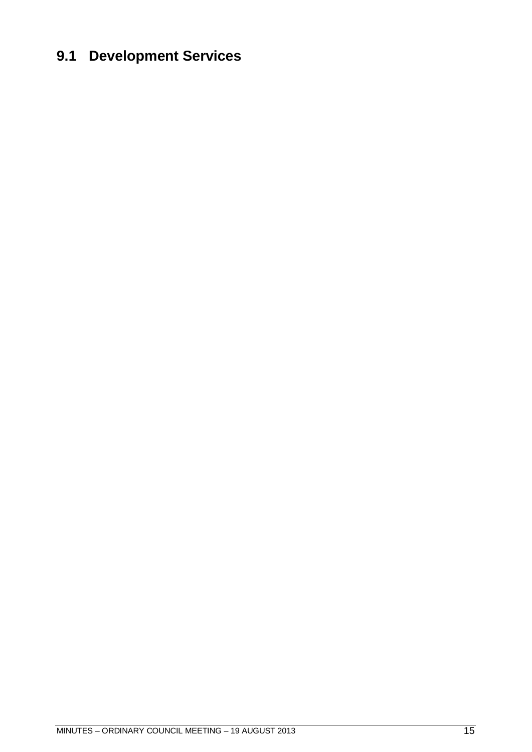## 9.1 Development Services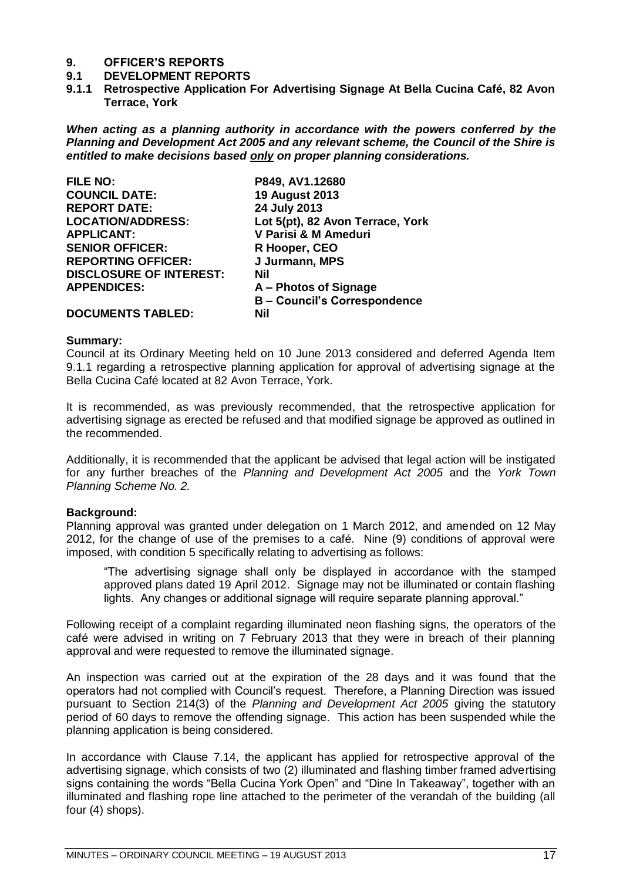# 9. OFFICER'S REPORTS

## 9.1 DEVELOPMENT REPORTS

### 9.1.1 Retrospective Application For Advertising Signage At Bella Cucina Café, 82 Avon Terrace, York

***When acting as a planning authority in accordance with the powers conferred by the Planning and Development Act 2005 and any relevant scheme, the Council of the Shire is entitled to make decisions based only on proper planning considerations.***

| | |
|---|---|
| **FILE NO:** | **P849, AV1.12680** |
| **COUNCIL DATE:** | **19 August 2013** |
| **REPORT DATE:** | **24 July 2013** |
| **LOCATION/ADDRESS:** | **Lot 5(pt), 82 Avon Terrace, York** |
| **APPLICANT:** | **V Parisi & M Ameduri** |
| **SENIOR OFFICER:** | **R Hooper, CEO** |
| **REPORTING OFFICER:** | **J Jurmann, MPS** |
| **DISCLOSURE OF INTEREST:** | **Nil** |
| **APPENDICES:** | **A – Photos of Signage**<br>**B – Council's Correspondence** |
| **DOCUMENTS TABLED:** | **Nil** |

**Summary:**

Council at its Ordinary Meeting held on 10 June 2013 considered and deferred Agenda Item 9.1.1 regarding a retrospective planning application for approval of advertising signage at the Bella Cucina Café located at 82 Avon Terrace, York.

It is recommended, as was previously recommended, that the retrospective application for advertising signage as erected be refused and that modified signage be approved as outlined in the recommended.

Additionally, it is recommended that the applicant be advised that legal action will be instigated for any further breaches of the *Planning and Development Act 2005* and the *York Town Planning Scheme No. 2.*

**Background:**

Planning approval was granted under delegation on 1 March 2012, and amended on 12 May 2012, for the change of use of the premises to a café. Nine (9) conditions of approval were imposed, with condition 5 specifically relating to advertising as follows:

> "The advertising signage shall only be displayed in accordance with the stamped approved plans dated 19 April 2012. Signage may not be illuminated or contain flashing lights. Any changes or additional signage will require separate planning approval."

Following receipt of a complaint regarding illuminated neon flashing signs, the operators of the café were advised in writing on 7 February 2013 that they were in breach of their planning approval and were requested to remove the illuminated signage.

An inspection was carried out at the expiration of the 28 days and it was found that the operators had not complied with Council's request. Therefore, a Planning Direction was issued pursuant to Section 214(3) of the *Planning and Development Act 2005* giving the statutory period of 60 days to remove the offending signage. This action has been suspended while the planning application is being considered.

In accordance with Clause 7.14, the applicant has applied for retrospective approval of the advertising signage, which consists of two (2) illuminated and flashing timber framed advertising signs containing the words "Bella Cucina York Open" and "Dine In Takeaway", together with an illuminated and flashing rope line attached to the perimeter of the verandah of the building (all four (4) shops).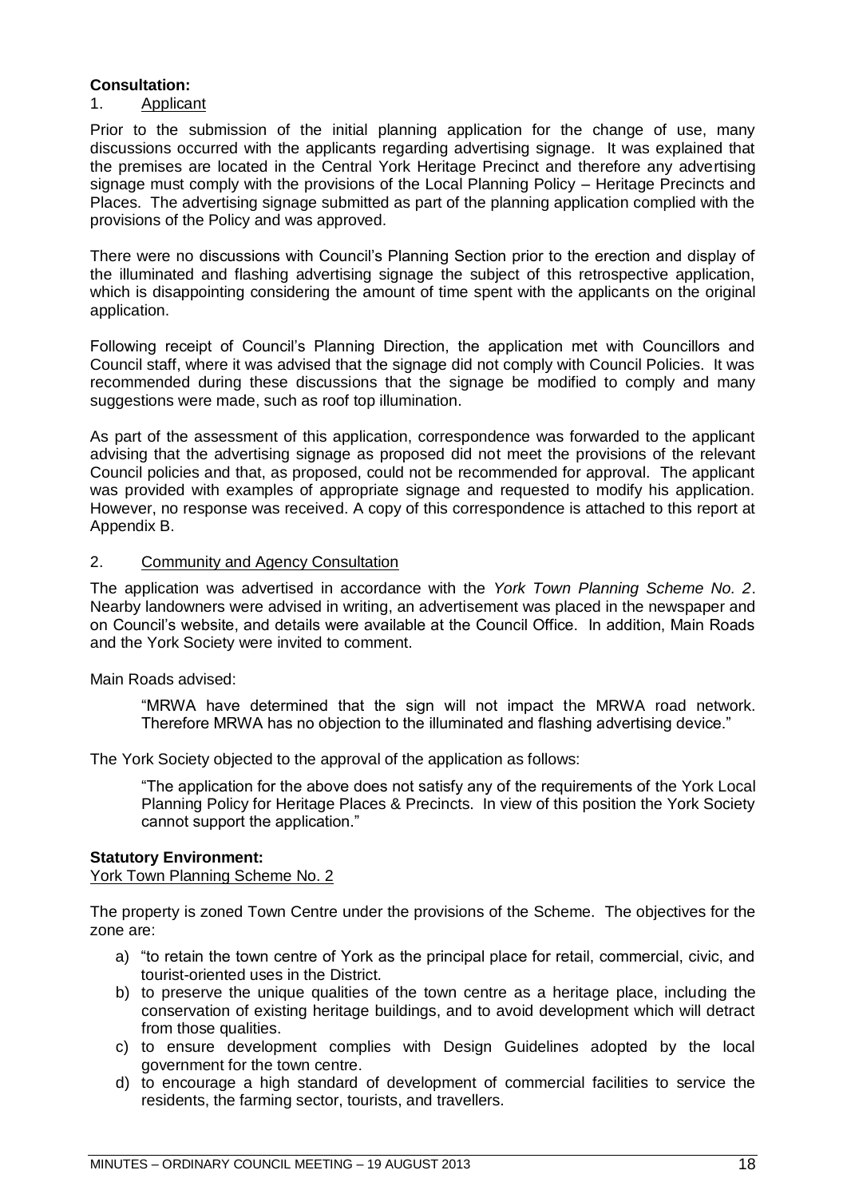**Consultation:**

1. Applicant

Prior to the submission of the initial planning application for the change of use, many discussions occurred with the applicants regarding advertising signage. It was explained that the premises are located in the Central York Heritage Precinct and therefore any advertising signage must comply with the provisions of the Local Planning Policy – Heritage Precincts and Places. The advertising signage submitted as part of the planning application complied with the provisions of the Policy and was approved.

There were no discussions with Council's Planning Section prior to the erection and display of the illuminated and flashing advertising signage the subject of this retrospective application, which is disappointing considering the amount of time spent with the applicants on the original application.

Following receipt of Council's Planning Direction, the application met with Councillors and Council staff, where it was advised that the signage did not comply with Council Policies. It was recommended during these discussions that the signage be modified to comply and many suggestions were made, such as roof top illumination.

As part of the assessment of this application, correspondence was forwarded to the applicant advising that the advertising signage as proposed did not meet the provisions of the relevant Council policies and that, as proposed, could not be recommended for approval. The applicant was provided with examples of appropriate signage and requested to modify his application. However, no response was received. A copy of this correspondence is attached to this report at Appendix B.

2. Community and Agency Consultation

The application was advertised in accordance with the *York Town Planning Scheme No. 2*. Nearby landowners were advised in writing, an advertisement was placed in the newspaper and on Council's website, and details were available at the Council Office. In addition, Main Roads and the York Society were invited to comment.

Main Roads advised:

> "MRWA have determined that the sign will not impact the MRWA road network. Therefore MRWA has no objection to the illuminated and flashing advertising device."

The York Society objected to the approval of the application as follows:

> "The application for the above does not satisfy any of the requirements of the York Local Planning Policy for Heritage Places & Precincts. In view of this position the York Society cannot support the application."

**Statistory Environment:**

York Town Planning Scheme No. 2

The property is zoned Town Centre under the provisions of the Scheme. The objectives for the zone are:

a) "to retain the town centre of York as the principal place for retail, commercial, civic, and tourist-oriented uses in the District.
b) to preserve the unique qualities of the town centre as a heritage place, including the conservation of existing heritage buildings, and to avoid development which will detract from those qualities.
c) to ensure development complies with Design Guidelines adopted by the local government for the town centre.
d) to encourage a high standard of development of commercial facilities to service the residents, the farming sector, tourists, and travellers.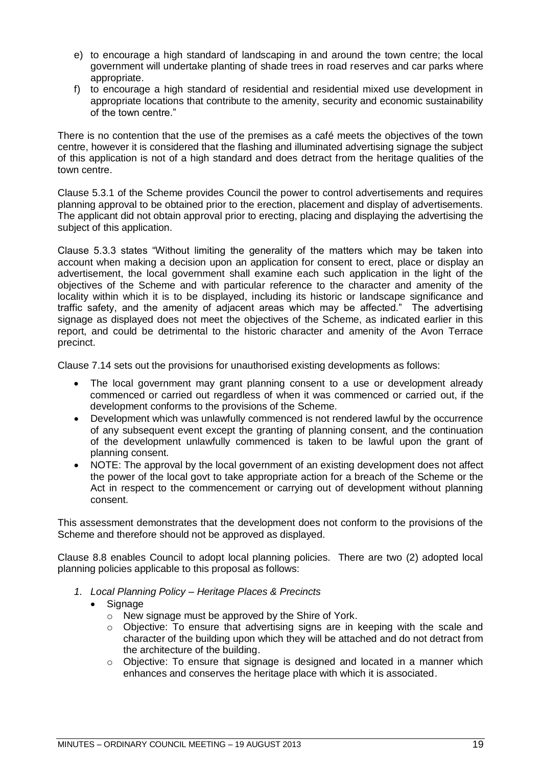e) to encourage a high standard of landscaping in and around the town centre; the local government will undertake planting of shade trees in road reserves and car parks where appropriate.

f) to encourage a high standard of residential and residential mixed use development in appropriate locations that contribute to the amenity, security and economic sustainability of the town centre."

There is no contention that the use of the premises as a café meets the objectives of the town centre, however it is considered that the flashing and illuminated advertising signage the subject of this application is not of a high standard and does detract from the heritage qualities of the town centre.

Clause 5.3.1 of the Scheme provides Council the power to control advertisements and requires planning approval to be obtained prior to the erection, placement and display of advertisements. The applicant did not obtain approval prior to erecting, placing and displaying the advertising the subject of this application.

Clause 5.3.3 states "Without limiting the generality of the matters which may be taken into account when making a decision upon an application for consent to erect, place or display an advertisement, the local government shall examine each such application in the light of the objectives of the Scheme and with particular reference to the character and amenity of the locality within which it is to be displayed, including its historic or landscape significance and traffic safety, and the amenity of adjacent areas which may be affected." The advertising signage as displayed does not meet the objectives of the Scheme, as indicated earlier in this report, and could be detrimental to the historic character and amenity of the Avon Terrace precinct.

Clause 7.14 sets out the provisions for unauthorised existing developments as follows:

- The local government may grant planning consent to a use or development already commenced or carried out regardless of when it was commenced or carried out, if the development conforms to the provisions of the Scheme.
- Development which was unlawfully commenced is not rendered lawful by the occurrence of any subsequent event except the granting of planning consent, and the continuation of the development unlawfully commenced is taken to be lawful upon the grant of planning consent.
- NOTE: The approval by the local government of an existing development does not affect the power of the local govt to take appropriate action for a breach of the Scheme or the Act in respect to the commencement or carrying out of development without planning consent.

This assessment demonstrates that the development does not conform to the provisions of the Scheme and therefore should not be approved as displayed.

Clause 8.8 enables Council to adopt local planning policies. There are two (2) adopted local planning policies applicable to this proposal as follows:

1. *Local Planning Policy – Heritage Places & Precincts*
   - Signage
     - New signage must be approved by the Shire of York.
     - Objective: To ensure that advertising signs are in keeping with the scale and character of the building upon which they will be attached and do not detract from the architecture of the building.
     - Objective: To ensure that signage is designed and located in a manner which enhances and conserves the heritage place with which it is associated.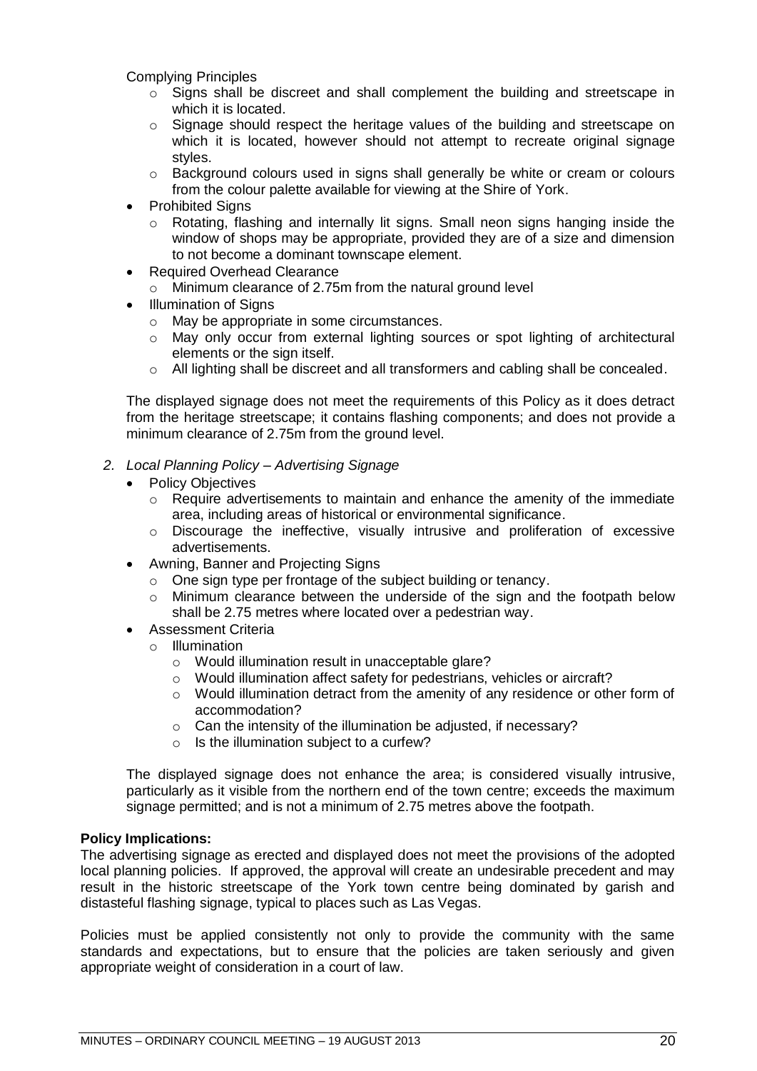Complying Principles

- Signs shall be discreet and shall complement the building and streetscape in which it is located.
- Signage should respect the heritage values of the building and streetscape on which it is located, however should not attempt to recreate original signage styles.
- Background colours used in signs shall generally be white or cream or colours from the colour palette available for viewing at the Shire of York.

- Prohibited Signs
  - Rotating, flashing and internally lit signs. Small neon signs hanging inside the window of shops may be appropriate, provided they are of a size and dimension to not become a dominant townscape element.
- Required Overhead Clearance
  - Minimum clearance of 2.75m from the natural ground level
- Illumination of Signs
  - May be appropriate in some circumstances.
  - May only occur from external lighting sources or spot lighting of architectural elements or the sign itself.
  - All lighting shall be discreet and all transformers and cabling shall be concealed.

The displayed signage does not meet the requirements of this Policy as it does detract from the heritage streetscape; it contains flashing components; and does not provide a minimum clearance of 2.75m from the ground level.

2. *Local Planning Policy – Advertising Signage*
   - Policy Objectives
     - Require advertisements to maintain and enhance the amenity of the immediate area, including areas of historical or environmental significance.
     - Discourage the ineffective, visually intrusive and proliferation of excessive advertisements.
   - Awning, Banner and Projecting Signs
     - One sign type per frontage of the subject building or tenancy.
     - Minimum clearance between the underside of the sign and the footpath below shall be 2.75 metres where located over a pedestrian way.
   - Assessment Criteria
     - Illumination
       - Would illumination result in unacceptable glare?
       - Would illumination affect safety for pedestrians, vehicles or aircraft?
       - Would illumination detract from the amenity of any residence or other form of accommodation?
       - Can the intensity of the illumination be adjusted, if necessary?
       - Is the illumination subject to a curfew?

The displayed signage does not enhance the area; is considered visually intrusive, particularly as it visible from the northern end of the town centre; exceeds the maximum signage permitted; and is not a minimum of 2.75 metres above the footpath.

**Policy Implications:**
The advertising signage as erected and displayed does not meet the provisions of the adopted local planning policies. If approved, the approval will create an undesirable precedent and may result in the historic streetscape of the York town centre being dominated by garish and distasteful flashing signage, typical to places such as Las Vegas.

Policies must be applied consistently not only to provide the community with the same standards and expectations, but to ensure that the policies are taken seriously and given appropriate weight of consideration in a court of law.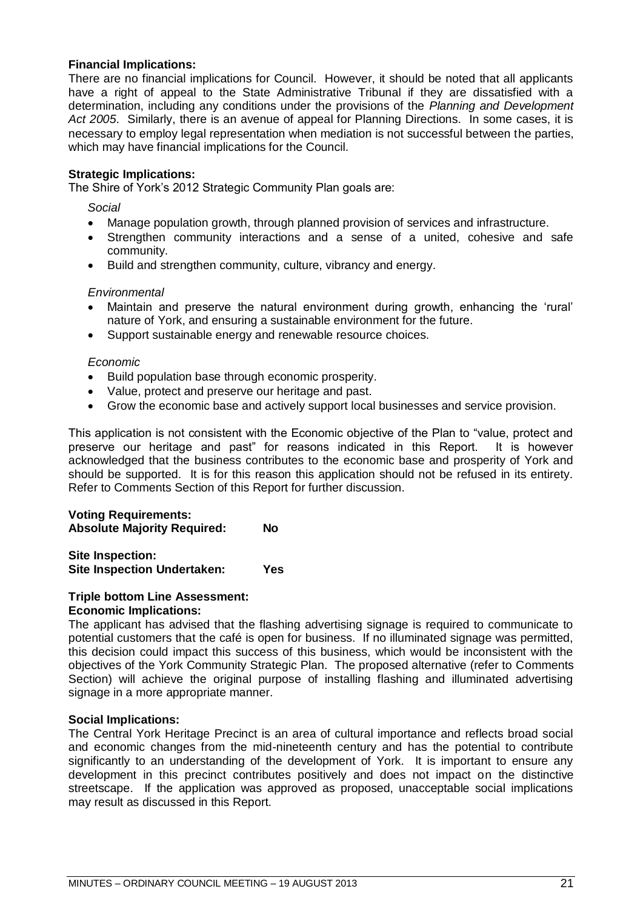**Financial Implications:**
There are no financial implications for Council. However, it should be noted that all applicants have a right of appeal to the State Administrative Tribunal if they are dissatisfied with a determination, including any conditions under the provisions of the *Planning and Development Act 2005*. Similarly, there is an avenue of appeal for Planning Directions. In some cases, it is necessary to employ legal representation when mediation is not successful between the parties, which may have financial implications for the Council.

**Strategic Implications:**
The Shire of York's 2012 Strategic Community Plan goals are:

*Social*
- Manage population growth, through planned provision of services and infrastructure.
- Strengthen community interactions and a sense of a united, cohesive and safe community.
- Build and strengthen community, culture, vibrancy and energy.

*Environmental*
- Maintain and preserve the natural environment during growth, enhancing the 'rural' nature of York, and ensuring a sustainable environment for the future.
- Support sustainable energy and renewable resource choices.

*Economic*
- Build population base through economic prosperity.
- Value, protect and preserve our heritage and past.
- Grow the economic base and actively support local businesses and service provision.

This application is not consistent with the Economic objective of the Plan to "value, protect and preserve our heritage and past" for reasons indicated in this Report. It is however acknowledged that the business contributes to the economic base and prosperity of York and should be supported. It is for this reason this application should not be refused in its entirety. Refer to Comments Section of this Report for further discussion.

**Voting Requirements:**
**Absolute Majority Required: No**

**Site Inspection:**
**Site Inspection Undertaken: Yes**

**Triple bottom Line Assessment:**
**Economic Implications:**
The applicant has advised that the flashing advertising signage is required to communicate to potential customers that the café is open for business. If no illuminated signage was permitted, this decision could impact this success of this business, which would be inconsistent with the objectives of the York Community Strategic Plan. The proposed alternative (refer to Comments Section) will achieve the original purpose of installing flashing and illuminated advertising signage in a more appropriate manner.

**Social Implications:**
The Central York Heritage Precinct is an area of cultural importance and reflects broad social and economic changes from the mid-nineteenth century and has the potential to contribute significantly to an understanding of the development of York. It is important to ensure any development in this precinct contributes positively and does not impact on the distinctive streetscape. If the application was approved as proposed, unacceptable social implications may result as discussed in this Report.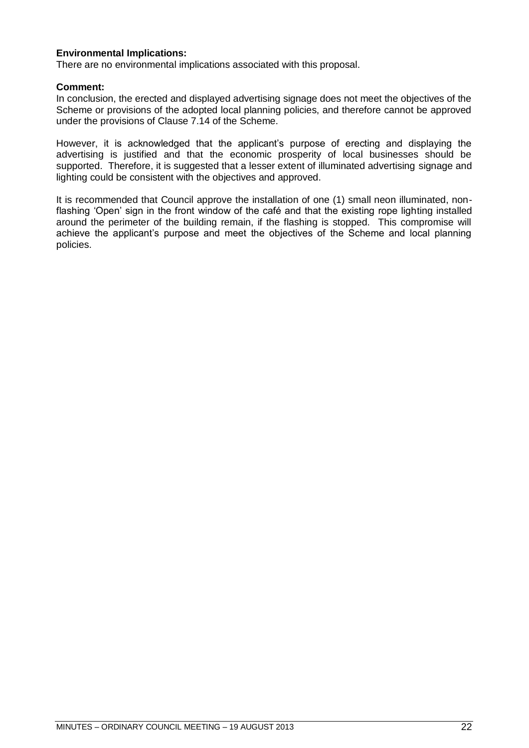**Environmental Implications:**

There are no environmental implications associated with this proposal.

**Comment:**

In conclusion, the erected and displayed advertising signage does not meet the objectives of the Scheme or provisions of the adopted local planning policies, and therefore cannot be approved under the provisions of Clause 7.14 of the Scheme.

However, it is acknowledged that the applicant's purpose of erecting and displaying the advertising is justified and that the economic prosperity of local businesses should be supported. Therefore, it is suggested that a lesser extent of illuminated advertising signage and lighting could be consistent with the objectives and approved.

It is recommended that Council approve the installation of one (1) small neon illuminated, non-flashing 'Open' sign in the front window of the café and that the existing rope lighting installed around the perimeter of the building remain, if the flashing is stopped. This compromise will achieve the applicant's purpose and meet the objectives of the Scheme and local planning policies.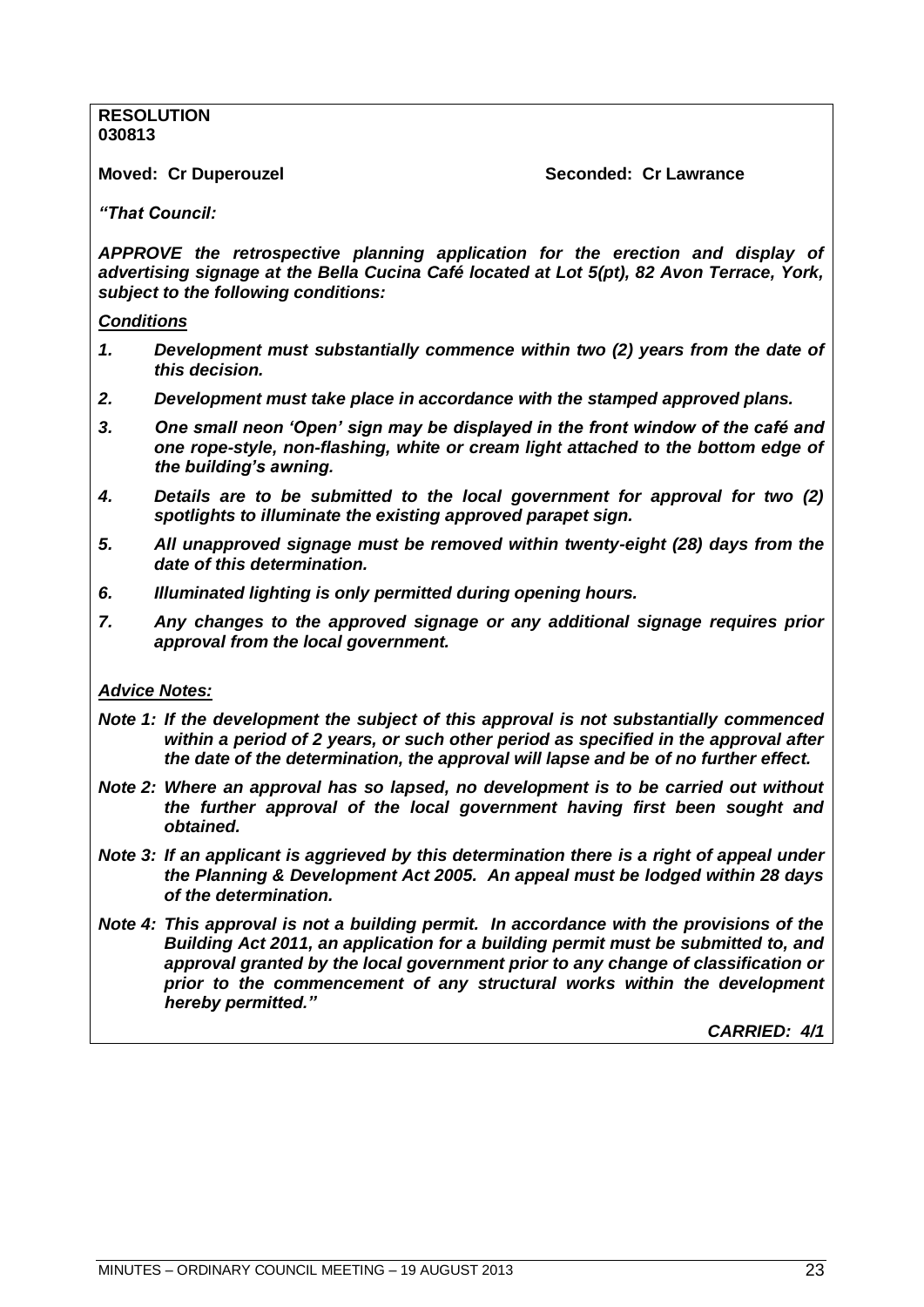**RESOLUTION**
**030813**

**Moved: Cr Duperouzel** **Seconded: Cr Lawrance**

***"That Council:***

***APPROVE the retrospective planning application for the erection and display of advertising signage at the Bella Cucina Café located at Lot 5(pt), 82 Avon Terrace, York, subject to the following conditions:***

***Conditions***

1. ***Development must substantially commence within two (2) years from the date of this decision.***
2. ***Development must take place in accordance with the stamped approved plans.***
3. ***One small neon 'Open' sign may be displayed in the front window of the café and one rope-style, non-flashing, white or cream light attached to the bottom edge of the building's awning.***
4. ***Details are to be submitted to the local government for approval for two (2) spotlights to illuminate the existing approved parapet sign.***
5. ***All unapproved signage must be removed within twenty-eight (28) days from the date of this determination.***
6. ***Illuminated lighting is only permitted during opening hours.***
7. ***Any changes to the approved signage or any additional signage requires prior approval from the local government.***

***Advice Notes:***

***Note 1: If the development the subject of this approval is not substantially commenced within a period of 2 years, or such other period as specified in the approval after the date of the determination, the approval will lapse and be of no further effect.***

***Note 2: Where an approval has so lapsed, no development is to be carried out without the further approval of the local government having first been sought and obtained.***

***Note 3: If an applicant is aggrieved by this determination there is a right of appeal under the Planning & Development Act 2005. An appeal must be lodged within 28 days of the determination.***

***Note 4: This approval is not a building permit. In accordance with the provisions of the Building Act 2011, an application for a building permit must be submitted to, and approval granted by the local government prior to any change of classification or prior to the commencement of any structural works within the development hereby permitted."***

***CARRIED: 4/1***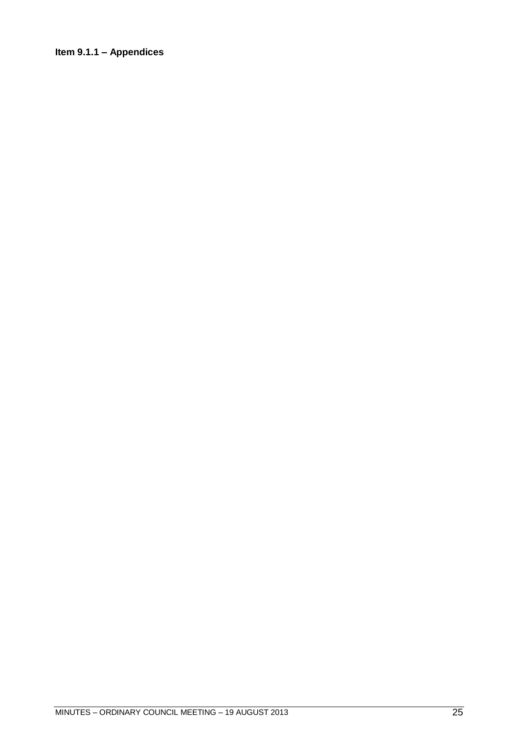**Item 9.1.1 – Appendices**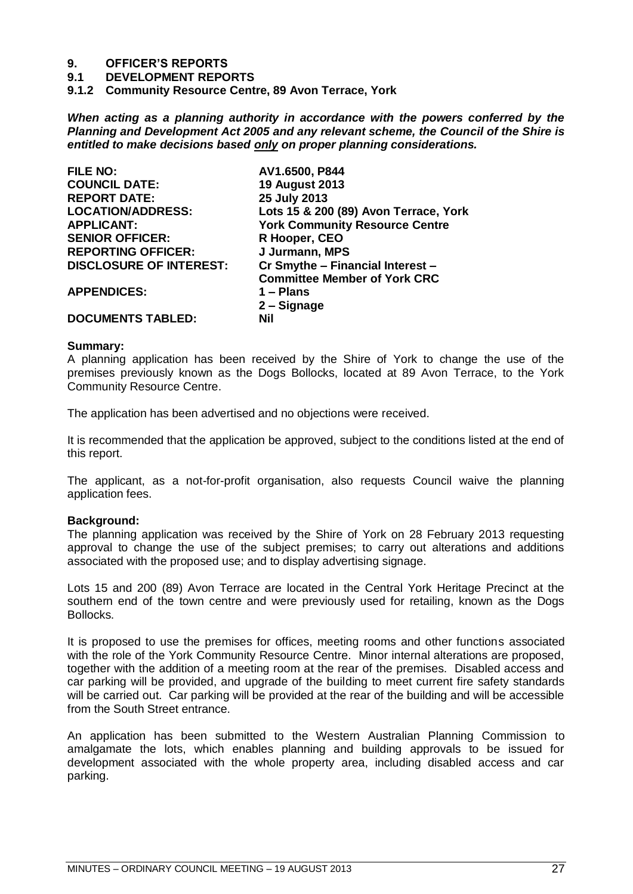# 9. OFFICER'S REPORTS

## 9.1 DEVELOPMENT REPORTS

### 9.1.2 Community Resource Centre, 89 Avon Terrace, York

***When acting as a planning authority in accordance with the powers conferred by the Planning and Development Act 2005 and any relevant scheme, the Council of the Shire is entitled to make decisions based only on proper planning considerations.***

| | |
|---|---|
| **FILE NO:** | **AV1.6500, P844** |
| **COUNCIL DATE:** | **19 August 2013** |
| **REPORT DATE:** | **25 July 2013** |
| **LOCATION/ADDRESS:** | **Lots 15 & 200 (89) Avon Terrace, York** |
| **APPLICANT:** | **York Community Resource Centre** |
| **SENIOR OFFICER:** | **R Hooper, CEO** |
| **REPORTING OFFICER:** | **J Jurmann, MPS** |
| **DISCLOSURE OF INTEREST:** | **Cr Smythe – Financial Interest – Committee Member of York CRC** |
| **APPENDICES:** | **1 – Plans**<br>**2 – Signage** |
| **DOCUMENTS TABLED:** | **Nil** |

**Summary:**
A planning application has been received by the Shire of York to change the use of the premises previously known as the Dogs Bollocks, located at 89 Avon Terrace, to the York Community Resource Centre.

The application has been advertised and no objections were received.

It is recommended that the application be approved, subject to the conditions listed at the end of this report.

The applicant, as a not-for-profit organisation, also requests Council waive the planning application fees.

**Background:**
The planning application was received by the Shire of York on 28 February 2013 requesting approval to change the use of the subject premises; to carry out alterations and additions associated with the proposed use; and to display advertising signage.

Lots 15 and 200 (89) Avon Terrace are located in the Central York Heritage Precinct at the southern end of the town centre and were previously used for retailing, known as the Dogs Bollocks.

It is proposed to use the premises for offices, meeting rooms and other functions associated with the role of the York Community Resource Centre. Minor internal alterations are proposed, together with the addition of a meeting room at the rear of the premises. Disabled access and car parking will be provided, and upgrade of the building to meet current fire safety standards will be carried out. Car parking will be provided at the rear of the building and will be accessible from the South Street entrance.

An application has been submitted to the Western Australian Planning Commission to amalgamate the lots, which enables planning and building approvals to be issued for development associated with the whole property area, including disabled access and car parking.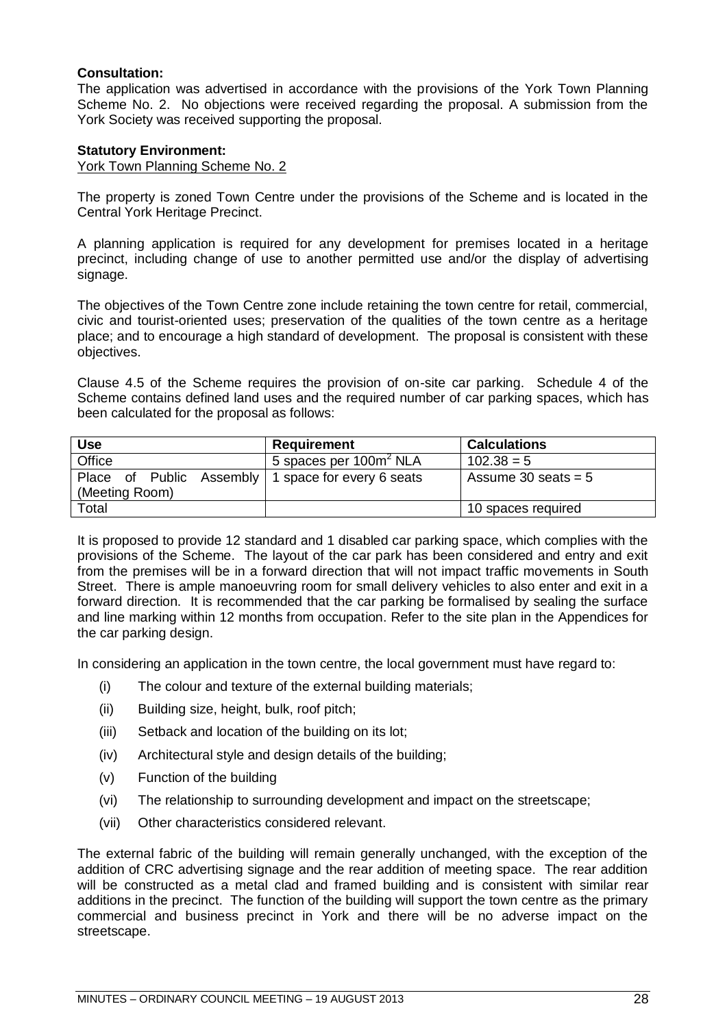**Consultation:**
The application was advertised in accordance with the provisions of the York Town Planning Scheme No. 2. No objections were received regarding the proposal. A submission from the York Society was received supporting the proposal.

**Statutory Environment:**
York Town Planning Scheme No. 2

The property is zoned Town Centre under the provisions of the Scheme and is located in the Central York Heritage Precinct.

A planning application is required for any development for premises located in a heritage precinct, including change of use to another permitted use and/or the display of advertising signage.

The objectives of the Town Centre zone include retaining the town centre for retail, commercial, civic and tourist-oriented uses; preservation of the qualities of the town centre as a heritage place; and to encourage a high standard of development. The proposal is consistent with these objectives.

Clause 4.5 of the Scheme requires the provision of on-site car parking. Schedule 4 of the Scheme contains defined land uses and the required number of car parking spaces, which has been calculated for the proposal as follows:

| Use | Requirement | Calculations |
|---|---|---|
| Office | 5 spaces per 100m$^2$ NLA | 102.38 = 5 |
| Place of Public Assembly (Meeting Room) | 1 space for every 6 seats | Assume 30 seats = 5 |
| Total | | 10 spaces required |

It is proposed to provide 12 standard and 1 disabled car parking space, which complies with the provisions of the Scheme. The layout of the car park has been considered and entry and exit from the premises will be in a forward direction that will not impact traffic movements in South Street. There is ample manoeuvring room for small delivery vehicles to also enter and exit in a forward direction. It is recommended that the car parking be formalised by sealing the surface and line marking within 12 months from occupation. Refer to the site plan in the Appendices for the car parking design.

In considering an application in the town centre, the local government must have regard to:

(i) The colour and texture of the external building materials;

(ii) Building size, height, bulk, roof pitch;

(iii) Setback and location of the building on its lot;

(iv) Architectural style and design details of the building;

(v) Function of the building

(vi) The relationship to surrounding development and impact on the streetscape;

(vii) Other characteristics considered relevant.

The external fabric of the building will remain generally unchanged, with the exception of the addition of CRC advertising signage and the rear addition of meeting space. The rear addition will be constructed as a metal clad and framed building and is consistent with similar rear additions in the precinct. The function of the building will support the town centre as the primary commercial and business precinct in York and there will be no adverse impact on the streetscape.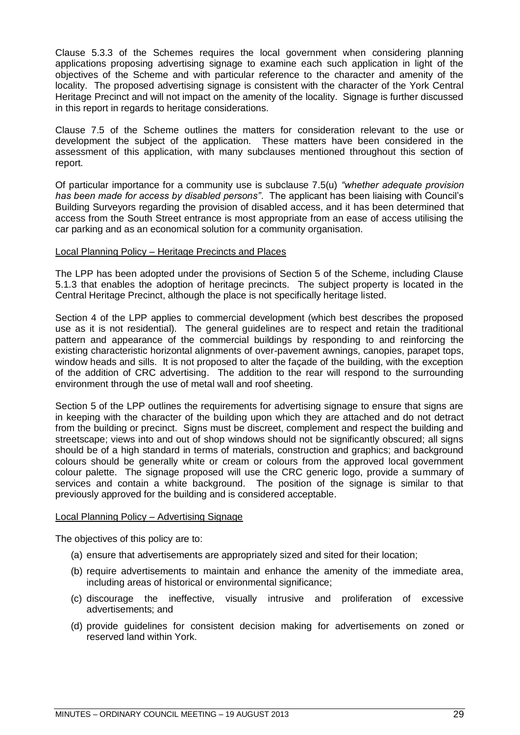Clause 5.3.3 of the Schemes requires the local government when considering planning applications proposing advertising signage to examine each such application in light of the objectives of the Scheme and with particular reference to the character and amenity of the locality. The proposed advertising signage is consistent with the character of the York Central Heritage Precinct and will not impact on the amenity of the locality. Signage is further discussed in this report in regards to heritage considerations.

Clause 7.5 of the Scheme outlines the matters for consideration relevant to the use or development the subject of the application. These matters have been considered in the assessment of this application, with many subclauses mentioned throughout this section of report.

Of particular importance for a community use is subclause 7.5(u) *"whether adequate provision has been made for access by disabled persons"*. The applicant has been liaising with Council's Building Surveyors regarding the provision of disabled access, and it has been determined that access from the South Street entrance is most appropriate from an ease of access utilising the car parking and as an economical solution for a community organisation.

Local Planning Policy – Heritage Precincts and Places

The LPP has been adopted under the provisions of Section 5 of the Scheme, including Clause 5.1.3 that enables the adoption of heritage precincts. The subject property is located in the Central Heritage Precinct, although the place is not specifically heritage listed.

Section 4 of the LPP applies to commercial development (which best describes the proposed use as it is not residential). The general guidelines are to respect and retain the traditional pattern and appearance of the commercial buildings by responding to and reinforcing the existing characteristic horizontal alignments of over-pavement awnings, canopies, parapet tops, window heads and sills. It is not proposed to alter the façade of the building, with the exception of the addition of CRC advertising. The addition to the rear will respond to the surrounding environment through the use of metal wall and roof sheeting.

Section 5 of the LPP outlines the requirements for advertising signage to ensure that signs are in keeping with the character of the building upon which they are attached and do not detract from the building or precinct. Signs must be discreet, complement and respect the building and streetscape; views into and out of shop windows should not be significantly obscured; all signs should be of a high standard in terms of materials, construction and graphics; and background colours should be generally white or cream or colours from the approved local government colour palette. The signage proposed will use the CRC generic logo, provide a summary of services and contain a white background. The position of the signage is similar to that previously approved for the building and is considered acceptable.

Local Planning Policy – Advertising Signage

The objectives of this policy are to:

(a) ensure that advertisements are appropriately sized and sited for their location;

(b) require advertisements to maintain and enhance the amenity of the immediate area, including areas of historical or environmental significance;

(c) discourage the ineffective, visually intrusive and proliferation of excessive advertisements; and

(d) provide guidelines for consistent decision making for advertisements on zoned or reserved land within York.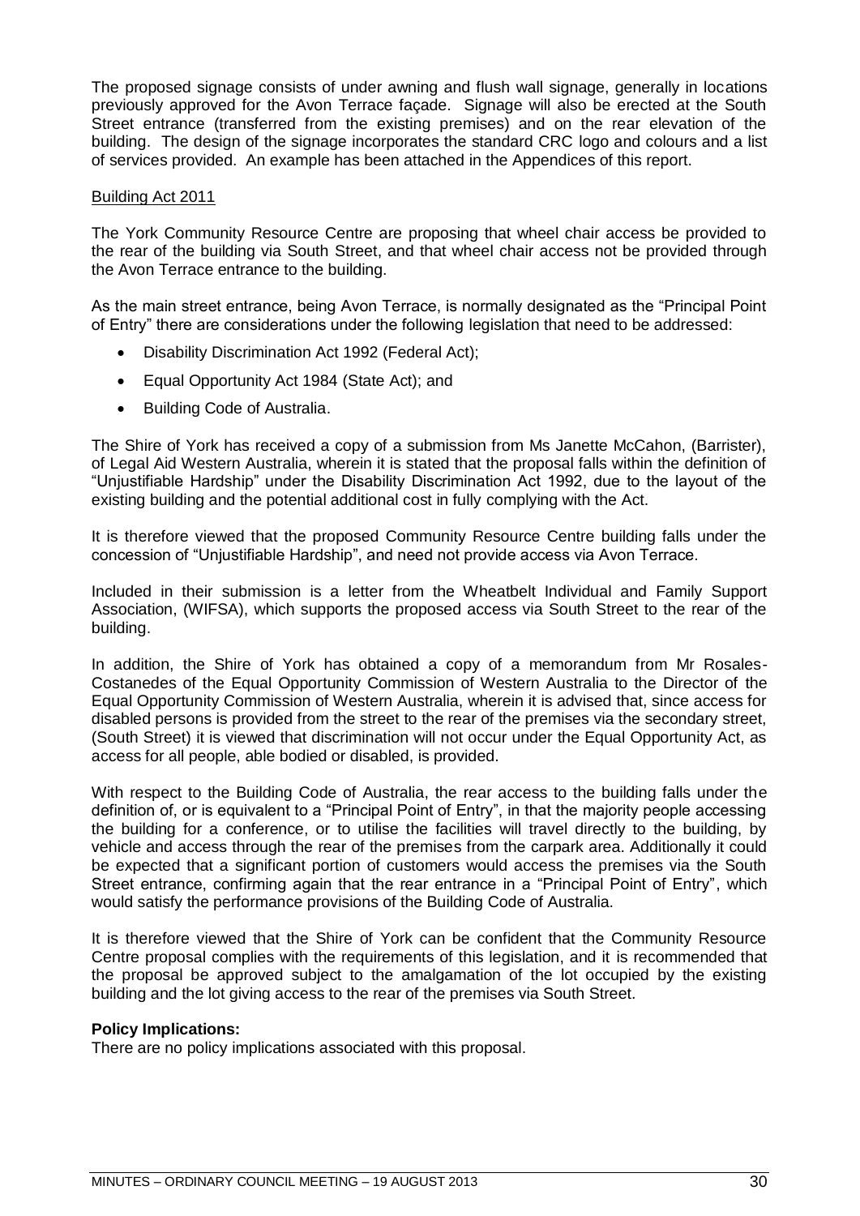The proposed signage consists of under awning and flush wall signage, generally in locations previously approved for the Avon Terrace façade. Signage will also be erected at the South Street entrance (transferred from the existing premises) and on the rear elevation of the building. The design of the signage incorporates the standard CRC logo and colours and a list of services provided. An example has been attached in the Appendices of this report.

Building Act 2011

The York Community Resource Centre are proposing that wheel chair access be provided to the rear of the building via South Street, and that wheel chair access not be provided through the Avon Terrace entrance to the building.

As the main street entrance, being Avon Terrace, is normally designated as the "Principal Point of Entry" there are considerations under the following legislation that need to be addressed:

- Disability Discrimination Act 1992 (Federal Act);
- Equal Opportunity Act 1984 (State Act); and
- Building Code of Australia.

The Shire of York has received a copy of a submission from Ms Janette McCahon, (Barrister), of Legal Aid Western Australia, wherein it is stated that the proposal falls within the definition of "Unjustifiable Hardship" under the Disability Discrimination Act 1992, due to the layout of the existing building and the potential additional cost in fully complying with the Act.

It is therefore viewed that the proposed Community Resource Centre building falls under the concession of "Unjustifiable Hardship", and need not provide access via Avon Terrace.

Included in their submission is a letter from the Wheatbelt Individual and Family Support Association, (WIFSA), which supports the proposed access via South Street to the rear of the building.

In addition, the Shire of York has obtained a copy of a memorandum from Mr Rosales-Costanedes of the Equal Opportunity Commission of Western Australia to the Director of the Equal Opportunity Commission of Western Australia, wherein it is advised that, since access for disabled persons is provided from the street to the rear of the premises via the secondary street, (South Street) it is viewed that discrimination will not occur under the Equal Opportunity Act, as access for all people, able bodied or disabled, is provided.

With respect to the Building Code of Australia, the rear access to the building falls under the definition of, or is equivalent to a "Principal Point of Entry", in that the majority people accessing the building for a conference, or to utilise the facilities will travel directly to the building, by vehicle and access through the rear of the premises from the carpark area. Additionally it could be expected that a significant portion of customers would access the premises via the South Street entrance, confirming again that the rear entrance in a "Principal Point of Entry", which would satisfy the performance provisions of the Building Code of Australia.

It is therefore viewed that the Shire of York can be confident that the Community Resource Centre proposal complies with the requirements of this legislation, and it is recommended that the proposal be approved subject to the amalgamation of the lot occupied by the existing building and the lot giving access to the rear of the premises via South Street.

**Policy Implications:**
There are no policy implications associated with this proposal.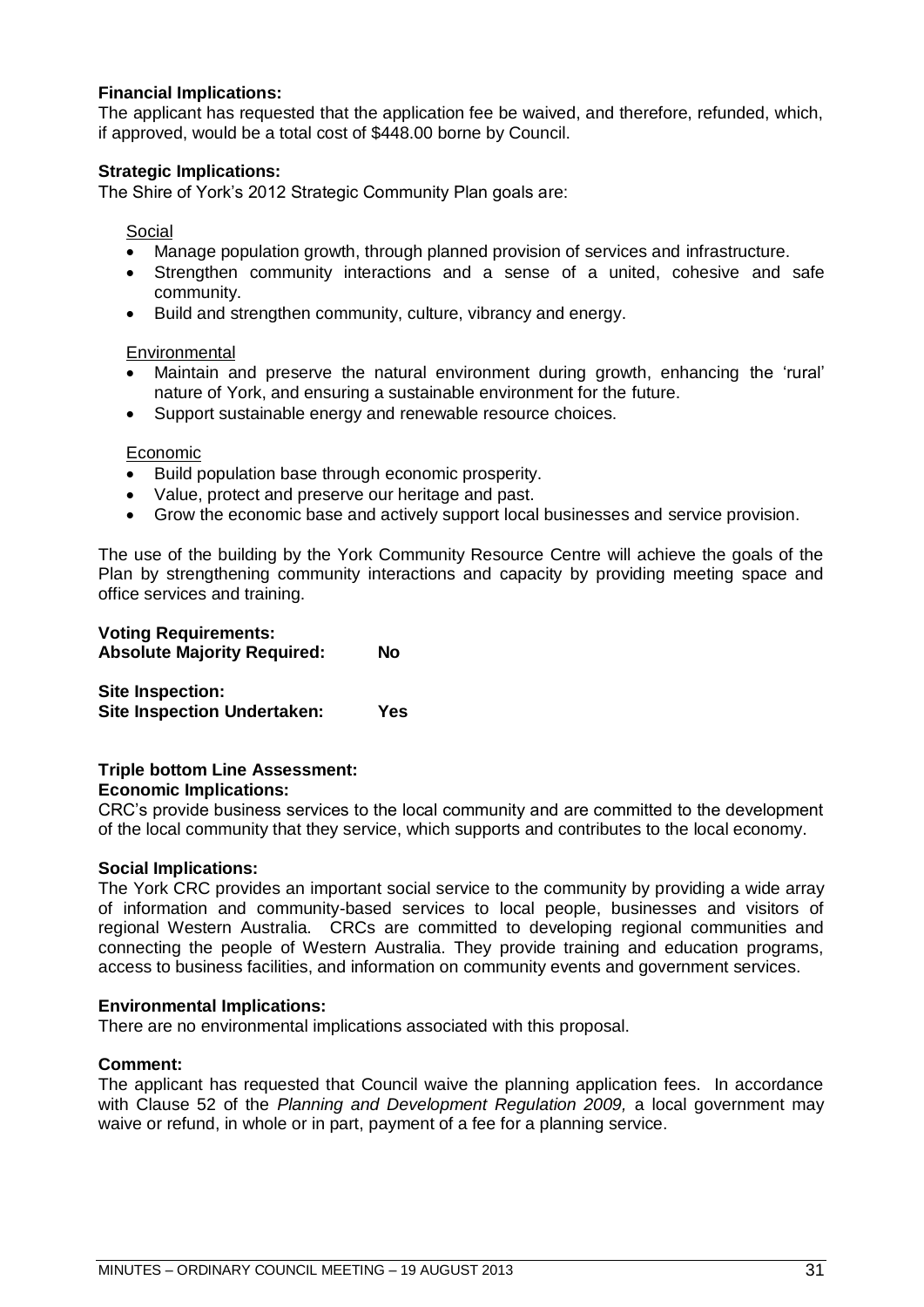**Financial Implications:**
The applicant has requested that the application fee be waived, and therefore, refunded, which, if approved, would be a total cost of $448.00 borne by Council.

**Strategic Implications:**
The Shire of York's 2012 Strategic Community Plan goals are:

Social

- Manage population growth, through planned provision of services and infrastructure.
- Strengthen community interactions and a sense of a united, cohesive and safe community.
- Build and strengthen community, culture, vibrancy and energy.

Environmental

- Maintain and preserve the natural environment during growth, enhancing the 'rural' nature of York, and ensuring a sustainable environment for the future.
- Support sustainable energy and renewable resource choices.

Economic

- Build population base through economic prosperity.
- Value, protect and preserve our heritage and past.
- Grow the economic base and actively support local businesses and service provision.

The use of the building by the York Community Resource Centre will achieve the goals of the Plan by strengthening community interactions and capacity by providing meeting space and office services and training.

**Voting Requirements:**
**Absolute Majority Required: No**

**Site Inspection:**
**Site Inspection Undertaken: Yes**

**Triple bottom Line Assessment:**
**Economic Implications:**
CRC's provide business services to the local community and are committed to the development of the local community that they service, which supports and contributes to the local economy.

**Social Implications:**
The York CRC provides an important social service to the community by providing a wide array of information and community-based services to local people, businesses and visitors of regional Western Australia. CRCs are committed to developing regional communities and connecting the people of Western Australia. They provide training and education programs, access to business facilities, and information on community events and government services.

**Environmental Implications:**
There are no environmental implications associated with this proposal.

**Comment:**
The applicant has requested that Council waive the planning application fees. In accordance with Clause 52 of the *Planning and Development Regulation 2009,* a local government may waive or refund, in whole or in part, payment of a fee for a planning service.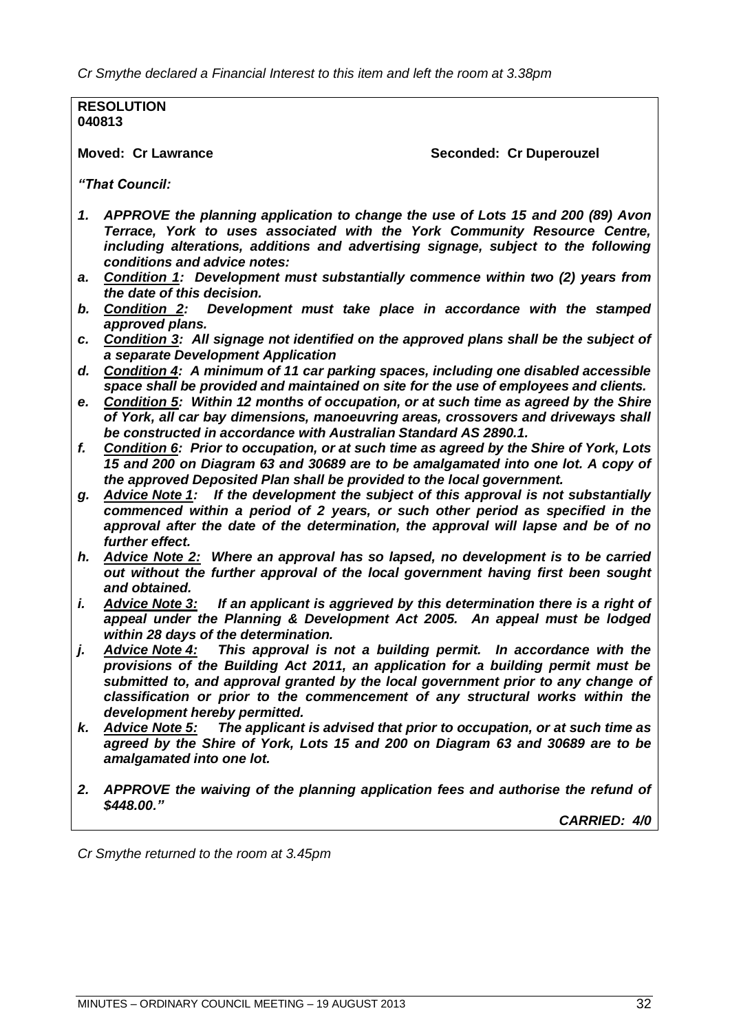*Cr Smythe declared a Financial Interest to this item and left the room at 3.38pm*

**RESOLUTION**
**040813**

**Moved: Cr Lawrance** **Seconded: Cr Duperouzel**

***"That Council:***

***1. APPROVE the planning application to change the use of Lots 15 and 200 (89) Avon Terrace, York to uses associated with the York Community Resource Centre, including alterations, additions and advertising signage, subject to the following conditions and advice notes:***

***a. Condition 1: Development must substantially commence within two (2) years from the date of this decision.***

***b. Condition 2: Development must take place in accordance with the stamped approved plans.***

***c. Condition 3: All signage not identified on the approved plans shall be the subject of a separate Development Application***

***d. Condition 4: A minimum of 11 car parking spaces, including one disabled accessible space shall be provided and maintained on site for the use of employees and clients.***

***e. Condition 5: Within 12 months of occupation, or at such time as agreed by the Shire of York, all car bay dimensions, manoeuvring areas, crossovers and driveways shall be constructed in accordance with Australian Standard AS 2890.1.***

***f. Condition 6: Prior to occupation, or at such time as agreed by the Shire of York, Lots 15 and 200 on Diagram 63 and 30689 are to be amalgamated into one lot. A copy of the approved Deposited Plan shall be provided to the local government.***

***g. Advice Note 1: If the development the subject of this approval is not substantially commenced within a period of 2 years, or such other period as specified in the approval after the date of the determination, the approval will lapse and be of no further effect.***

***h. Advice Note 2: Where an approval has so lapsed, no development is to be carried out without the further approval of the local government having first been sought and obtained.***

***i. Advice Note 3: If an applicant is aggrieved by this determination there is a right of appeal under the Planning & Development Act 2005. An appeal must be lodged within 28 days of the determination.***

***j. Advice Note 4: This approval is not a building permit. In accordance with the provisions of the Building Act 2011, an application for a building permit must be submitted to, and approval granted by the local government prior to any change of classification or prior to the commencement of any structural works within the development hereby permitted.***

***k. Advice Note 5: The applicant is advised that prior to occupation, or at such time as agreed by the Shire of York, Lots 15 and 200 on Diagram 63 and 30689 are to be amalgamated into one lot.***

***2. APPROVE the waiving of the planning application fees and authorise the refund of $448.00."***

***CARRIED: 4/0***

*Cr Smythe returned to the room at 3.45pm*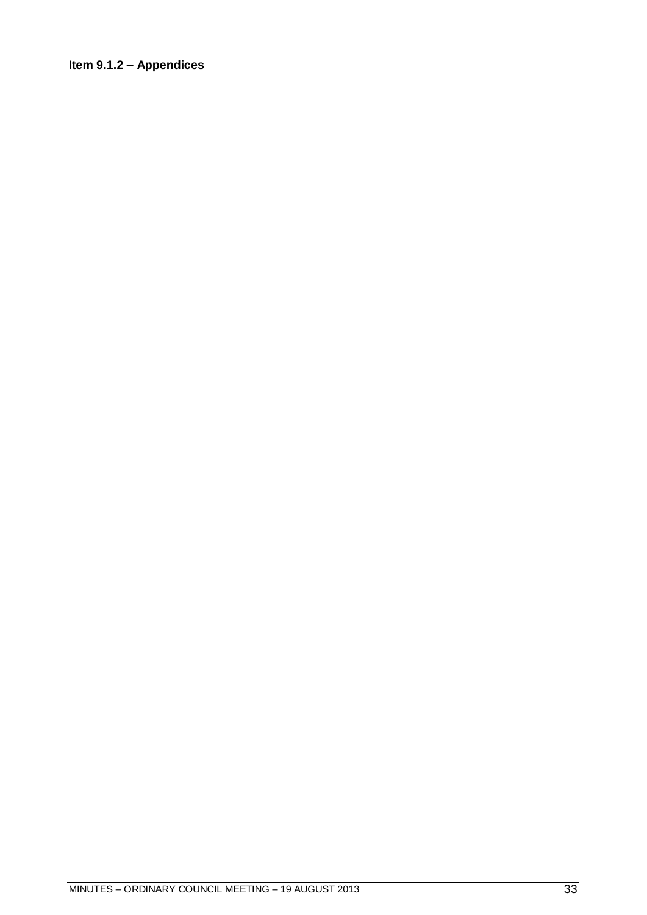**Item 9.1.2 – Appendices**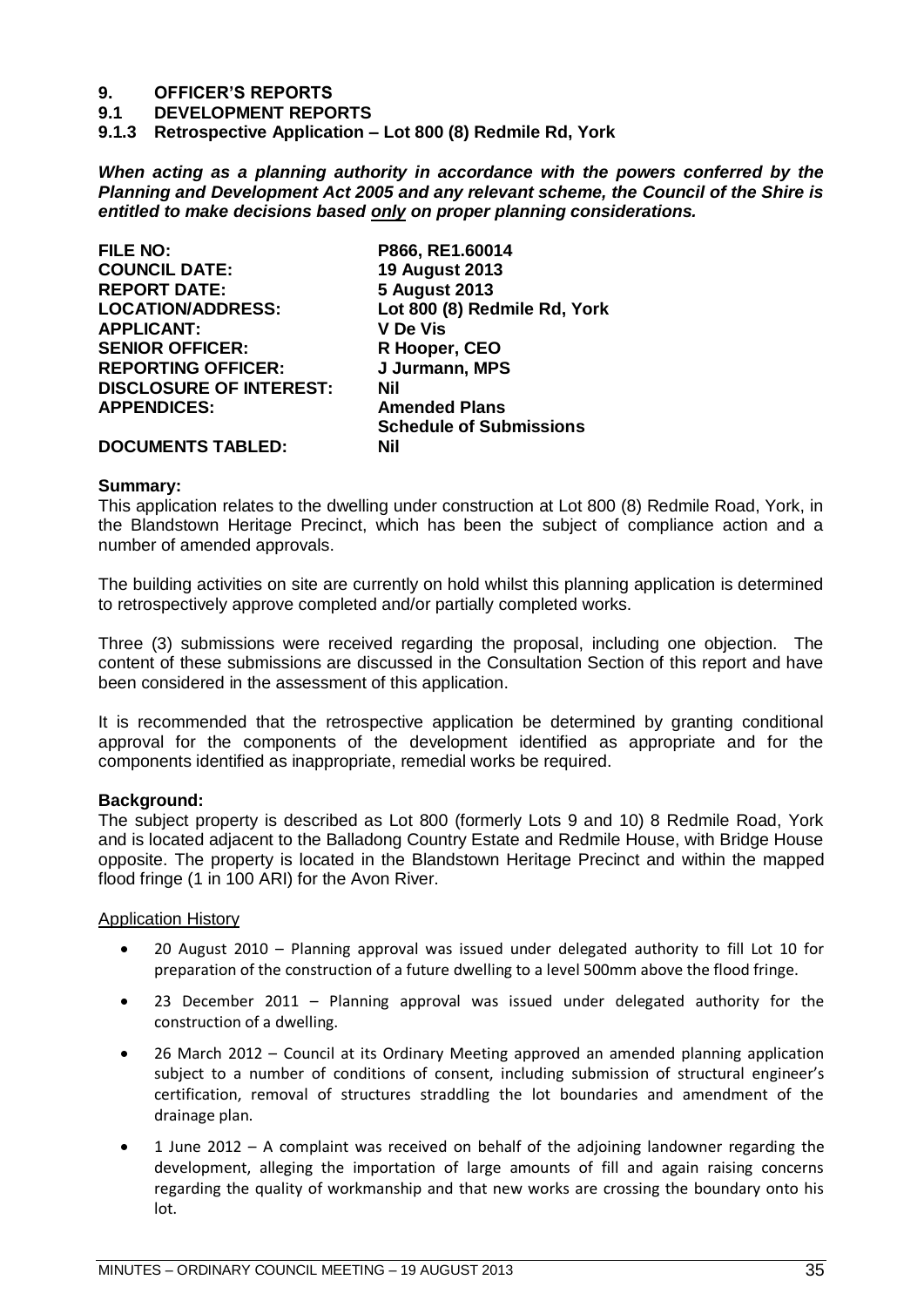# 9. OFFICER'S REPORTS

## 9.1 DEVELOPMENT REPORTS

### 9.1.3 Retrospective Application – Lot 800 (8) Redmile Rd, York

***When acting as a planning authority in accordance with the powers conferred by the Planning and Development Act 2005 and any relevant scheme, the Council of the Shire is entitled to make decisions based only on proper planning considerations.***

| | |
|---|---|
| **FILE NO:** | **P866, RE1.60014** |
| **COUNCIL DATE:** | **19 August 2013** |
| **REPORT DATE:** | **5 August 2013** |
| **LOCATION/ADDRESS:** | **Lot 800 (8) Redmile Rd, York** |
| **APPLICANT:** | **V De Vis** |
| **SENIOR OFFICER:** | **R Hooper, CEO** |
| **REPORTING OFFICER:** | **J Jurmann, MPS** |
| **DISCLOSURE OF INTEREST:** | **Nil** |
| **APPENDICES:** | **Amended Plans**<br>**Schedule of Submissions** |
| **DOCUMENTS TABLED:** | **Nil** |

**Summary:**

This application relates to the dwelling under construction at Lot 800 (8) Redmile Road, York, in the Blandstown Heritage Precinct, which has been the subject of compliance action and a number of amended approvals.

The building activities on site are currently on hold whilst this planning application is determined to retrospectively approve completed and/or partially completed works.

Three (3) submissions were received regarding the proposal, including one objection. The content of these submissions are discussed in the Consultation Section of this report and have been considered in the assessment of this application.

It is recommended that the retrospective application be determined by granting conditional approval for the components of the development identified as appropriate and for the components identified as inappropriate, remedial works be required.

**Background:**

The subject property is described as Lot 800 (formerly Lots 9 and 10) 8 Redmile Road, York and is located adjacent to the Balladong Country Estate and Redmile House, with Bridge House opposite. The property is located in the Blandstown Heritage Precinct and within the mapped flood fringe (1 in 100 ARI) for the Avon River.

Application History

- 20 August 2010 – Planning approval was issued under delegated authority to fill Lot 10 for preparation of the construction of a future dwelling to a level 500mm above the flood fringe.
- 23 December 2011 – Planning approval was issued under delegated authority for the construction of a dwelling.
- 26 March 2012 – Council at its Ordinary Meeting approved an amended planning application subject to a number of conditions of consent, including submission of structural engineer's certification, removal of structures straddling the lot boundaries and amendment of the drainage plan.
- 1 June 2012 – A complaint was received on behalf of the adjoining landowner regarding the development, alleging the importation of large amounts of fill and again raising concerns regarding the quality of workmanship and that new works are crossing the boundary onto his lot.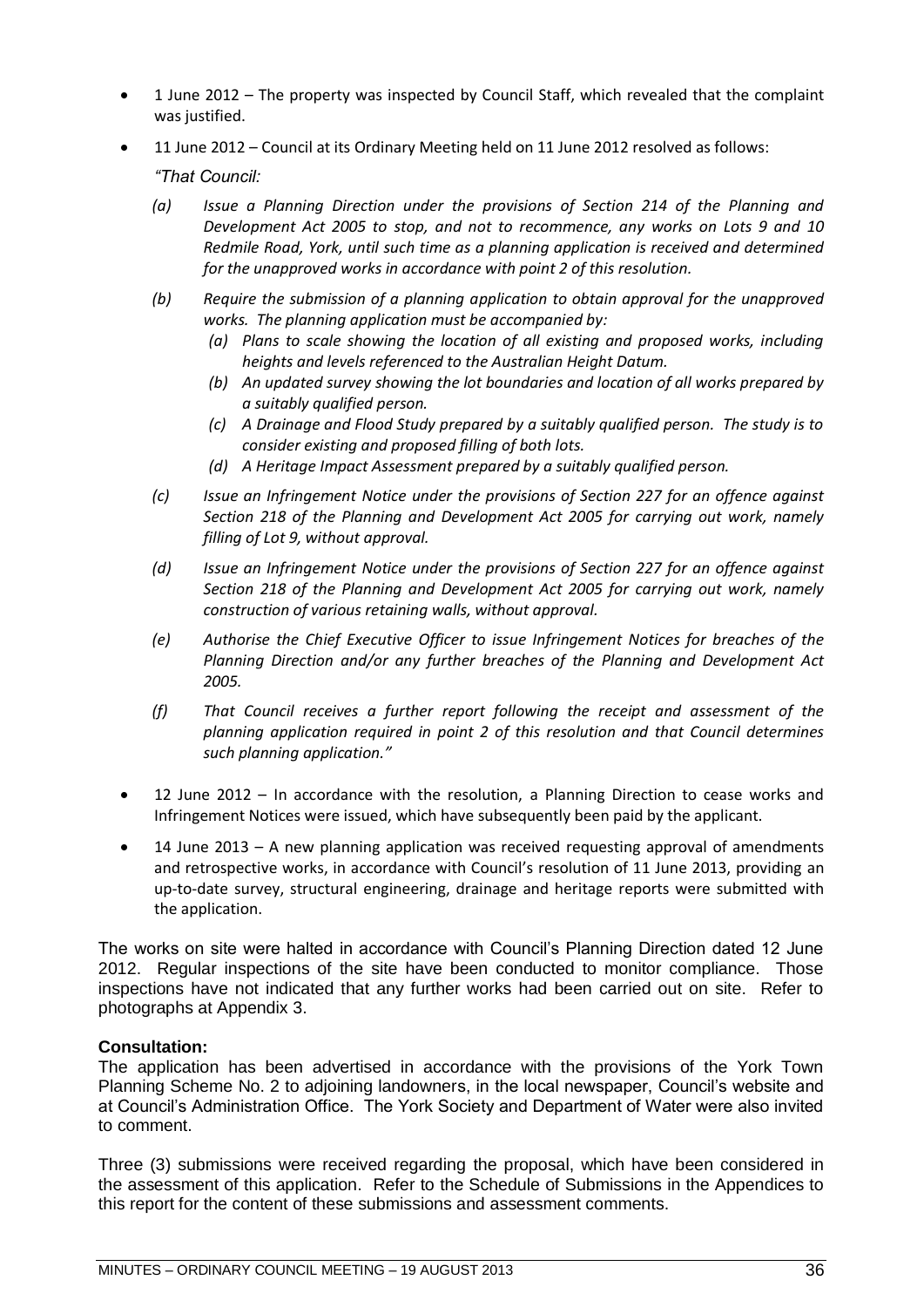- 1 June 2012 – The property was inspected by Council Staff, which revealed that the complaint was justified.
- 11 June 2012 – Council at its Ordinary Meeting held on 11 June 2012 resolved as follows:

  *"That Council:*

  *(a) Issue a Planning Direction under the provisions of Section 214 of the Planning and Development Act 2005 to stop, and not to recommence, any works on Lots 9 and 10 Redmile Road, York, until such time as a planning application is received and determined for the unapproved works in accordance with point 2 of this resolution.*

  *(b) Require the submission of a planning application to obtain approval for the unapproved works. The planning application must be accompanied by:*
  - *(a) Plans to scale showing the location of all existing and proposed works, including heights and levels referenced to the Australian Height Datum.*
  - *(b) An updated survey showing the lot boundaries and location of all works prepared by a suitably qualified person.*
  - *(c) A Drainage and Flood Study prepared by a suitably qualified person. The study is to consider existing and proposed filling of both lots.*
  - *(d) A Heritage Impact Assessment prepared by a suitably qualified person.*

  *(c) Issue an Infringement Notice under the provisions of Section 227 for an offence against Section 218 of the Planning and Development Act 2005 for carrying out work, namely filling of Lot 9, without approval.*

  *(d) Issue an Infringement Notice under the provisions of Section 227 for an offence against Section 218 of the Planning and Development Act 2005 for carrying out work, namely construction of various retaining walls, without approval.*

  *(e) Authorise the Chief Executive Officer to issue Infringement Notices for breaches of the Planning Direction and/or any further breaches of the Planning and Development Act 2005.*

  *(f) That Council receives a further report following the receipt and assessment of the planning application required in point 2 of this resolution and that Council determines such planning application."*

- 12 June 2012 – In accordance with the resolution, a Planning Direction to cease works and Infringement Notices were issued, which have subsequently been paid by the applicant.
- 14 June 2013 – A new planning application was received requesting approval of amendments and retrospective works, in accordance with Council's resolution of 11 June 2013, providing an up-to-date survey, structural engineering, drainage and heritage reports were submitted with the application.

The works on site were halted in accordance with Council's Planning Direction dated 12 June 2012. Regular inspections of the site have been conducted to monitor compliance. Those inspections have not indicated that any further works had been carried out on site. Refer to photographs at Appendix 3.

**Consultation:**

The application has been advertised in accordance with the provisions of the York Town Planning Scheme No. 2 to adjoining landowners, in the local newspaper, Council's website and at Council's Administration Office. The York Society and Department of Water were also invited to comment.

Three (3) submissions were received regarding the proposal, which have been considered in the assessment of this application. Refer to the Schedule of Submissions in the Appendices to this report for the content of these submissions and assessment comments.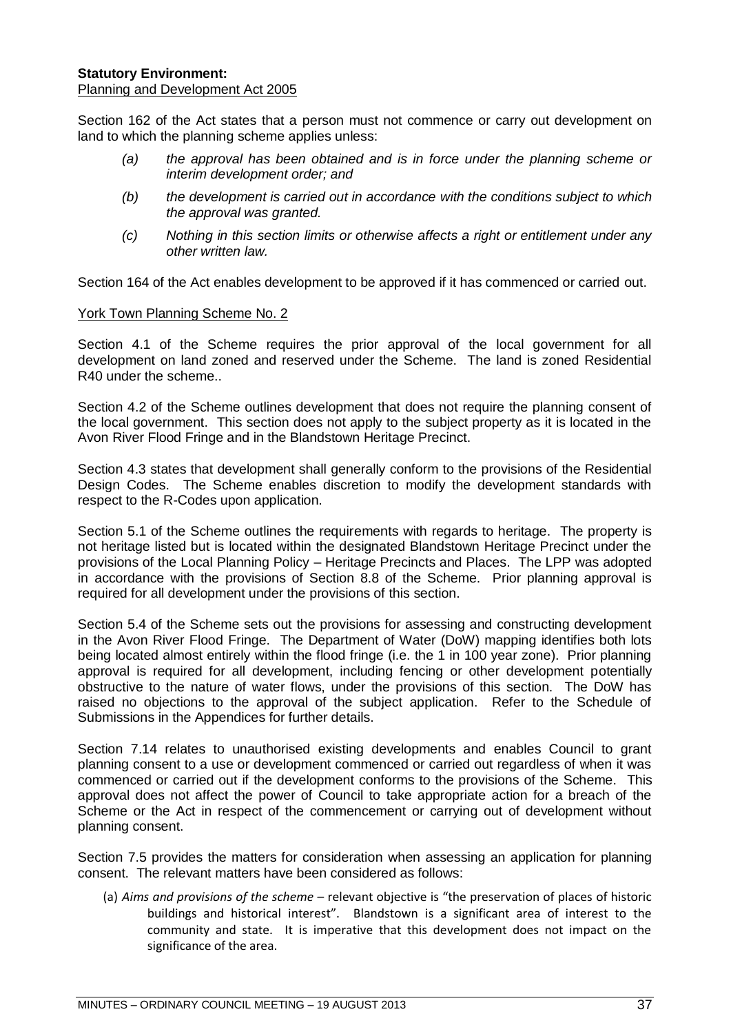**Statutory Environment:**

Planning and Development Act 2005

Section 162 of the Act states that a person must not commence or carry out development on land to which the planning scheme applies unless:

*(a) the approval has been obtained and is in force under the planning scheme or interim development order; and*

*(b) the development is carried out in accordance with the conditions subject to which the approval was granted.*

*(c) Nothing in this section limits or otherwise affects a right or entitlement under any other written law.*

Section 164 of the Act enables development to be approved if it has commenced or carried out.

York Town Planning Scheme No. 2

Section 4.1 of the Scheme requires the prior approval of the local government for all development on land zoned and reserved under the Scheme. The land is zoned Residential R40 under the scheme..

Section 4.2 of the Scheme outlines development that does not require the planning consent of the local government. This section does not apply to the subject property as it is located in the Avon River Flood Fringe and in the Blandstown Heritage Precinct.

Section 4.3 states that development shall generally conform to the provisions of the Residential Design Codes. The Scheme enables discretion to modify the development standards with respect to the R-Codes upon application.

Section 5.1 of the Scheme outlines the requirements with regards to heritage. The property is not heritage listed but is located within the designated Blandstown Heritage Precinct under the provisions of the Local Planning Policy – Heritage Precincts and Places. The LPP was adopted in accordance with the provisions of Section 8.8 of the Scheme. Prior planning approval is required for all development under the provisions of this section.

Section 5.4 of the Scheme sets out the provisions for assessing and constructing development in the Avon River Flood Fringe. The Department of Water (DoW) mapping identifies both lots being located almost entirely within the flood fringe (i.e. the 1 in 100 year zone). Prior planning approval is required for all development, including fencing or other development potentially obstructive to the nature of water flows, under the provisions of this section. The DoW has raised no objections to the approval of the subject application. Refer to the Schedule of Submissions in the Appendices for further details.

Section 7.14 relates to unauthorised existing developments and enables Council to grant planning consent to a use or development commenced or carried out regardless of when it was commenced or carried out if the development conforms to the provisions of the Scheme. This approval does not affect the power of Council to take appropriate action for a breach of the Scheme or the Act in respect of the commencement or carrying out of development without planning consent.

Section 7.5 provides the matters for consideration when assessing an application for planning consent. The relevant matters have been considered as follows:

(a) *Aims and provisions of the scheme* – relevant objective is "the preservation of places of historic buildings and historical interest". Blandstown is a significant area of interest to the community and state. It is imperative that this development does not impact on the significance of the area.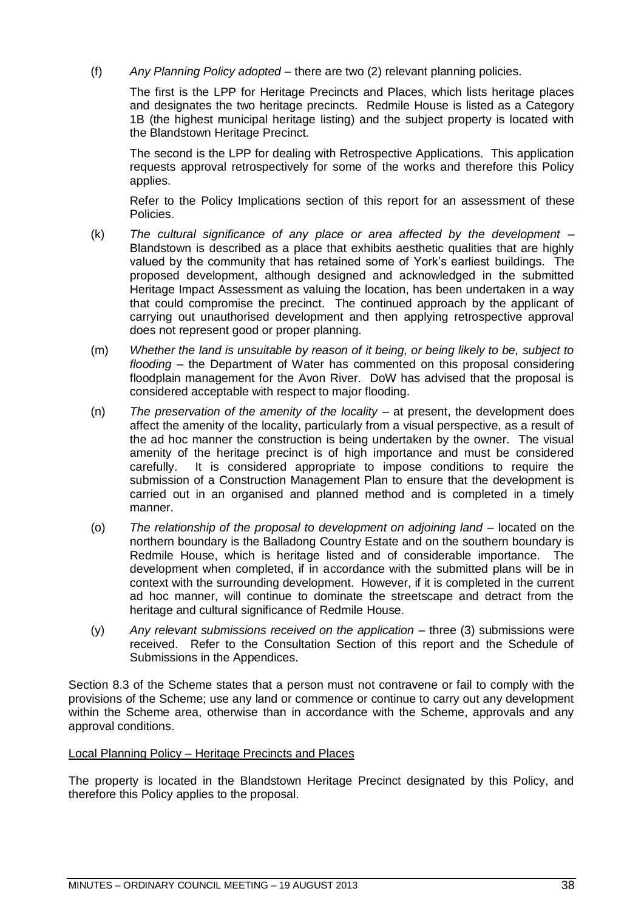(f) *Any Planning Policy adopted* – there are two (2) relevant planning policies.

The first is the LPP for Heritage Precincts and Places, which lists heritage places and designates the two heritage precincts. Redmile House is listed as a Category 1B (the highest municipal heritage listing) and the subject property is located with the Blandstown Heritage Precinct.

The second is the LPP for dealing with Retrospective Applications. This application requests approval retrospectively for some of the works and therefore this Policy applies.

Refer to the Policy Implications section of this report for an assessment of these Policies.

(k) *The cultural significance of any place or area affected by the development* – Blandstown is described as a place that exhibits aesthetic qualities that are highly valued by the community that has retained some of York's earliest buildings. The proposed development, although designed and acknowledged in the submitted Heritage Impact Assessment as valuing the location, has been undertaken in a way that could compromise the precinct. The continued approach by the applicant of carrying out unauthorised development and then applying retrospective approval does not represent good or proper planning.

(m) *Whether the land is unsuitable by reason of it being, or being likely to be, subject to flooding* – the Department of Water has commented on this proposal considering floodplain management for the Avon River. DoW has advised that the proposal is considered acceptable with respect to major flooding.

(n) *The preservation of the amenity of the locality* – at present, the development does affect the amenity of the locality, particularly from a visual perspective, as a result of the ad hoc manner the construction is being undertaken by the owner. The visual amenity of the heritage precinct is of high importance and must be considered carefully. It is considered appropriate to impose conditions to require the submission of a Construction Management Plan to ensure that the development is carried out in an organised and planned method and is completed in a timely manner.

(o) *The relationship of the proposal to development on adjoining land* – located on the northern boundary is the Balladong Country Estate and on the southern boundary is Redmile House, which is heritage listed and of considerable importance. The development when completed, if in accordance with the submitted plans will be in context with the surrounding development. However, if it is completed in the current ad hoc manner, will continue to dominate the streetscape and detract from the heritage and cultural significance of Redmile House.

(y) *Any relevant submissions received on the application* – three (3) submissions were received. Refer to the Consultation Section of this report and the Schedule of Submissions in the Appendices.

Section 8.3 of the Scheme states that a person must not contravene or fail to comply with the provisions of the Scheme; use any land or commence or continue to carry out any development within the Scheme area, otherwise than in accordance with the Scheme, approvals and any approval conditions.

Local Planning Policy – Heritage Precincts and Places

The property is located in the Blandstown Heritage Precinct designated by this Policy, and therefore this Policy applies to the proposal.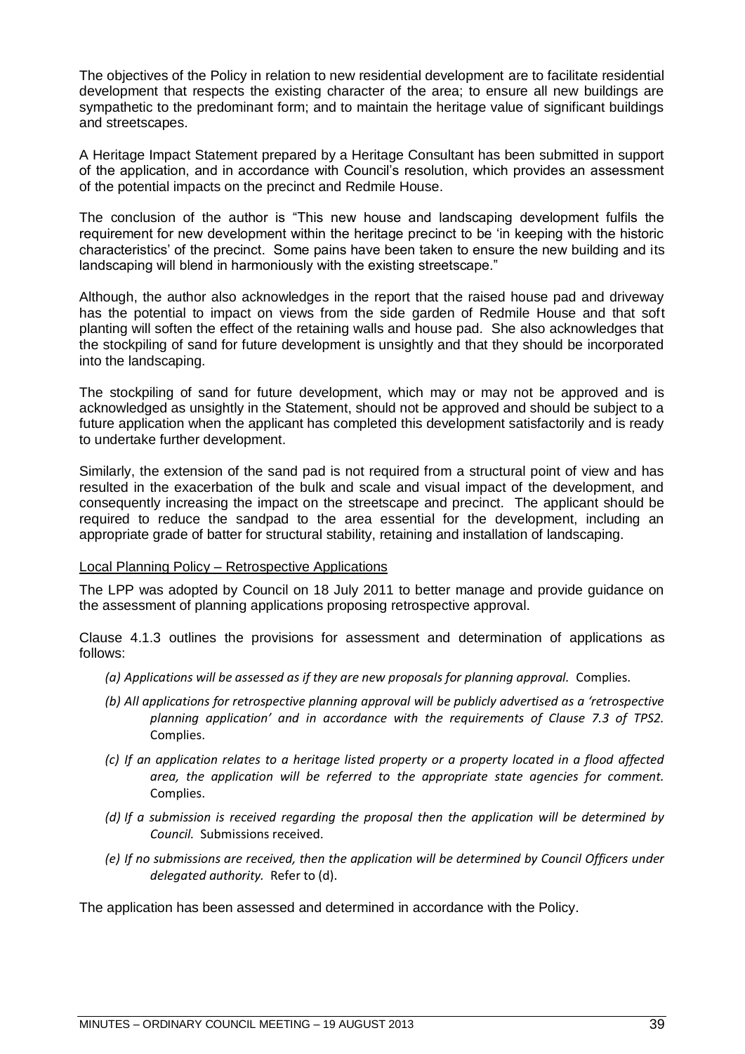The objectives of the Policy in relation to new residential development are to facilitate residential development that respects the existing character of the area; to ensure all new buildings are sympathetic to the predominant form; and to maintain the heritage value of significant buildings and streetscapes.

A Heritage Impact Statement prepared by a Heritage Consultant has been submitted in support of the application, and in accordance with Council's resolution, which provides an assessment of the potential impacts on the precinct and Redmile House.

The conclusion of the author is "This new house and landscaping development fulfils the requirement for new development within the heritage precinct to be 'in keeping with the historic characteristics' of the precinct. Some pains have been taken to ensure the new building and its landscaping will blend in harmoniously with the existing streetscape."

Although, the author also acknowledges in the report that the raised house pad and driveway has the potential to impact on views from the side garden of Redmile House and that soft planting will soften the effect of the retaining walls and house pad. She also acknowledges that the stockpiling of sand for future development is unsightly and that they should be incorporated into the landscaping.

The stockpiling of sand for future development, which may or may not be approved and is acknowledged as unsightly in the Statement, should not be approved and should be subject to a future application when the applicant has completed this development satisfactorily and is ready to undertake further development.

Similarly, the extension of the sand pad is not required from a structural point of view and has resulted in the exacerbation of the bulk and scale and visual impact of the development, and consequently increasing the impact on the streetscape and precinct. The applicant should be required to reduce the sandpad to the area essential for the development, including an appropriate grade of batter for structural stability, retaining and installation of landscaping.

Local Planning Policy – Retrospective Applications

The LPP was adopted by Council on 18 July 2011 to better manage and provide guidance on the assessment of planning applications proposing retrospective approval.

Clause 4.1.3 outlines the provisions for assessment and determination of applications as follows:

- *(a) Applications will be assessed as if they are new proposals for planning approval.* Complies.
- *(b) All applications for retrospective planning approval will be publicly advertised as a 'retrospective planning application' and in accordance with the requirements of Clause 7.3 of TPS2.* Complies.
- *(c) If an application relates to a heritage listed property or a property located in a flood affected area, the application will be referred to the appropriate state agencies for comment.* Complies.
- *(d) If a submission is received regarding the proposal then the application will be determined by Council.* Submissions received.
- *(e) If no submissions are received, then the application will be determined by Council Officers under delegated authority.* Refer to (d).

The application has been assessed and determined in accordance with the Policy.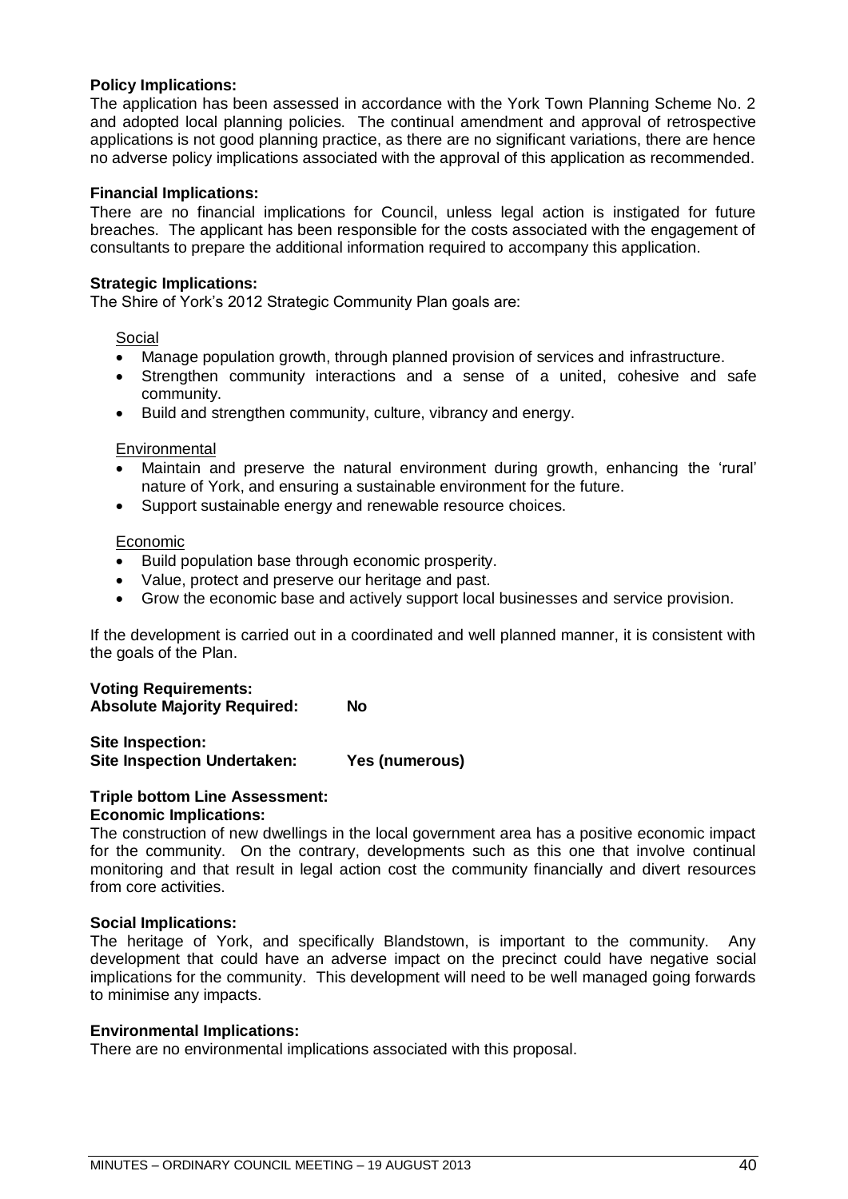**Policy Implications:**
The application has been assessed in accordance with the York Town Planning Scheme No. 2 and adopted local planning policies. The continual amendment and approval of retrospective applications is not good planning practice, as there are no significant variations, there are hence no adverse policy implications associated with the approval of this application as recommended.

**Financial Implications:**
There are no financial implications for Council, unless legal action is instigated for future breaches. The applicant has been responsible for the costs associated with the engagement of consultants to prepare the additional information required to accompany this application.

**Strategic Implications:**
The Shire of York's 2012 Strategic Community Plan goals are:

Social

- Manage population growth, through planned provision of services and infrastructure.
- Strengthen community interactions and a sense of a united, cohesive and safe community.
- Build and strengthen community, culture, vibrancy and energy.

Environmental

- Maintain and preserve the natural environment during growth, enhancing the 'rural' nature of York, and ensuring a sustainable environment for the future.
- Support sustainable energy and renewable resource choices.

Economic

- Build population base through economic prosperity.
- Value, protect and preserve our heritage and past.
- Grow the economic base and actively support local businesses and service provision.

If the development is carried out in a coordinated and well planned manner, it is consistent with the goals of the Plan.

**Voting Requirements:**
**Absolute Majority Required: No**

**Site Inspection:**
**Site Inspection Undertaken: Yes (numerous)**

**Triple bottom Line Assessment:**
**Economic Implications:**
The construction of new dwellings in the local government area has a positive economic impact for the community. On the contrary, developments such as this one that involve continual monitoring and that result in legal action cost the community financially and divert resources from core activities.

**Social Implications:**
The heritage of York, and specifically Blandstown, is important to the community. Any development that could have an adverse impact on the precinct could have negative social implications for the community. This development will need to be well managed going forwards to minimise any impacts.

**Environmental Implications:**
There are no environmental implications associated with this proposal.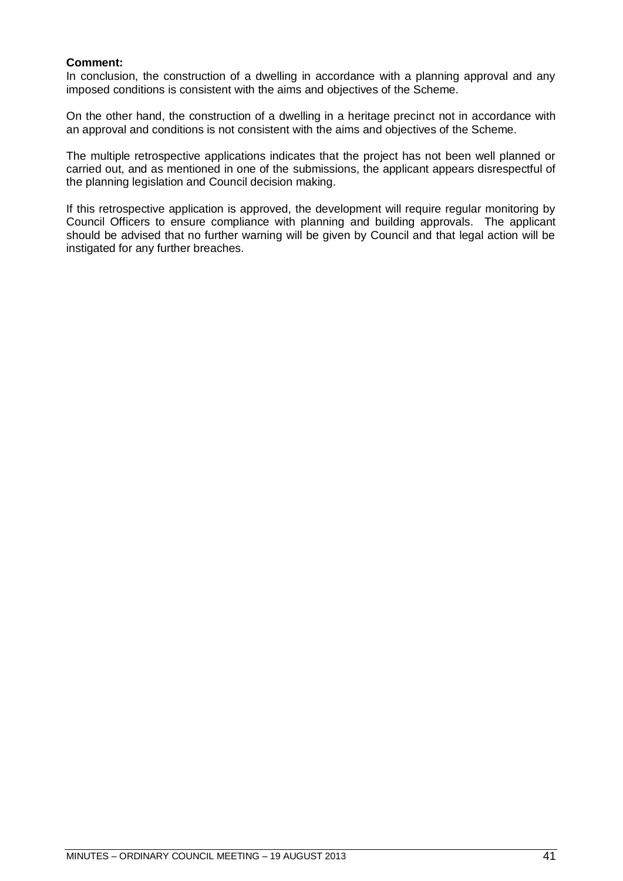**Comment:**
In conclusion, the construction of a dwelling in accordance with a planning approval and any imposed conditions is consistent with the aims and objectives of the Scheme.

On the other hand, the construction of a dwelling in a heritage precinct not in accordance with an approval and conditions is not consistent with the aims and objectives of the Scheme.

The multiple retrospective applications indicates that the project has not been well planned or carried out, and as mentioned in one of the submissions, the applicant appears disrespectful of the planning legislation and Council decision making.

If this retrospective application is approved, the development will require regular monitoring by Council Officers to ensure compliance with planning and building approvals. The applicant should be advised that no further warning will be given by Council and that legal action will be instigated for any further breaches.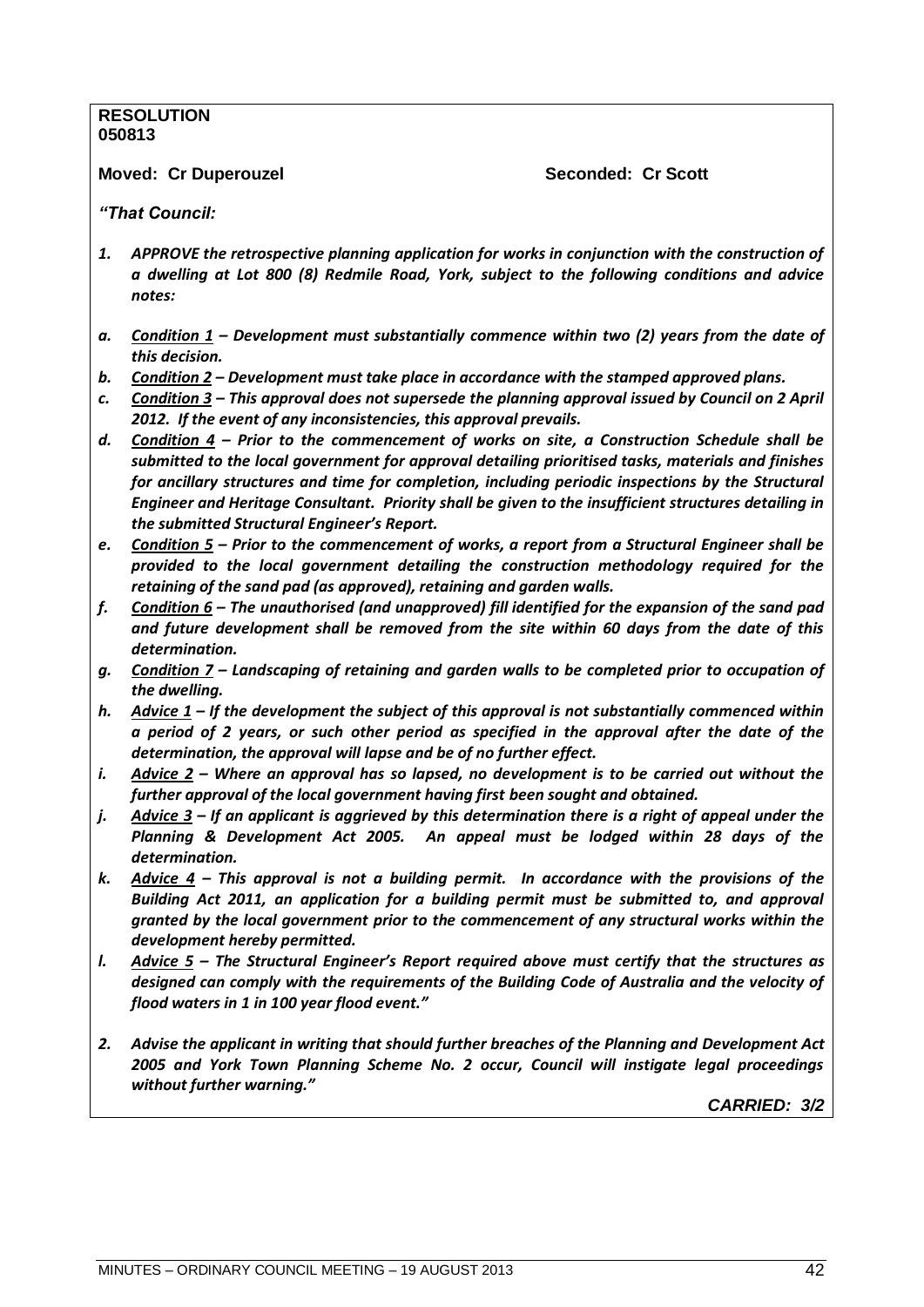**RESOLUTION**
**050813**

**Moved: Cr Duperouzel** **Seconded: Cr Scott**

*"That Council:*

1. ***APPROVE the retrospective planning application for works in conjunction with the construction of a dwelling at Lot 800 (8) Redmile Road, York, subject to the following conditions and advice notes:***

*a.* ***Condition 1 – Development must substantially commence within two (2) years from the date of this decision.***
*b.* ***Condition 2 – Development must take place in accordance with the stamped approved plans.***
*c.* ***Condition 3 – This approval does not supersede the planning approval issued by Council on 2 April 2012. If the event of any inconsistencies, this approval prevails.***
*d.* ***Condition 4 – Prior to the commencement of works on site, a Construction Schedule shall be submitted to the local government for approval detailing prioritised tasks, materials and finishes for ancillary structures and time for completion, including periodic inspections by the Structural Engineer and Heritage Consultant. Priority shall be given to the insufficient structures detailing in the submitted Structural Engineer's Report.***
*e.* ***Condition 5 – Prior to the commencement of works, a report from a Structural Engineer shall be provided to the local government detailing the construction methodology required for the retaining of the sand pad (as approved), retaining and garden walls.***
*f.* ***Condition 6 – The unauthorised (and unapproved) fill identified for the expansion of the sand pad and future development shall be removed from the site within 60 days from the date of this determination.***
*g.* ***Condition 7 – Landscaping of retaining and garden walls to be completed prior to occupation of the dwelling.***
*h.* ***Advice 1 – If the development the subject of this approval is not substantially commenced within a period of 2 years, or such other period as specified in the approval after the date of the determination, the approval will lapse and be of no further effect.***
*i.* ***Advice 2 – Where an approval has so lapsed, no development is to be carried out without the further approval of the local government having first been sought and obtained.***
*j.* ***Advice 3 – If an applicant is aggrieved by this determination there is a right of appeal under the Planning & Development Act 2005. An appeal must be lodged within 28 days of the determination.***
*k.* ***Advice 4 – This approval is not a building permit. In accordance with the provisions of the Building Act 2011, an application for a building permit must be submitted to, and approval granted by the local government prior to the commencement of any structural works within the development hereby permitted.***
*l.* ***Advice 5 – The Structural Engineer's Report required above must certify that the structures as designed can comply with the requirements of the Building Code of Australia and the velocity of flood waters in 1 in 100 year flood event."***

2. ***Advise the applicant in writing that should further breaches of the Planning and Development Act 2005 and York Town Planning Scheme No. 2 occur, Council will instigate legal proceedings without further warning."***

***CARRIED: 3/2***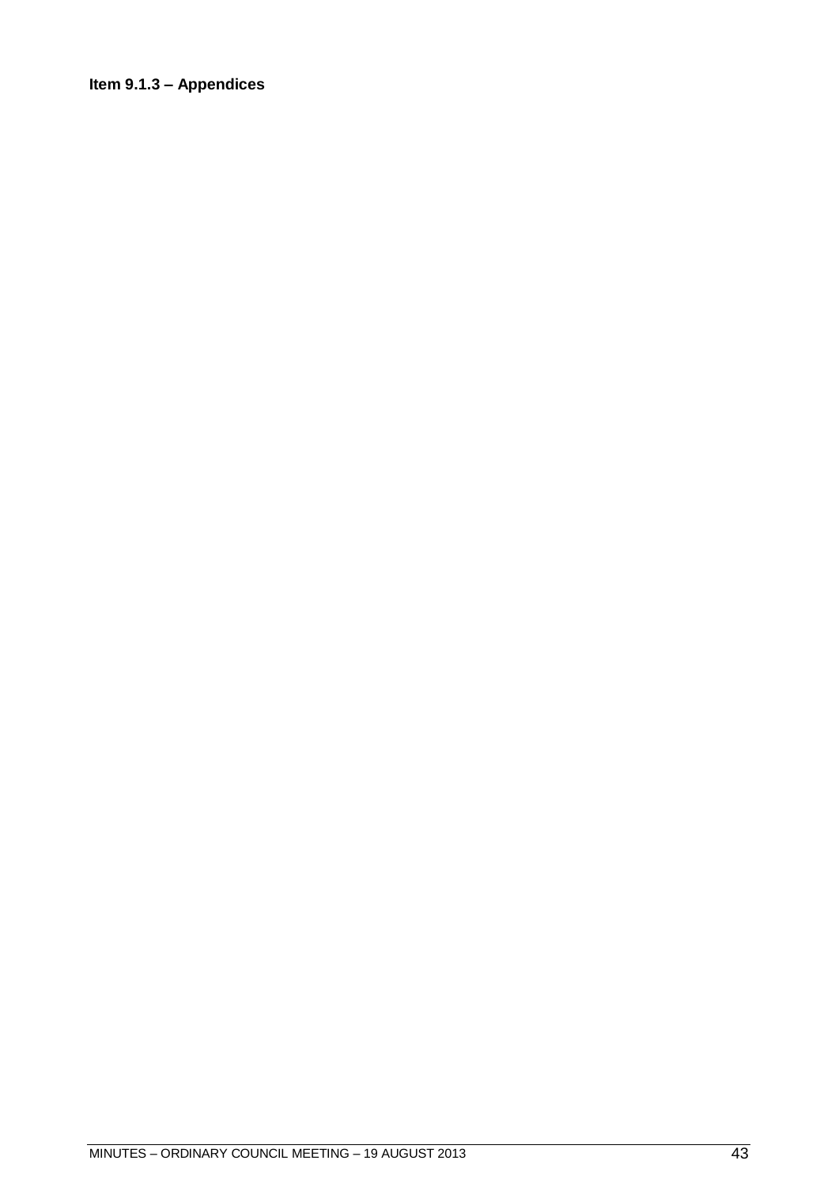**Item 9.1.3 – Appendices**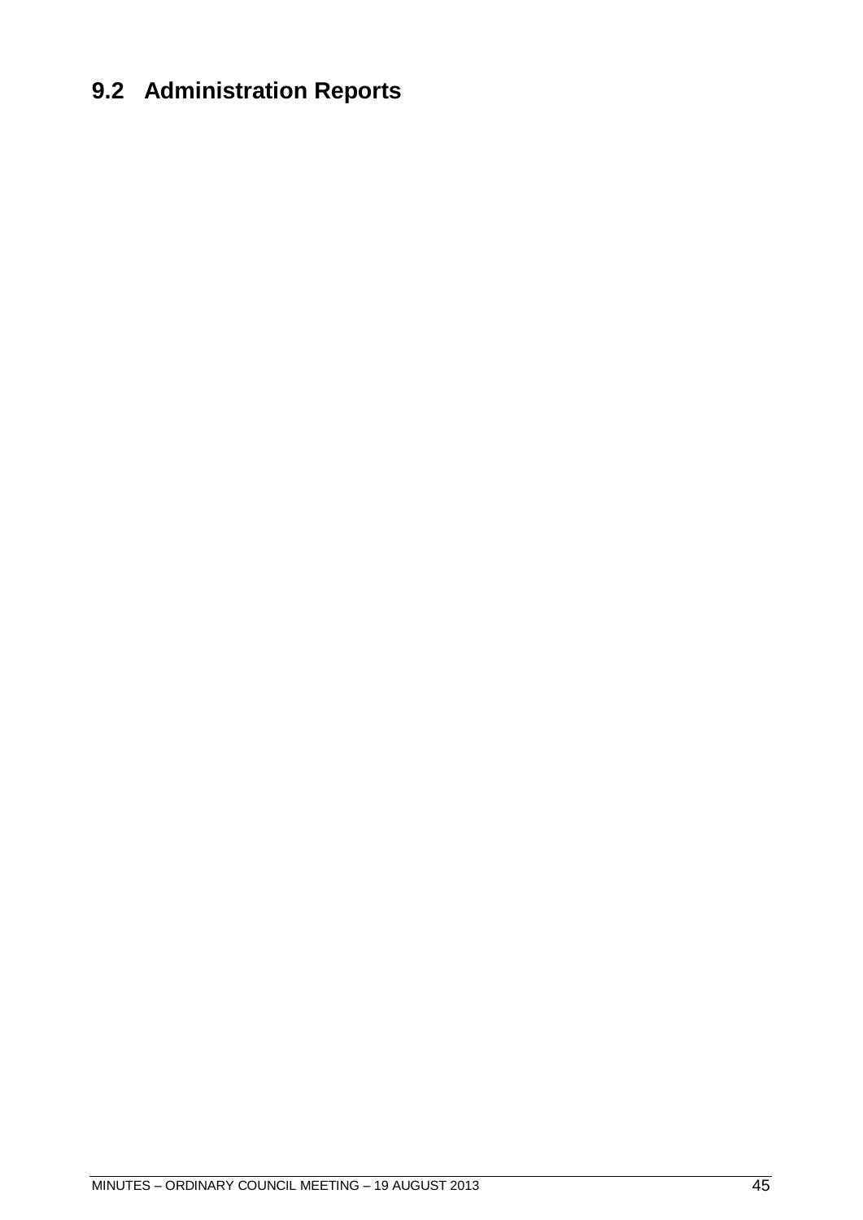## 9.2 Administration Reports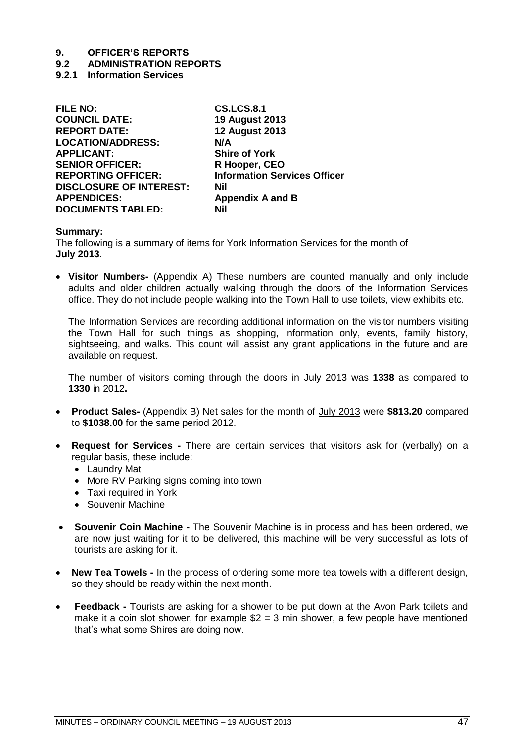# 9. OFFICER'S REPORTS

## 9.2 ADMINISTRATION REPORTS

### 9.2.1 Information Services

| | |
|---|---|
| **FILE NO:** | **CS.LCS.8.1** |
| **COUNCIL DATE:** | **19 August 2013** |
| **REPORT DATE:** | **12 August 2013** |
| **LOCATION/ADDRESS:** | **N/A** |
| **APPLICANT:** | **Shire of York** |
| **SENIOR OFFICER:** | **R Hooper, CEO** |
| **REPORTING OFFICER:** | **Information Services Officer** |
| **DISCLOSURE OF INTEREST:** | **Nil** |
| **APPENDICES:** | **Appendix A and B** |
| **DOCUMENTS TABLED:** | **Nil** |

**Summary:**

The following is a summary of items for York Information Services for the month of **July 2013**.

- **Visitor Numbers-** (Appendix A) These numbers are counted manually and only include adults and older children actually walking through the doors of the Information Services office. They do not include people walking into the Town Hall to use toilets, view exhibits etc.

  The Information Services are recording additional information on the visitor numbers visiting the Town Hall for such things as shopping, information only, events, family history, sightseeing, and walks. This count will assist any grant applications in the future and are available on request.

  The number of visitors coming through the doors in July 2013 was **1338** as compared to **1330** in 2012**.**

- **Product Sales-** (Appendix B) Net sales for the month of July 2013 were **$813.20** compared to **$1038.00** for the same period 2012.

- **Request for Services -** There are certain services that visitors ask for (verbally) on a regular basis, these include:
  - Laundry Mat
  - More RV Parking signs coming into town
  - Taxi required in York
  - Souvenir Machine

- **Souvenir Coin Machine -** The Souvenir Machine is in process and has been ordered, we are now just waiting for it to be delivered, this machine will be very successful as lots of tourists are asking for it.

- **New Tea Towels -** In the process of ordering some more tea towels with a different design, so they should be ready within the next month.

- **Feedback -** Tourists are asking for a shower to be put down at the Avon Park toilets and make it a coin slot shower, for example $2 = 3 min shower, a few people have mentioned that's what some Shires are doing now.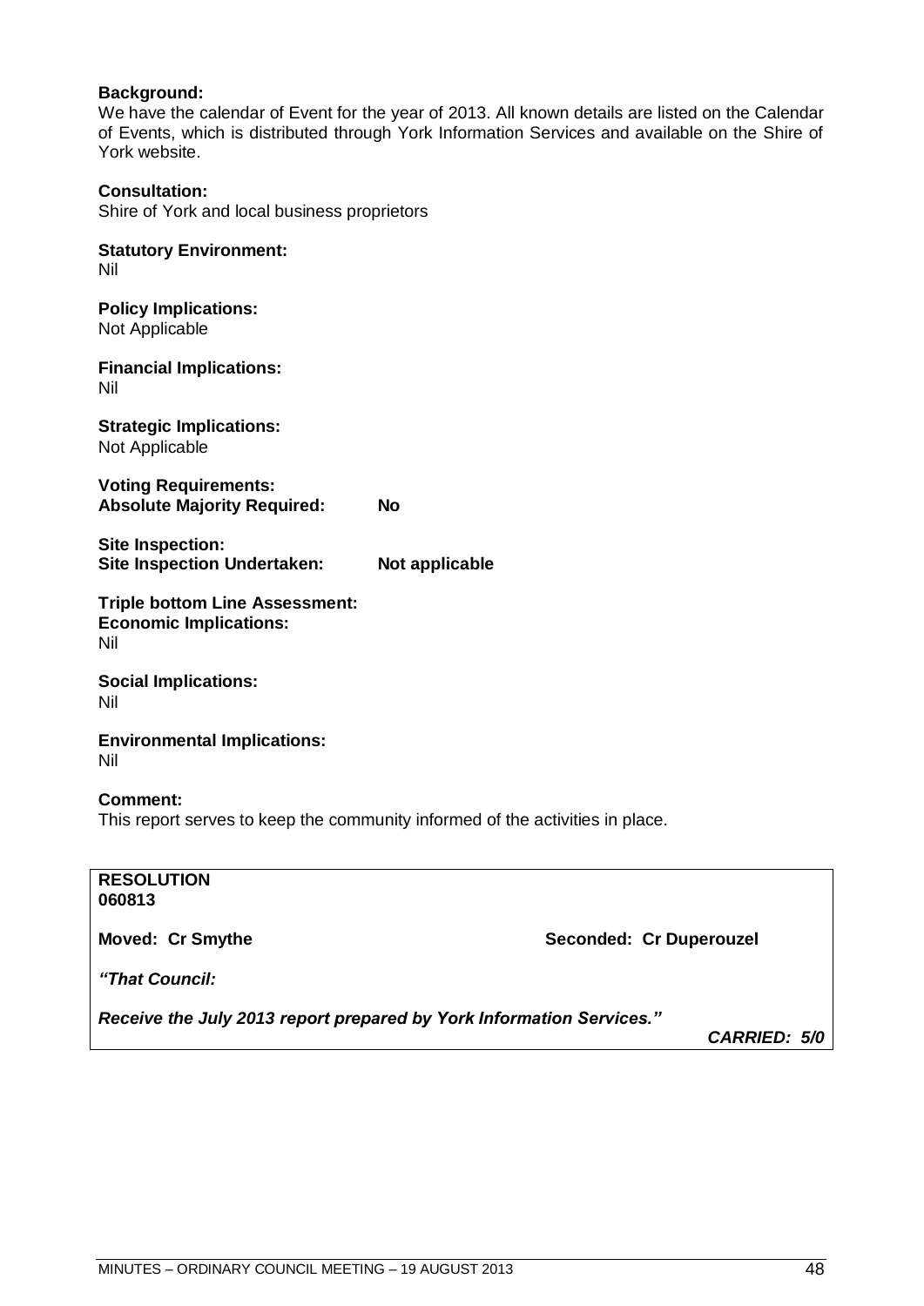**Background:**
We have the calendar of Event for the year of 2013. All known details are listed on the Calendar of Events, which is distributed through York Information Services and available on the Shire of York website.

**Consultation:**
Shire of York and local business proprietors

**Statutory Environment:**
Nil

**Policy Implications:**
Not Applicable

**Financial Implications:**
Nil

**Strategic Implications:**
Not Applicable

**Voting Requirements:**
**Absolute Majority Required: No**

**Site Inspection:**
**Site Inspection Undertaken: Not applicable**

**Triple bottom Line Assessment:**
**Economic Implications:**
Nil

**Social Implications:**
Nil

**Environmental Implications:**
Nil

**Comment:**
This report serves to keep the community informed of the activities in place.

**RESOLUTION**
**060813**

**Moved: Cr Smythe** **Seconded: Cr Duperouzel**

***"That Council:***

***Receive the July 2013 report prepared by York Information Services."***

***CARRIED: 5/0***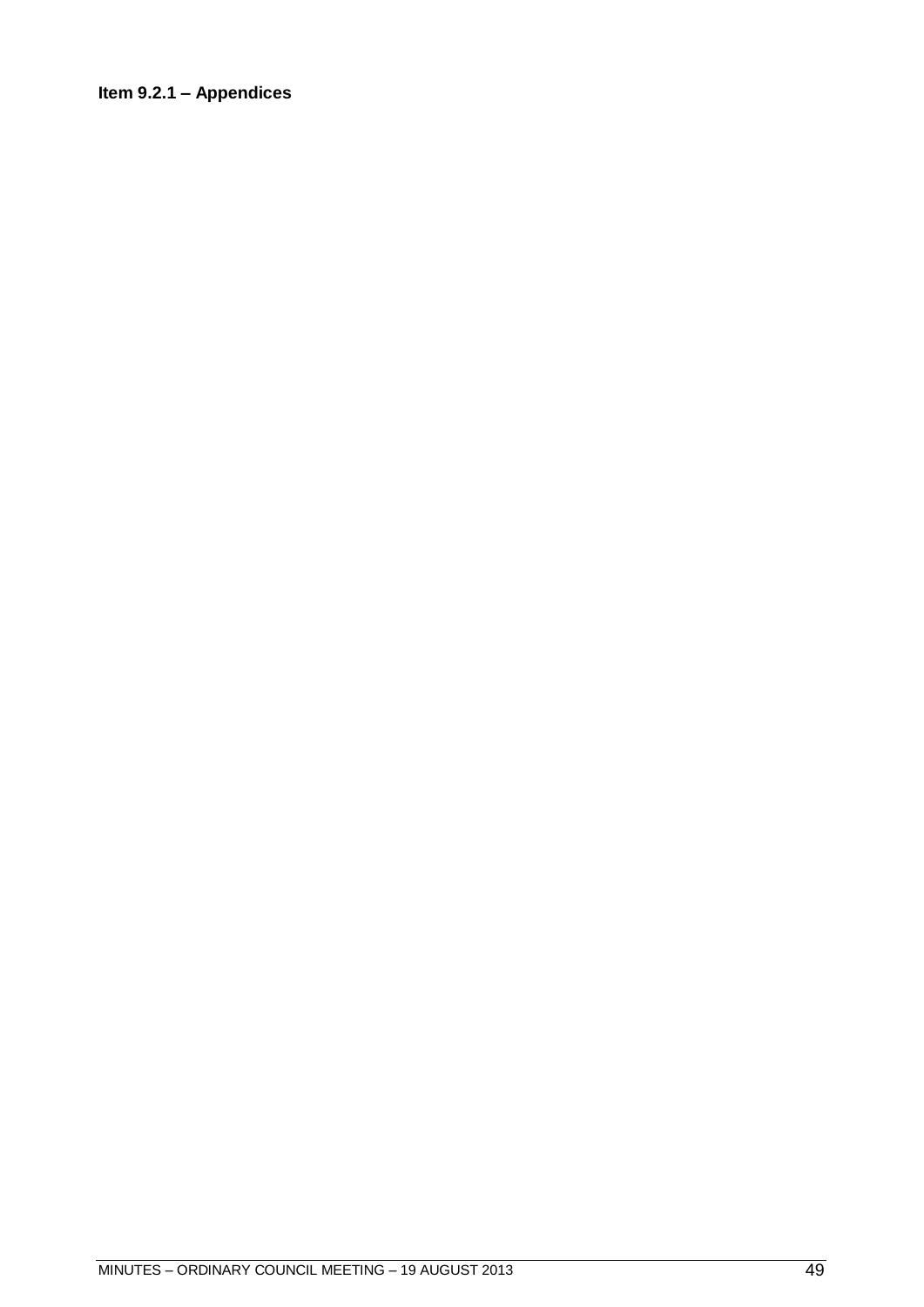**Item 9.2.1 – Appendices**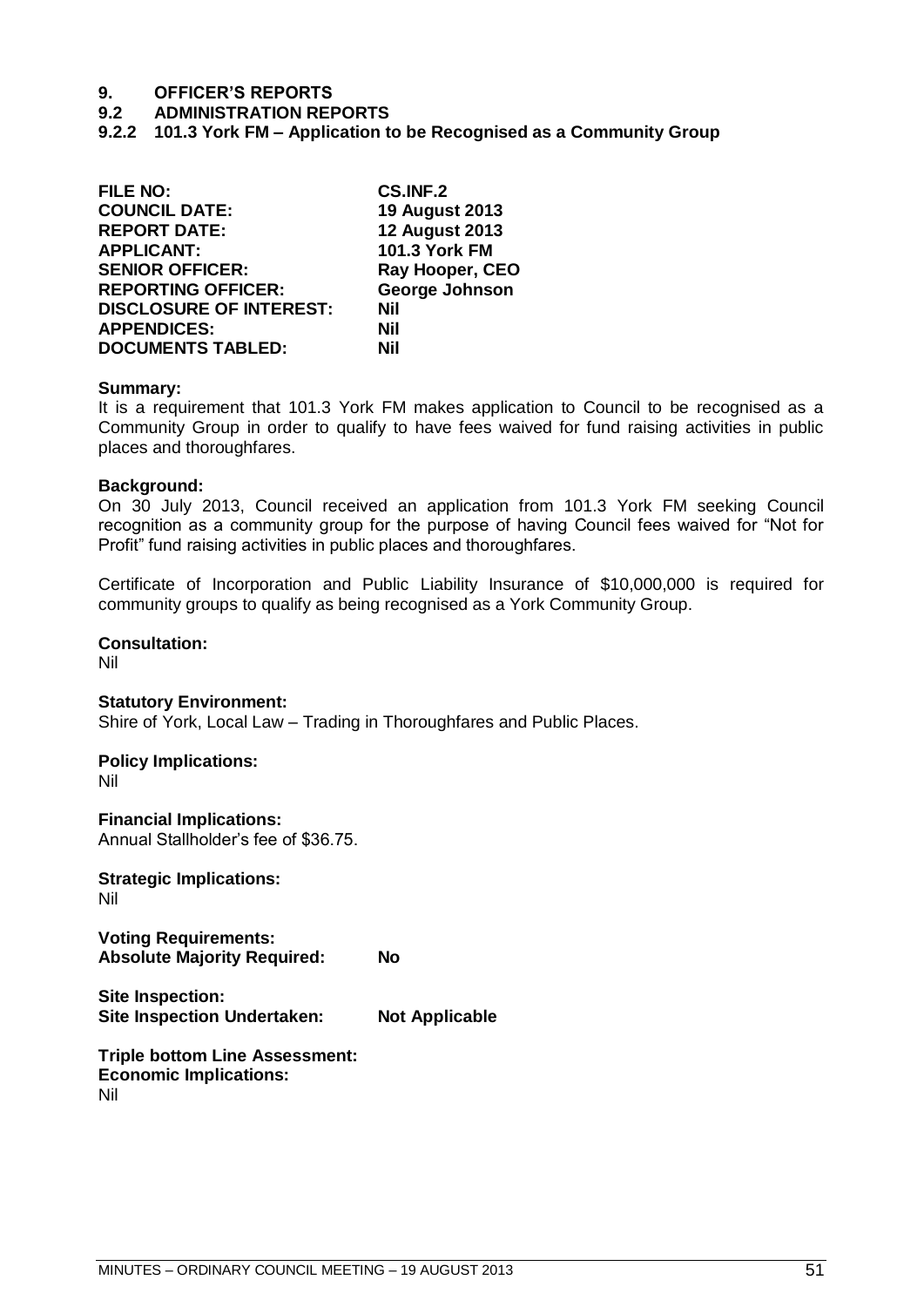# 9. OFFICER'S REPORTS

## 9.2 ADMINISTRATION REPORTS

### 9.2.2 101.3 York FM – Application to be Recognised as a Community Group

| | |
|---|---|
| **FILE NO:** | **CS.INF.2** |
| **COUNCIL DATE:** | **19 August 2013** |
| **REPORT DATE:** | **12 August 2013** |
| **APPLICANT:** | **101.3 York FM** |
| **SENIOR OFFICER:** | **Ray Hooper, CEO** |
| **REPORTING OFFICER:** | **George Johnson** |
| **DISCLOSURE OF INTEREST:** | **Nil** |
| **APPENDICES:** | **Nil** |
| **DOCUMENTS TABLED:** | **Nil** |

**Summary:**
It is a requirement that 101.3 York FM makes application to Council to be recognised as a Community Group in order to qualify to have fees waived for fund raising activities in public places and thoroughfares.

**Background:**
On 30 July 2013, Council received an application from 101.3 York FM seeking Council recognition as a community group for the purpose of having Council fees waived for "Not for Profit" fund raising activities in public places and thoroughfares.

Certificate of Incorporation and Public Liability Insurance of $10,000,000 is required for community groups to qualify as being recognised as a York Community Group.

**Consultation:**
Nil

**Statutory Environment:**
Shire of York, Local Law – Trading in Thoroughfares and Public Places.

**Policy Implications:**
Nil

**Financial Implications:**
Annual Stallholder's fee of $36.75.

**Strategic Implications:**
Nil

**Voting Requirements:**
**Absolute Majority Required:** **No**

**Site Inspection:**
**Site Inspection Undertaken:** **Not Applicable**

**Triple bottom Line Assessment:**
**Economic Implications:**
Nil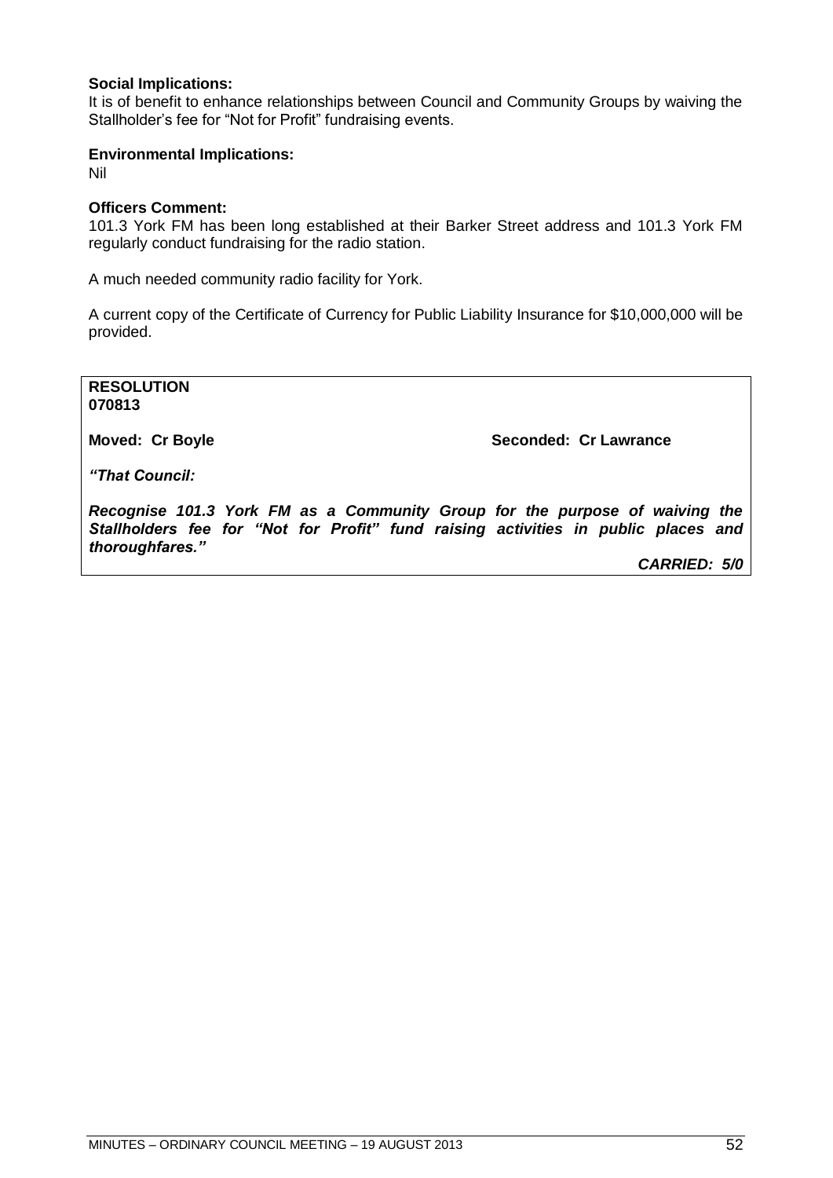**Social Implications:**
It is of benefit to enhance relationships between Council and Community Groups by waiving the Stallholder's fee for "Not for Profit" fundraising events.

**Environmental Implications:**
Nil

**Officers Comment:**
101.3 York FM has been long established at their Barker Street address and 101.3 York FM regularly conduct fundraising for the radio station.

A much needed community radio facility for York.

A current copy of the Certificate of Currency for Public Liability Insurance for $10,000,000 will be provided.

**RESOLUTION**
**070813**

**Moved: Cr Boyle** **Seconded: Cr Lawrance**

***"That Council:***

***Recognise 101.3 York FM as a Community Group for the purpose of waiving the Stallholders fee for "Not for Profit" fund raising activities in public places and thoroughfares."***

***CARRIED: 5/0***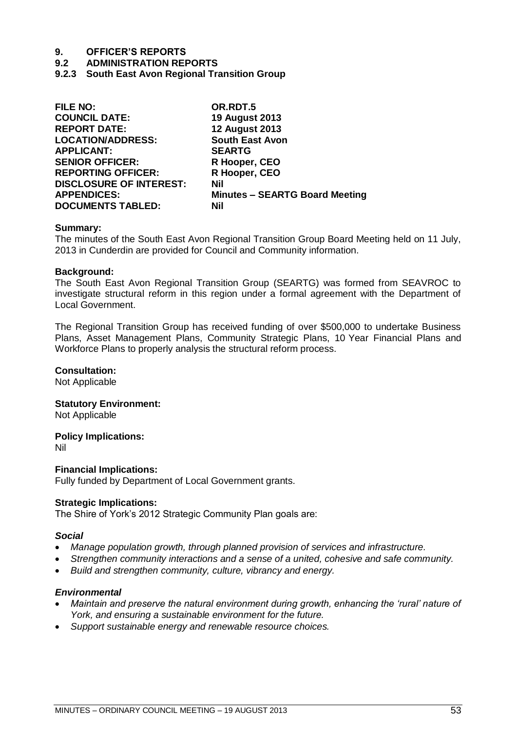# 9. OFFICER'S REPORTS

## 9.2 ADMINISTRATION REPORTS

### 9.2.3 South East Avon Regional Transition Group

| | |
|---|---|
| **FILE NO:** | **OR.RDT.5** |
| **COUNCIL DATE:** | **19 August 2013** |
| **REPORT DATE:** | **12 August 2013** |
| **LOCATION/ADDRESS:** | **South East Avon** |
| **APPLICANT:** | **SEARTG** |
| **SENIOR OFFICER:** | **R Hooper, CEO** |
| **REPORTING OFFICER:** | **R Hooper, CEO** |
| **DISCLOSURE OF INTEREST:** | **Nil** |
| **APPENDICES:** | **Minutes – SEARTG Board Meeting** |
| **DOCUMENTS TABLED:** | **Nil** |

**Summary:**
The minutes of the South East Avon Regional Transition Group Board Meeting held on 11 July, 2013 in Cunderdin are provided for Council and Community information.

**Background:**
The South East Avon Regional Transition Group (SEARTG) was formed from SEAVROC to investigate structural reform in this region under a formal agreement with the Department of Local Government.

The Regional Transition Group has received funding of over $500,000 to undertake Business Plans, Asset Management Plans, Community Strategic Plans, 10 Year Financial Plans and Workforce Plans to properly analysis the structural reform process.

**Consultation:**
Not Applicable

**Statutory Environment:**
Not Applicable

**Policy Implications:**
Nil

**Financial Implications:**
Fully funded by Department of Local Government grants.

**Strategic Implications:**
The Shire of York's 2012 Strategic Community Plan goals are:

***Social***

- *Manage population growth, through planned provision of services and infrastructure.*
- *Strengthen community interactions and a sense of a united, cohesive and safe community.*
- *Build and strengthen community, culture, vibrancy and energy.*

***Environmental***

- *Maintain and preserve the natural environment during growth, enhancing the 'rural' nature of York, and ensuring a sustainable environment for the future.*
- *Support sustainable energy and renewable resource choices.*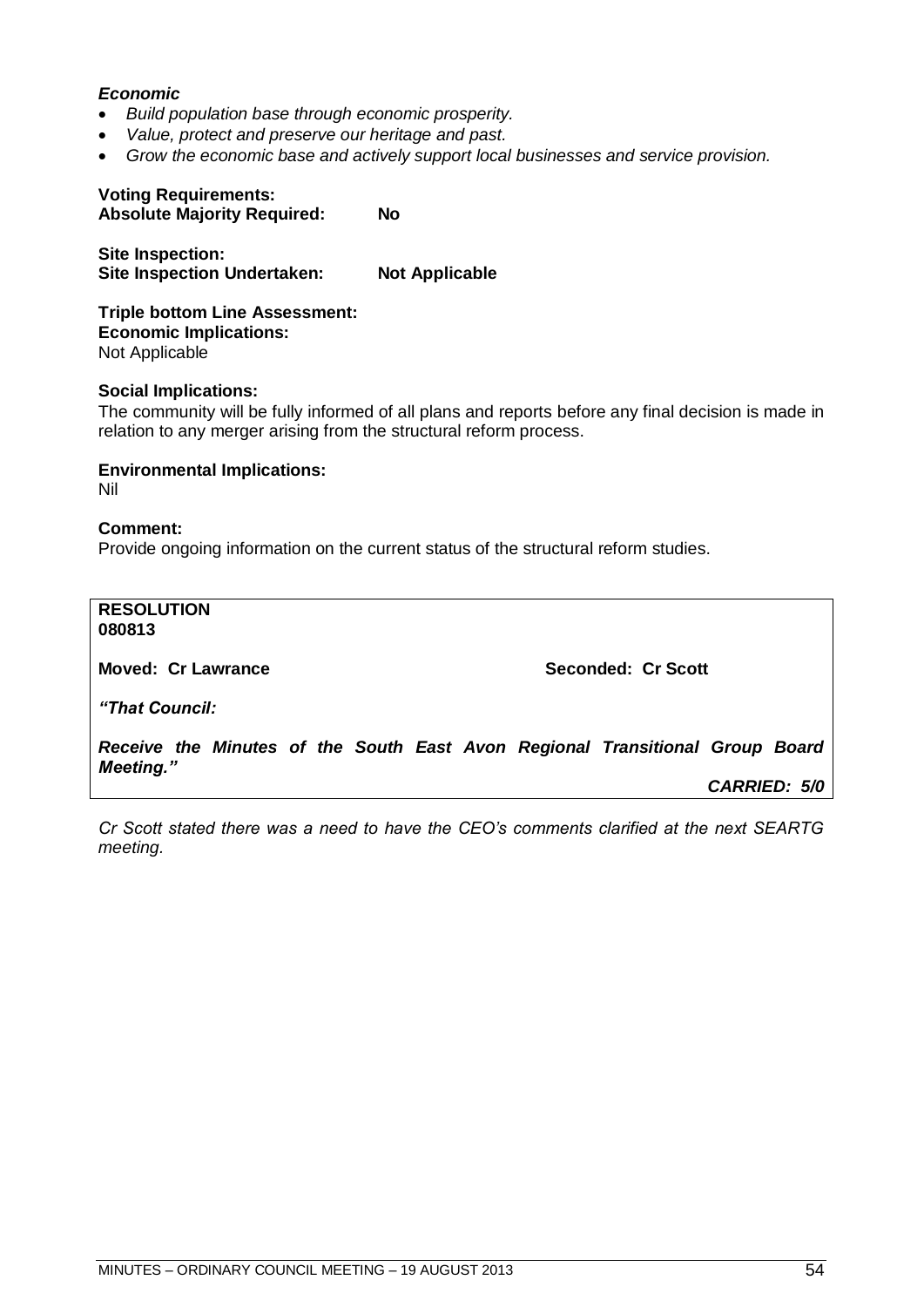***Economic***

- *Build population base through economic prosperity.*
- *Value, protect and preserve our heritage and past.*
- *Grow the economic base and actively support local businesses and service provision.*

**Voting Requirements:**
**Absolute Majority Required: No**

**Site Inspection:**
**Site Inspection Undertaken: Not Applicable**

**Triple bottom Line Assessment:**
**Economic Implications:**
Not Applicable

**Social Implications:**
The community will be fully informed of all plans and reports before any final decision is made in relation to any merger arising from the structural reform process.

**Environmental Implications:**
Nil

**Comment:**
Provide ongoing information on the current status of the structural reform studies.

**RESOLUTION**
**080813**

**Moved: Cr Lawrance** **Seconded: Cr Scott**

***"That Council:***

***Receive the Minutes of the South East Avon Regional Transitional Group Board Meeting."***

***CARRIED: 5/0***

*Cr Scott stated there was a need to have the CEO's comments clarified at the next SEARTG meeting.*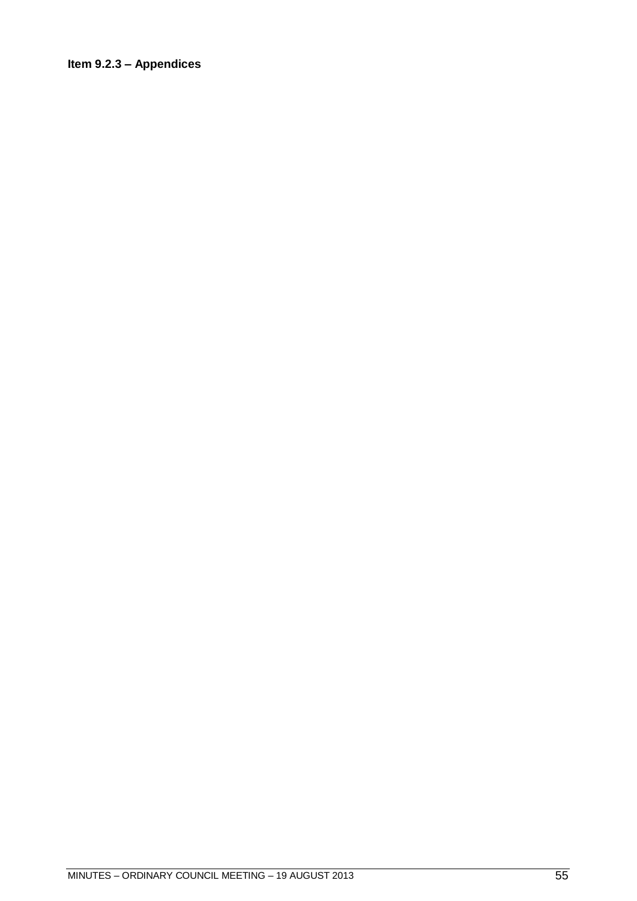**Item 9.2.3 – Appendices**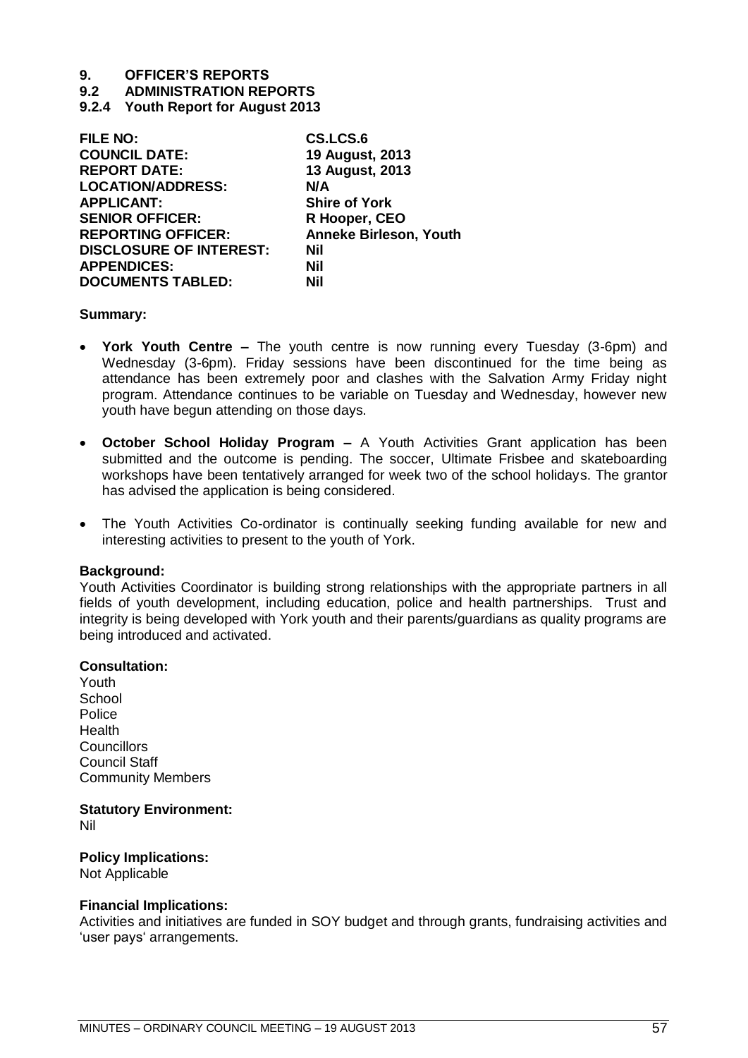# 9. OFFICER'S REPORTS

## 9.2 ADMINISTRATION REPORTS

### 9.2.4 Youth Report for August 2013

| | |
|---|---|
| **FILE NO:** | **CS.LCS.6** |
| **COUNCIL DATE:** | **19 August, 2013** |
| **REPORT DATE:** | **13 August, 2013** |
| **LOCATION/ADDRESS:** | **N/A** |
| **APPLICANT:** | **Shire of York** |
| **SENIOR OFFICER:** | **R Hooper, CEO** |
| **REPORTING OFFICER:** | **Anneke Birleson, Youth** |
| **DISCLOSURE OF INTEREST:** | **Nil** |
| **APPENDICES:** | **Nil** |
| **DOCUMENTS TABLED:** | **Nil** |

**Summary:**

- **York Youth Centre –** The youth centre is now running every Tuesday (3-6pm) and Wednesday (3-6pm). Friday sessions have been discontinued for the time being as attendance has been extremely poor and clashes with the Salvation Army Friday night program. Attendance continues to be variable on Tuesday and Wednesday, however new youth have begun attending on those days.

- **October School Holiday Program –** A Youth Activities Grant application has been submitted and the outcome is pending. The soccer, Ultimate Frisbee and skateboarding workshops have been tentatively arranged for week two of the school holidays. The grantor has advised the application is being considered.

- The Youth Activities Co-ordinator is continually seeking funding available for new and interesting activities to present to the youth of York.

**Background:**

Youth Activities Coordinator is building strong relationships with the appropriate partners in all fields of youth development, including education, police and health partnerships. Trust and integrity is being developed with York youth and their parents/guardians as quality programs are being introduced and activated.

**Consultation:**

Youth
School
Police
Health
Councillors
Council Staff
Community Members

**Statutory Environment:**

Nil

**Policy Implications:**

Not Applicable

**Financial Implications:**

Activities and initiatives are funded in SOY budget and through grants, fundraising activities and 'user pays' arrangements.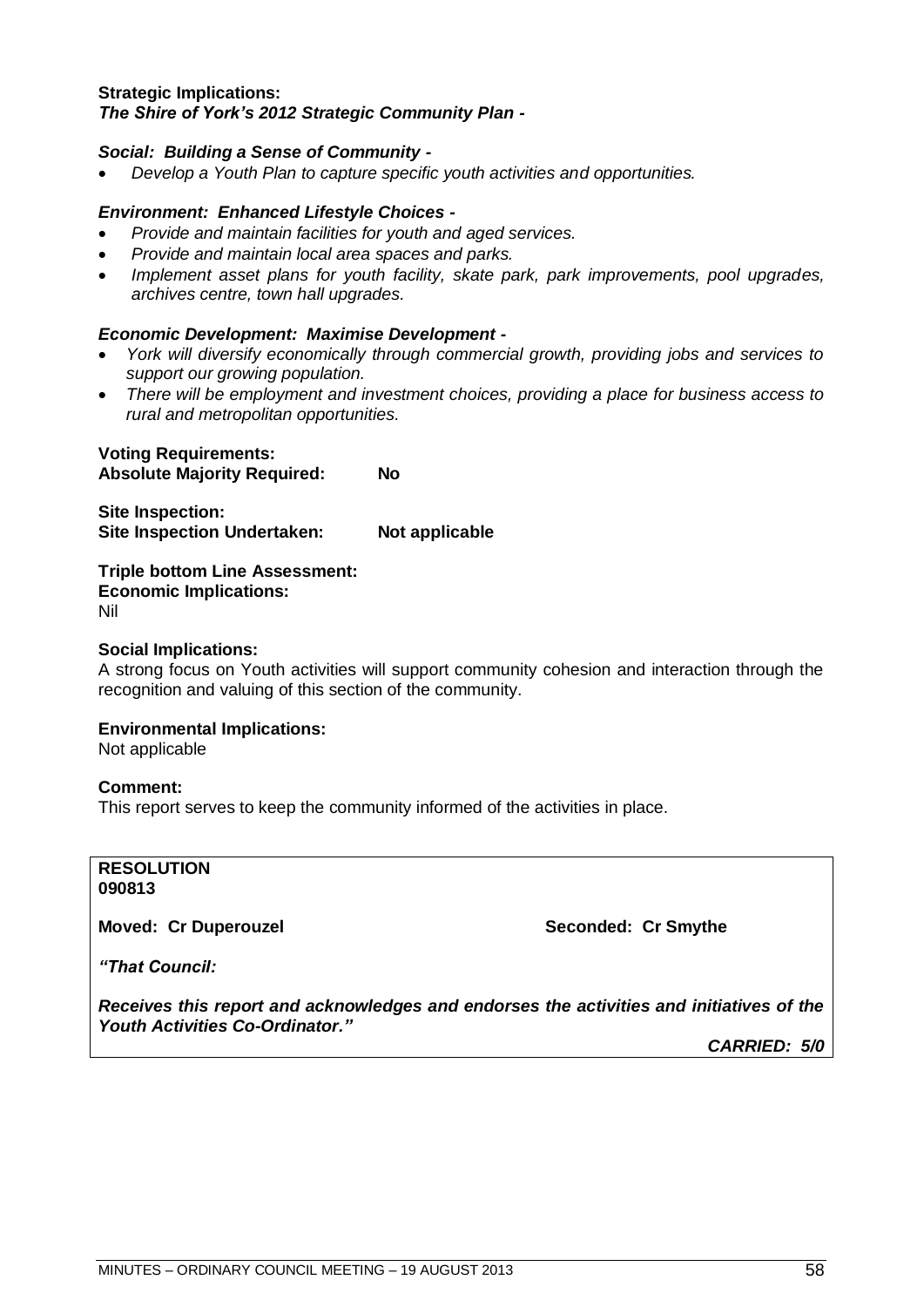**Strategic Implications:**
***The Shire of York's 2012 Strategic Community Plan -***

***Social: Building a Sense of Community -***

- *Develop a Youth Plan to capture specific youth activities and opportunities.*

***Environment: Enhanced Lifestyle Choices -***

- *Provide and maintain facilities for youth and aged services.*
- *Provide and maintain local area spaces and parks.*
- *Implement asset plans for youth facility, skate park, park improvements, pool upgrades, archives centre, town hall upgrades.*

***Economic Development: Maximise Development -***

- *York will diversify economically through commercial growth, providing jobs and services to support our growing population.*
- *There will be employment and investment choices, providing a place for business access to rural and metropolitan opportunities.*

**Voting Requirements:**
**Absolute Majority Required: No**

**Site Inspection:**
**Site Inspection Undertaken: Not applicable**

**Triple bottom Line Assessment:**
**Economic Implications:**
Nil

**Social Implications:**
A strong focus on Youth activities will support community cohesion and interaction through the recognition and valuing of this section of the community.

**Environmental Implications:**
Not applicable

**Comment:**
This report serves to keep the community informed of the activities in place.

**RESOLUTION**
**090813**

**Moved: Cr Duperouzel** **Seconded: Cr Smythe**

***"That Council:***

***Receives this report and acknowledges and endorses the activities and initiatives of the Youth Activities Co-Ordinator."***

***CARRIED: 5/0***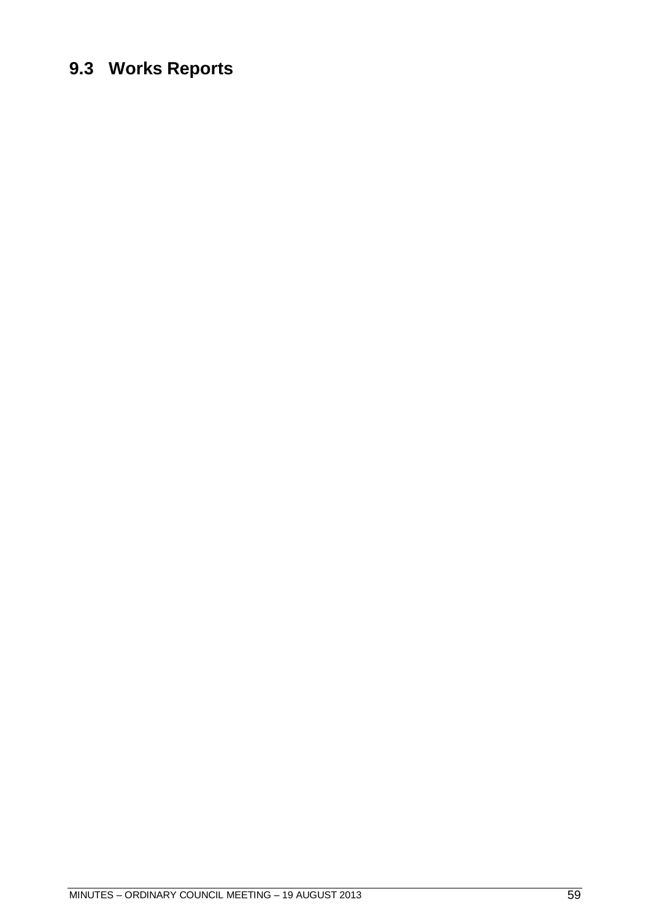## 9.3 Works Reports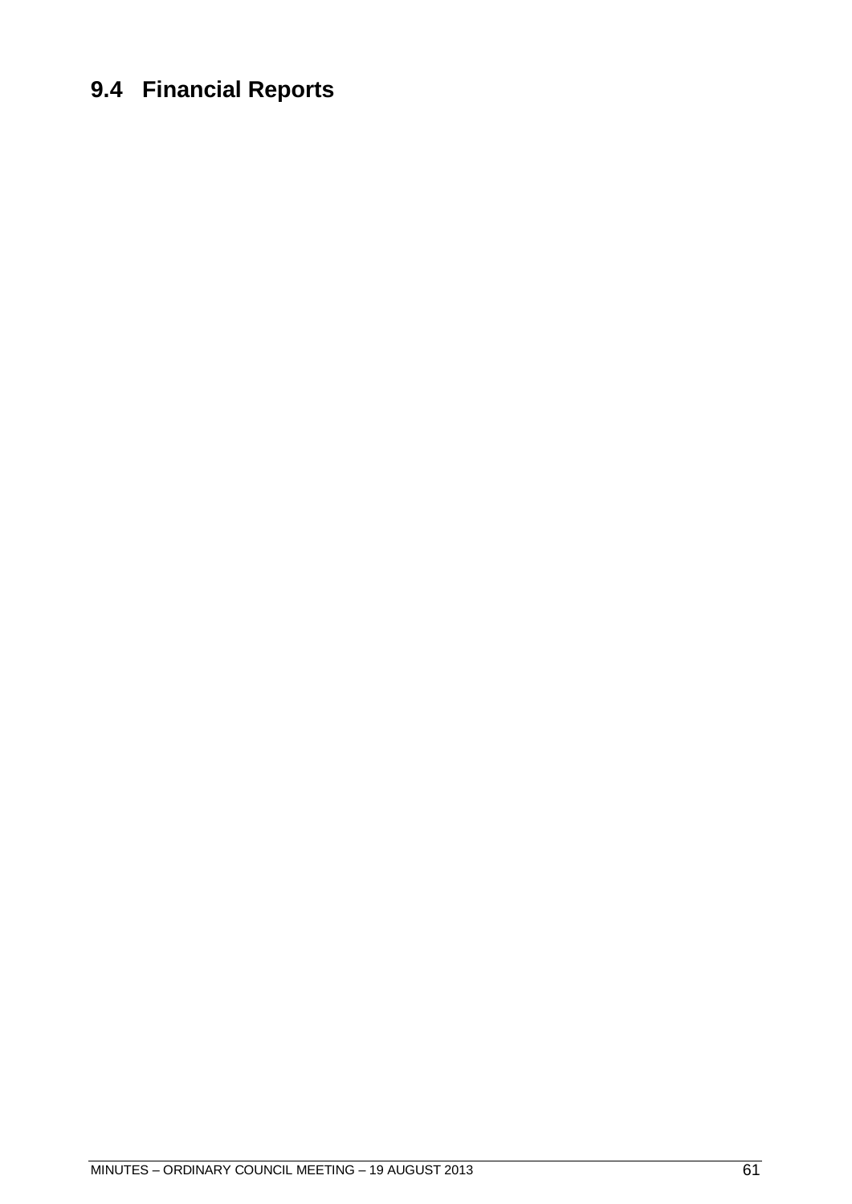## 9.4 Financial Reports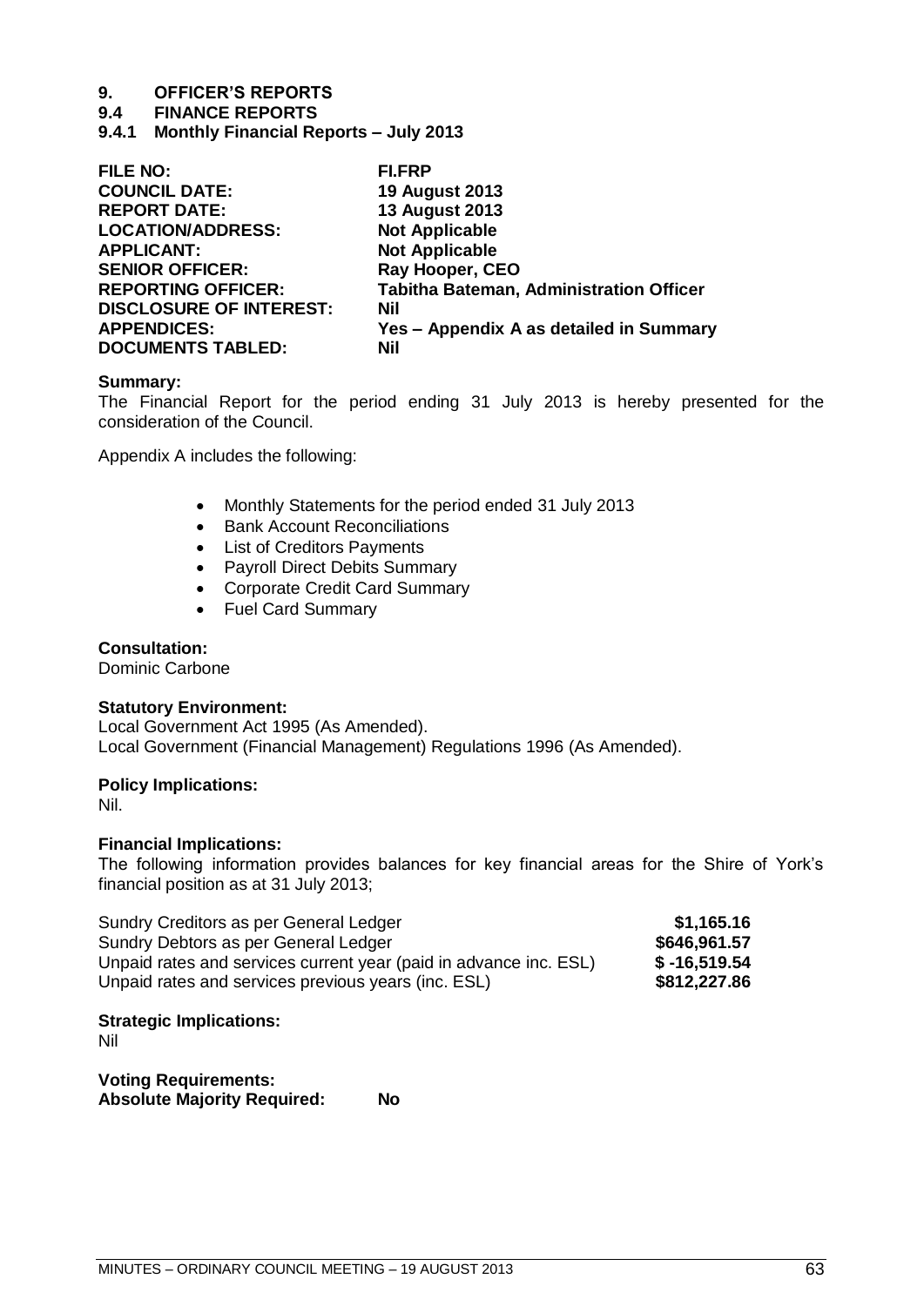# 9. OFFICER'S REPORTS

## 9.4 FINANCE REPORTS

### 9.4.1 Monthly Financial Reports – July 2013

| | |
|---|---|
| **FILE NO:** | **FI.FRP** |
| **COUNCIL DATE:** | **19 August 2013** |
| **REPORT DATE:** | **13 August 2013** |
| **LOCATION/ADDRESS:** | **Not Applicable** |
| **APPLICANT:** | **Not Applicable** |
| **SENIOR OFFICER:** | **Ray Hooper, CEO** |
| **REPORTING OFFICER:** | **Tabitha Bateman, Administration Officer** |
| **DISCLOSURE OF INTEREST:** | **Nil** |
| **APPENDICES:** | **Yes – Appendix A as detailed in Summary** |
| **DOCUMENTS TABLED:** | **Nil** |

**Summary:**
The Financial Report for the period ending 31 July 2013 is hereby presented for the consideration of the Council.

Appendix A includes the following:

- Monthly Statements for the period ended 31 July 2013
- Bank Account Reconciliations
- List of Creditors Payments
- Payroll Direct Debits Summary
- Corporate Credit Card Summary
- Fuel Card Summary

**Consultation:**
Dominic Carbone

**Statutory Environment:**
Local Government Act 1995 (As Amended).
Local Government (Financial Management) Regulations 1996 (As Amended).

**Policy Implications:**
Nil.

**Financial Implications:**
The following information provides balances for key financial areas for the Shire of York's financial position as at 31 July 2013;

| | |
|---|---:|
| Sundry Creditors as per General Ledger | **$1,165.16** |
| Sundry Debtors as per General Ledger | **$646,961.57** |
| Unpaid rates and services current year (paid in advance inc. ESL) | **$ -16,519.54** |
| Unpaid rates and services previous years (inc. ESL) | **$812,227.86** |

**Strategic Implications:**
Nil

**Voting Requirements:**
**Absolute Majority Required: No**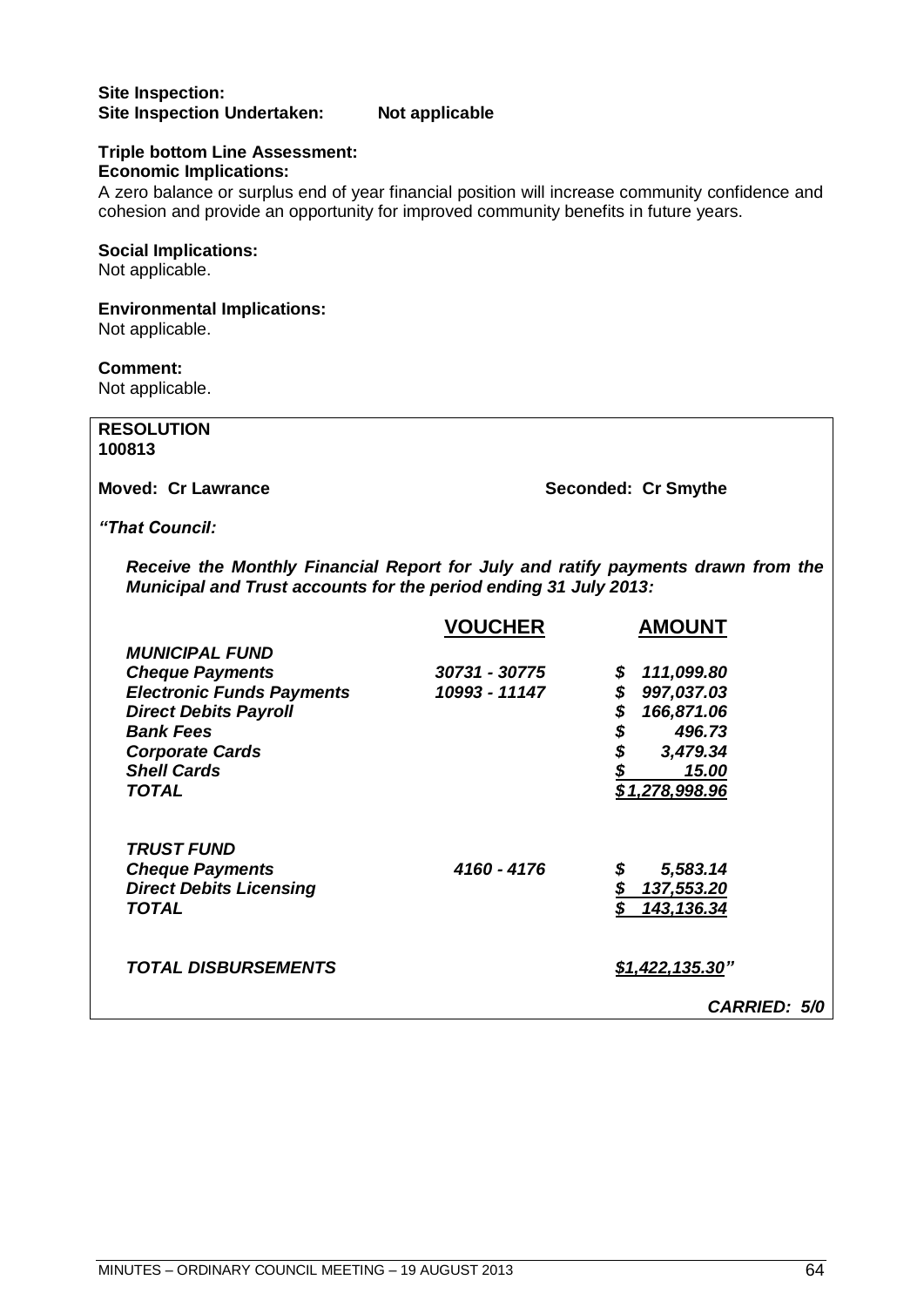**Site Inspection:**
**Site Inspection Undertaken: Not applicable**

**Triple bottom Line Assessment:**
**Economic Implications:**
A zero balance or surplus end of year financial position will increase community confidence and cohesion and provide an opportunity for improved community benefits in future years.

**Social Implications:**
Not applicable.

**Environmental Implications:**
Not applicable.

**Comment:**
Not applicable.

**RESOLUTION**
**100813**

**Moved: Cr Lawrance** **Seconded: Cr Smythe**

***"That Council:***

***Receive the Monthly Financial Report for July and ratify payments drawn from the Municipal and Trust accounts for the period ending 31 July 2013:***

| | **VOUCHER** | **AMOUNT** |
|---|---|---|
| ***MUNICIPAL FUND*** | | |
| ***Cheque Payments*** | ***30731 - 30775*** | ***$ 111,099.80*** |
| ***Electronic Funds Payments*** | ***10993 - 11147*** | ***$ 997,037.03*** |
| ***Direct Debits Payroll*** | | ***$ 166,871.06*** |
| ***Bank Fees*** | | ***$ 496.73*** |
| ***Corporate Cards*** | | ***$ 3,479.34*** |
| ***Shell Cards*** | | ***$ 15.00*** |
| ***TOTAL*** | | ***$1,278,998.96*** |
| | | |
| ***TRUST FUND*** | | |
| ***Cheque Payments*** | ***4160 - 4176*** | ***$ 5,583.14*** |
| ***Direct Debits Licensing*** | | ***$ 137,553.20*** |
| ***TOTAL*** | | ***$ 143,136.34*** |
| | | |
| ***TOTAL DISBURSEMENTS*** | | ***$1,422,135.30"*** |

***CARRIED: 5/0***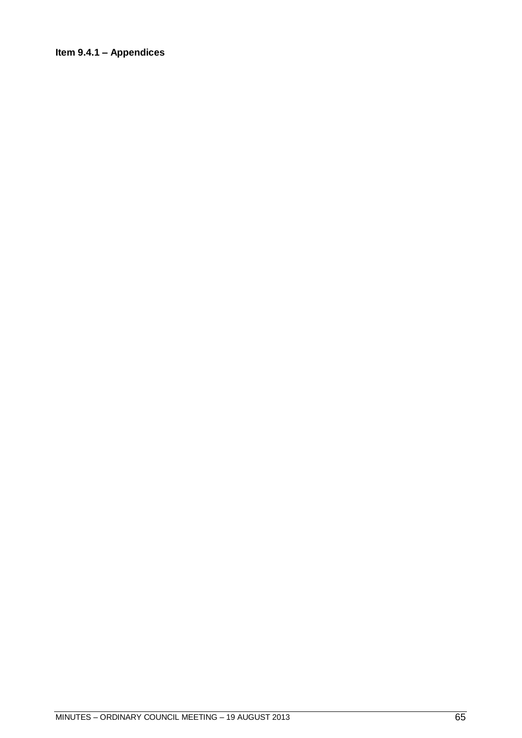**Item 9.4.1 – Appendices**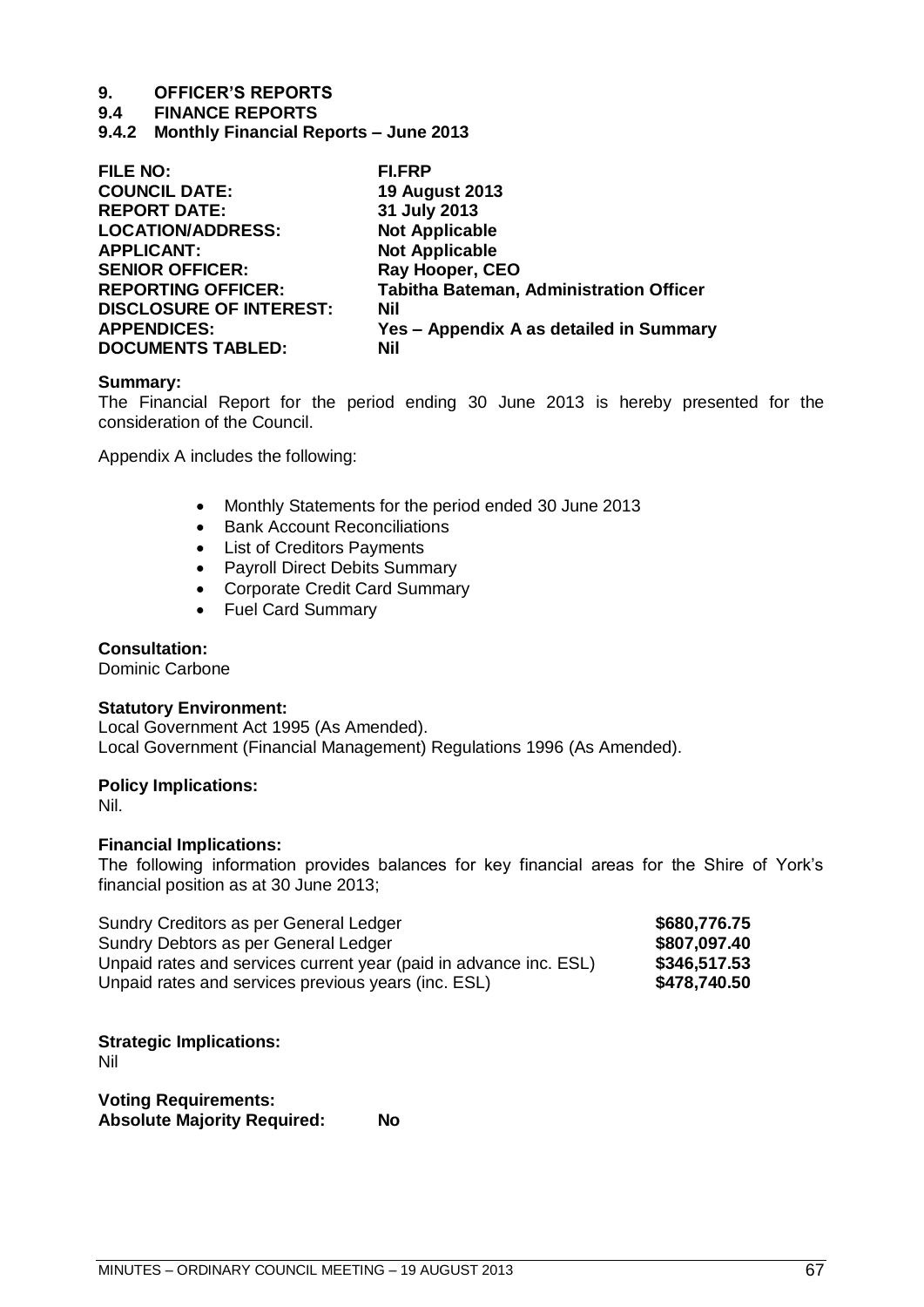# 9. OFFICER'S REPORTS

## 9.4 FINANCE REPORTS

### 9.4.2 Monthly Financial Reports – June 2013

| | |
|---|---|
| **FILE NO:** | **FI.FRP** |
| **COUNCIL DATE:** | **19 August 2013** |
| **REPORT DATE:** | **31 July 2013** |
| **LOCATION/ADDRESS:** | **Not Applicable** |
| **APPLICANT:** | **Not Applicable** |
| **SENIOR OFFICER:** | **Ray Hooper, CEO** |
| **REPORTING OFFICER:** | **Tabitha Bateman, Administration Officer** |
| **DISCLOSURE OF INTEREST:** | **Nil** |
| **APPENDICES:** | **Yes – Appendix A as detailed in Summary** |
| **DOCUMENTS TABLED:** | **Nil** |

**Summary:**

The Financial Report for the period ending 30 June 2013 is hereby presented for the consideration of the Council.

Appendix A includes the following:

- Monthly Statements for the period ended 30 June 2013
- Bank Account Reconciliations
- List of Creditors Payments
- Payroll Direct Debits Summary
- Corporate Credit Card Summary
- Fuel Card Summary

**Consultation:**

Dominic Carbone

**Statutory Environment:**

Local Government Act 1995 (As Amended).
Local Government (Financial Management) Regulations 1996 (As Amended).

**Policy Implications:**

Nil.

**Financial Implications:**

The following information provides balances for key financial areas for the Shire of York's financial position as at 30 June 2013;

| | |
|---|---|
| Sundry Creditors as per General Ledger | **$680,776.75** |
| Sundry Debtors as per General Ledger | **$807,097.40** |
| Unpaid rates and services current year (paid in advance inc. ESL) | **$346,517.53** |
| Unpaid rates and services previous years (inc. ESL) | **$478,740.50** |

**Strategic Implications:**

Nil

**Voting Requirements:**
**Absolute Majority Required: No**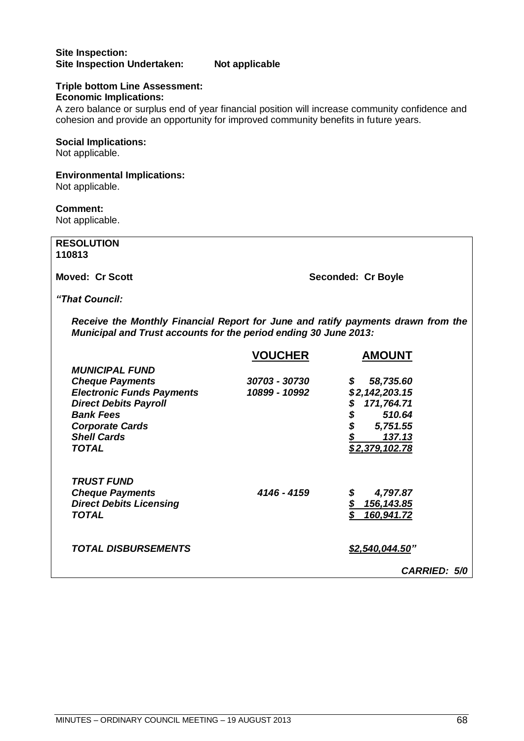**Site Inspection:**
**Site Inspection Undertaken: Not applicable**

**Triple bottom Line Assessment:**
**Economic Implications:**
A zero balance or surplus end of year financial position will increase community confidence and cohesion and provide an opportunity for improved community benefits in future years.

**Social Implications:**
Not applicable.

**Environmental Implications:**
Not applicable.

**Comment:**
Not applicable.

**RESOLUTION**
**110813**

**Moved: Cr Scott** **Seconded: Cr Boyle**

***"That Council:***

***Receive the Monthly Financial Report for June and ratify payments drawn from the Municipal and Trust accounts for the period ending 30 June 2013:***

| | VOUCHER | AMOUNT |
|---|---|---|
| ***MUNICIPAL FUND*** | | |
| ***Cheque Payments*** | ***30703 - 30730*** | ***$ 58,735.60*** |
| ***Electronic Funds Payments*** | ***10899 - 10992*** | ***$2,142,203.15*** |
| ***Direct Debits Payroll*** | | ***$ 171,764.71*** |
| ***Bank Fees*** | | ***$ 510.64*** |
| ***Corporate Cards*** | | ***$ 5,751.55*** |
| ***Shell Cards*** | | ***$ 137.13*** |
| ***TOTAL*** | | ***$2,379,102.78*** |
| | | |
| ***TRUST FUND*** | | |
| ***Cheque Payments*** | ***4146 - 4159*** | ***$ 4,797.87*** |
| ***Direct Debits Licensing*** | | ***$ 156,143.85*** |
| ***TOTAL*** | | ***$ 160,941.72*** |
| | | |
| ***TOTAL DISBURSEMENTS*** | | ***$2,540,044.50"*** |

***CARRIED: 5/0***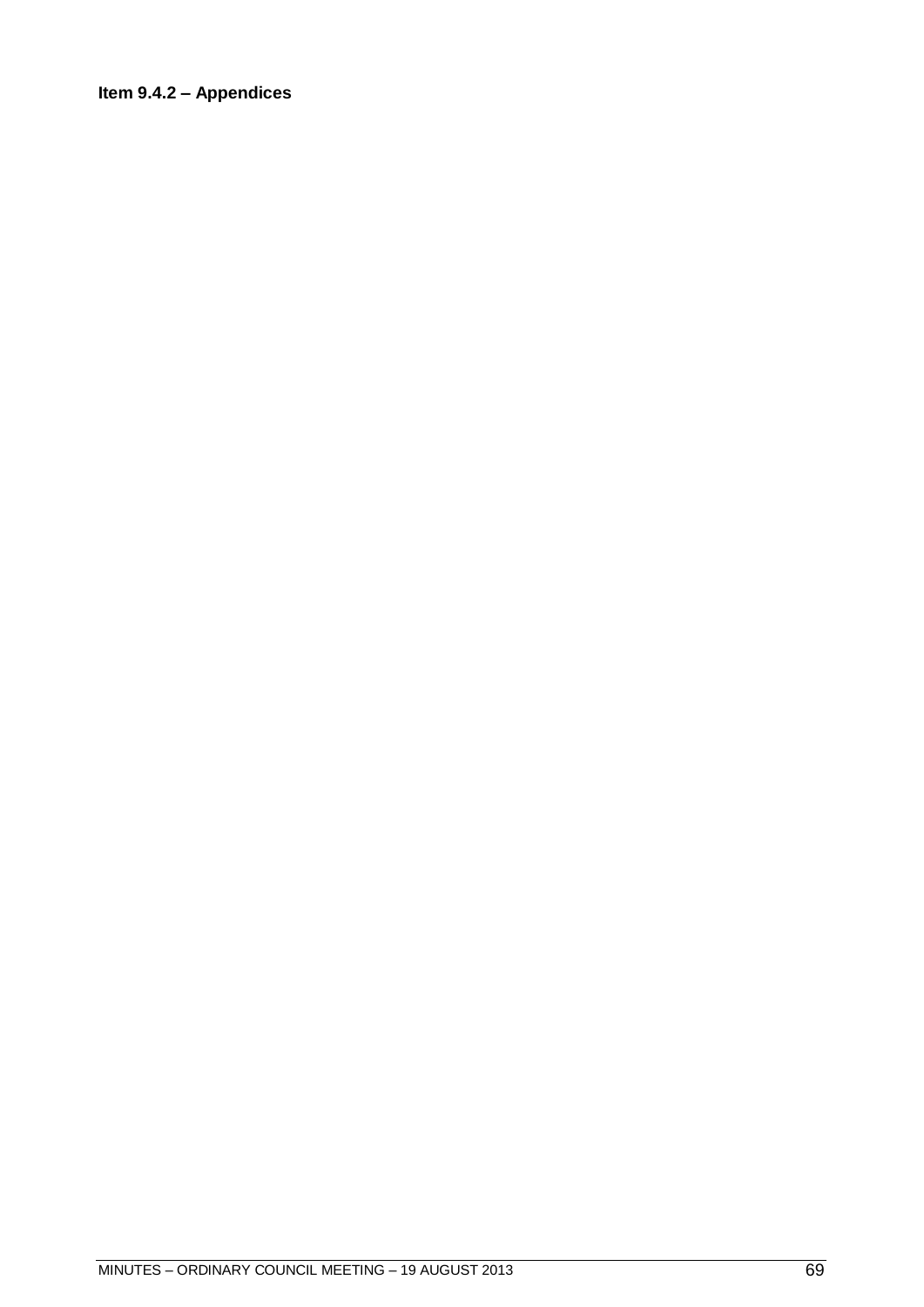**Item 9.4.2 – Appendices**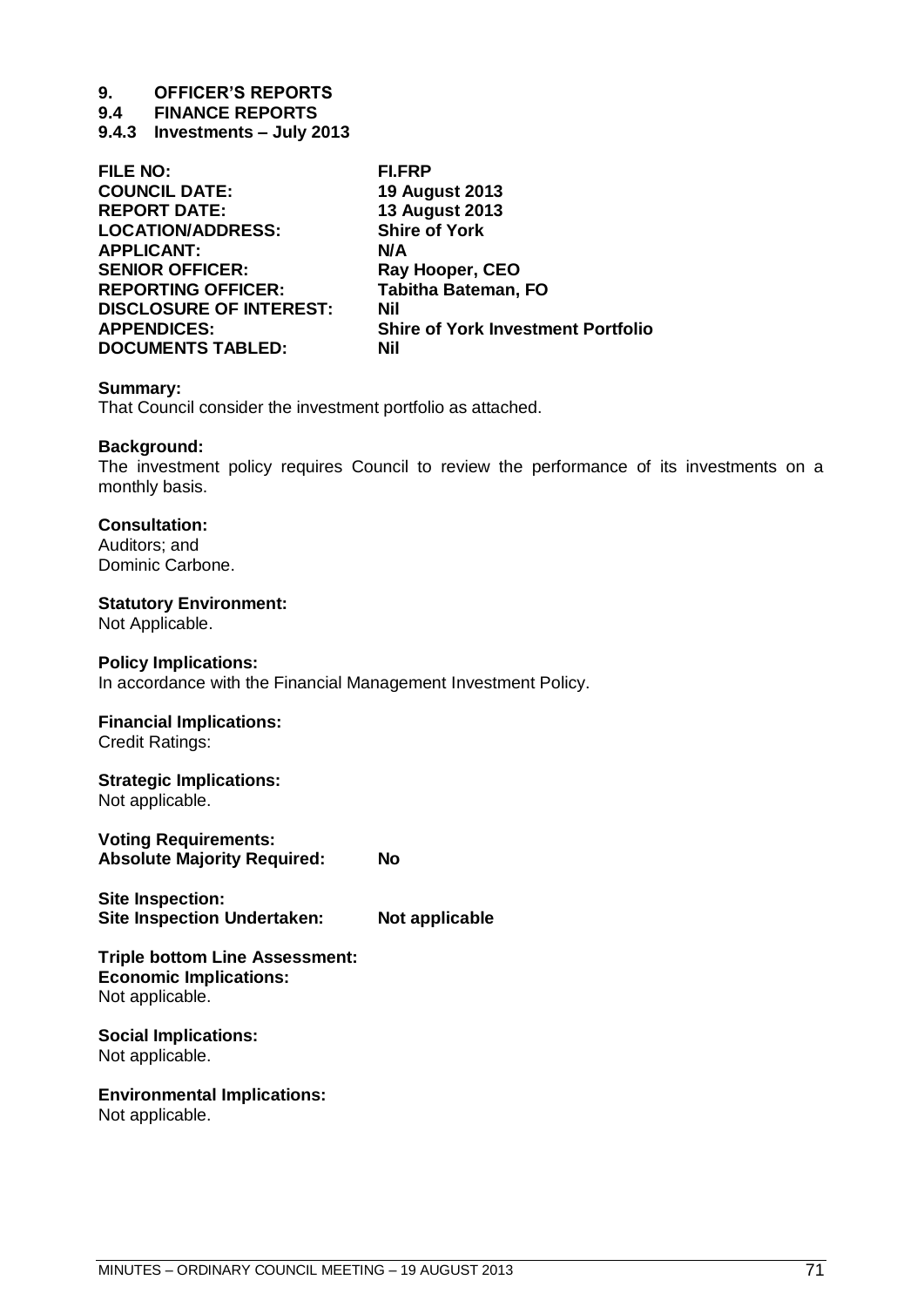# 9. OFFICER'S REPORTS

## 9.4 FINANCE REPORTS

### 9.4.3 Investments – July 2013

| | |
|---|---|
| **FILE NO:** | **FI.FRP** |
| **COUNCIL DATE:** | **19 August 2013** |
| **REPORT DATE:** | **13 August 2013** |
| **LOCATION/ADDRESS:** | **Shire of York** |
| **APPLICANT:** | **N/A** |
| **SENIOR OFFICER:** | **Ray Hooper, CEO** |
| **REPORTING OFFICER:** | **Tabitha Bateman, FO** |
| **DISCLOSURE OF INTEREST:** | **Nil** |
| **APPENDICES:** | **Shire of York Investment Portfolio** |
| **DOCUMENTS TABLED:** | **Nil** |

**Summary:**
That Council consider the investment portfolio as attached.

**Background:**
The investment policy requires Council to review the performance of its investments on a monthly basis.

**Consultation:**
Auditors; and
Dominic Carbone.

**Statutory Environment:**
Not Applicable.

**Policy Implications:**
In accordance with the Financial Management Investment Policy.

**Financial Implications:**
Credit Ratings:

**Strategic Implications:**
Not applicable.

**Voting Requirements:**
**Absolute Majority Required:** **No**

**Site Inspection:**
**Site Inspection Undertaken:** **Not applicable**

**Triple bottom Line Assessment:**
**Economic Implications:**
Not applicable.

**Social Implications:**
Not applicable.

**Environmental Implications:**
Not applicable.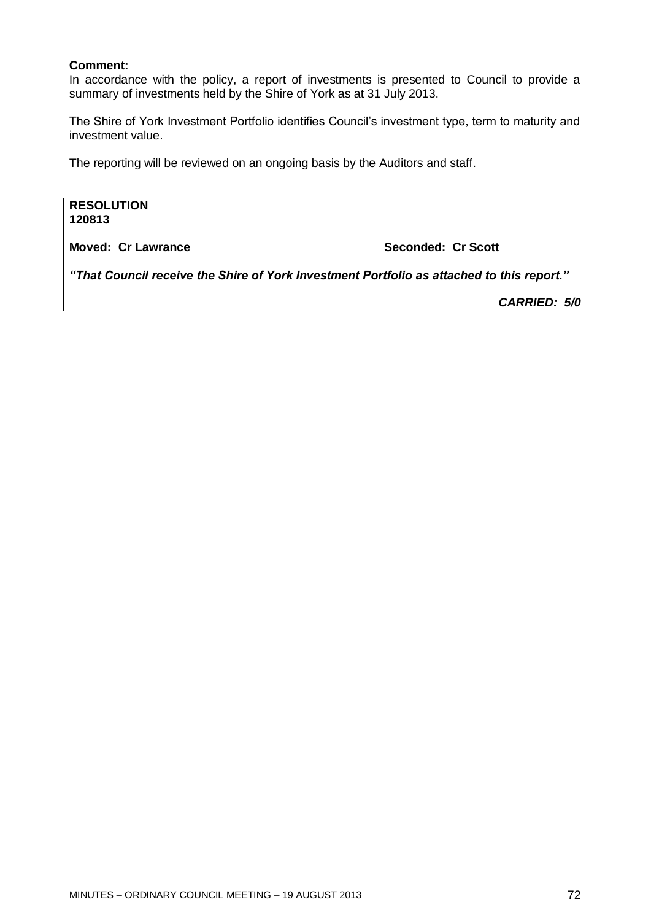**Comment:**
In accordance with the policy, a report of investments is presented to Council to provide a summary of investments held by the Shire of York as at 31 July 2013.

The Shire of York Investment Portfolio identifies Council's investment type, term to maturity and investment value.

The reporting will be reviewed on an ongoing basis by the Auditors and staff.

**RESOLUTION**
**120813**

**Moved: Cr Lawrance** **Seconded: Cr Scott**

***"That Council receive the Shire of York Investment Portfolio as attached to this report."***

***CARRIED: 5/0***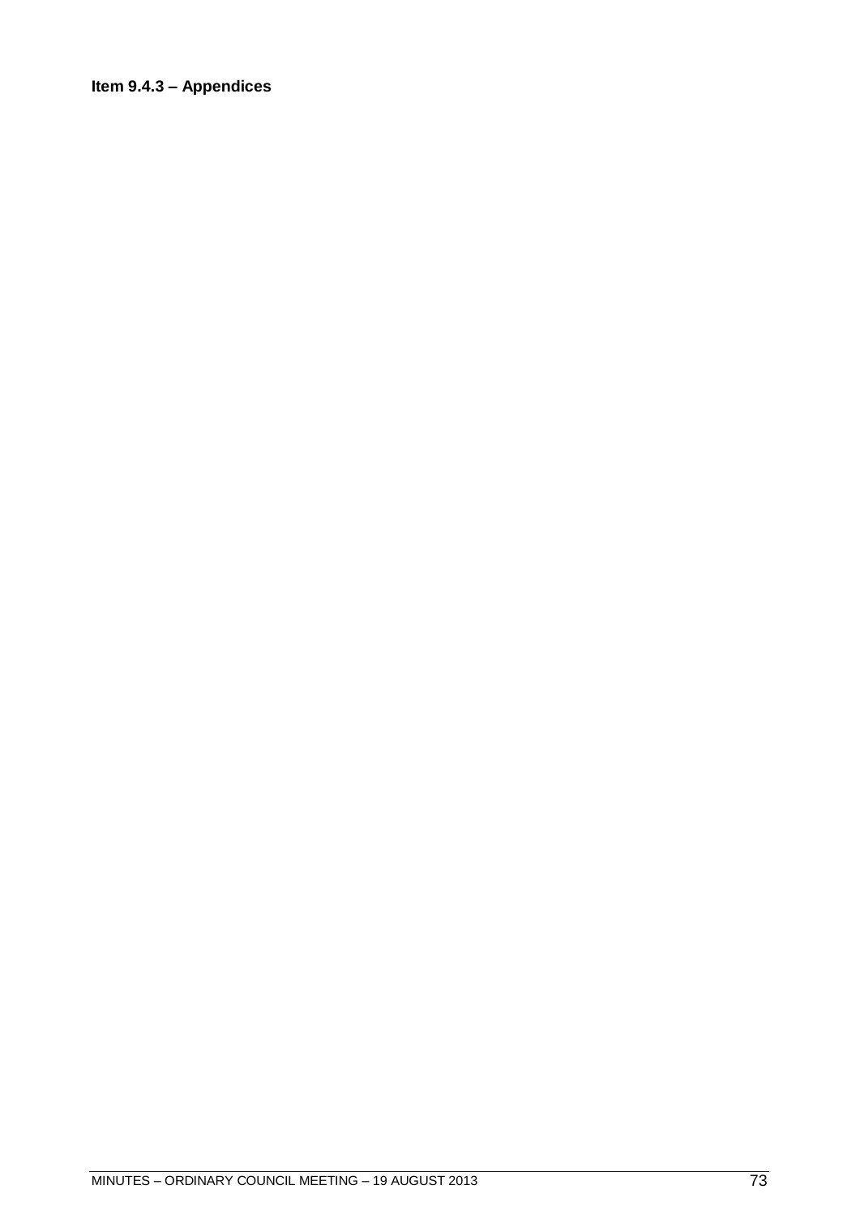**Item 9.4.3 – Appendices**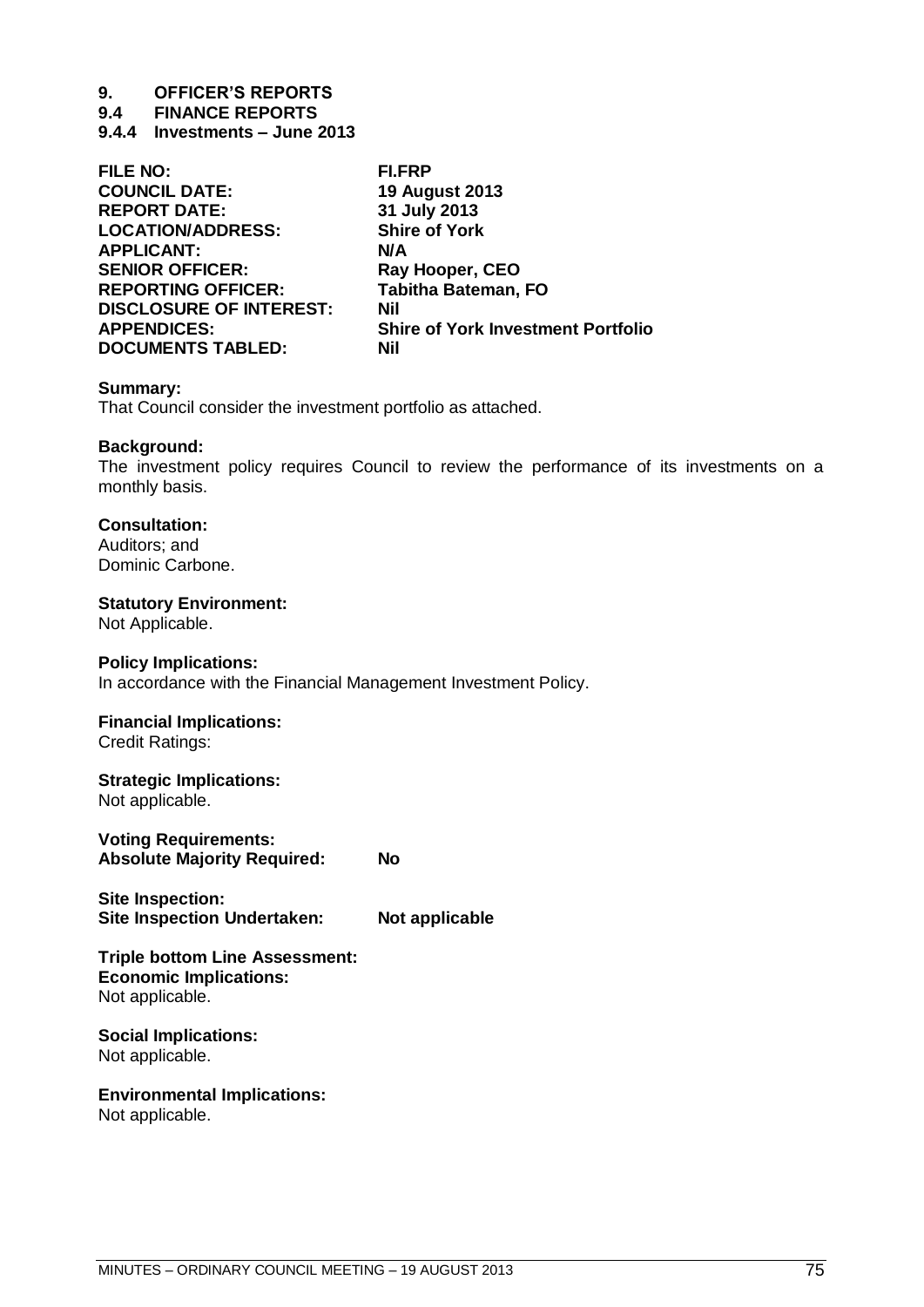# 9. OFFICER'S REPORTS

## 9.4 FINANCE REPORTS

### 9.4.4 Investments – June 2013

| | |
|---|---|
| **FILE NO:** | **FI.FRP** |
| **COUNCIL DATE:** | **19 August 2013** |
| **REPORT DATE:** | **31 July 2013** |
| **LOCATION/ADDRESS:** | **Shire of York** |
| **APPLICANT:** | **N/A** |
| **SENIOR OFFICER:** | **Ray Hooper, CEO** |
| **REPORTING OFFICER:** | **Tabitha Bateman, FO** |
| **DISCLOSURE OF INTEREST:** | **Nil** |
| **APPENDICES:** | **Shire of York Investment Portfolio** |
| **DOCUMENTS TABLED:** | **Nil** |

**Summary:**
That Council consider the investment portfolio as attached.

**Background:**
The investment policy requires Council to review the performance of its investments on a monthly basis.

**Consultation:**
Auditors; and
Dominic Carbone.

**Statutory Environment:**
Not Applicable.

**Policy Implications:**
In accordance with the Financial Management Investment Policy.

**Financial Implications:**
Credit Ratings:

**Strategic Implications:**
Not applicable.

**Voting Requirements:**
**Absolute Majority Required:** **No**

**Site Inspection:**
**Site Inspection Undertaken:** **Not applicable**

**Triple bottom Line Assessment:**
**Economic Implications:**
Not applicable.

**Social Implications:**
Not applicable.

**Environmental Implications:**
Not applicable.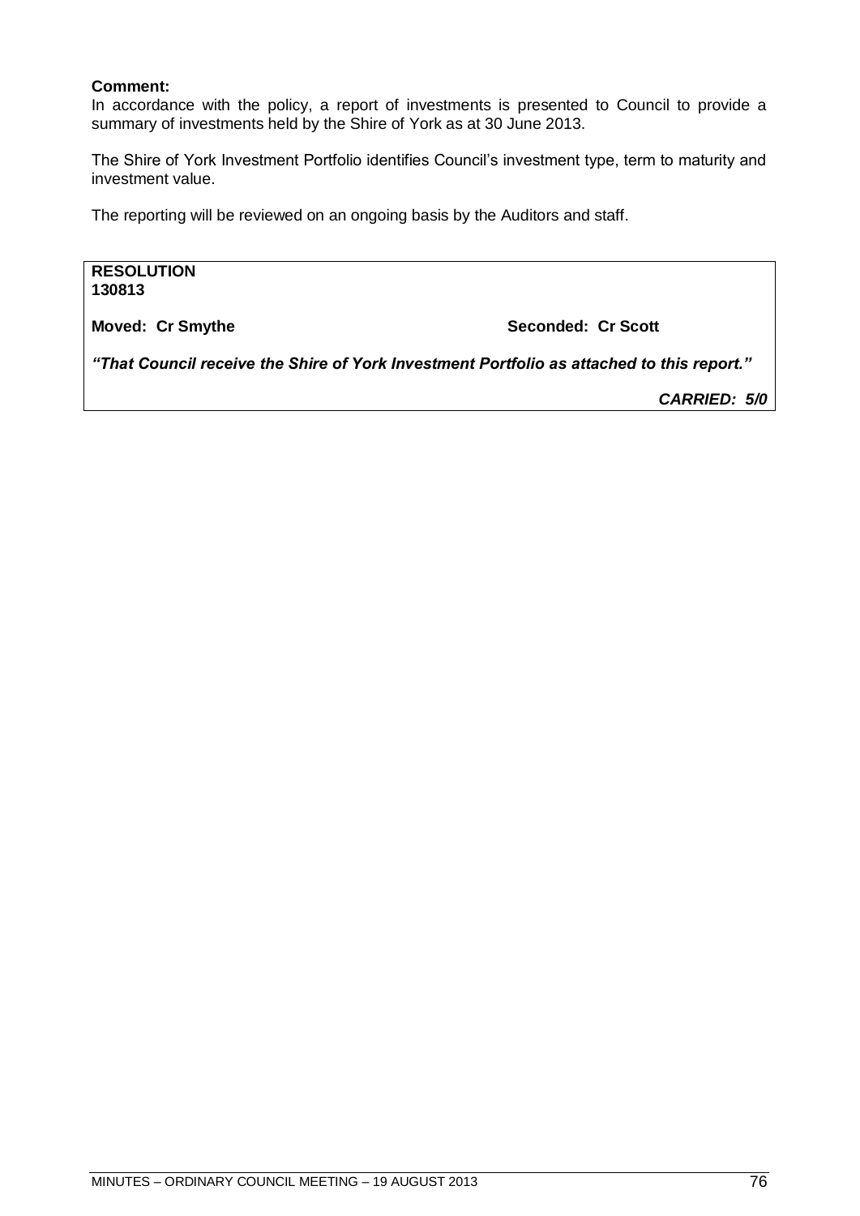**Comment:**
In accordance with the policy, a report of investments is presented to Council to provide a summary of investments held by the Shire of York as at 30 June 2013.

The Shire of York Investment Portfolio identifies Council's investment type, term to maturity and investment value.

The reporting will be reviewed on an ongoing basis by the Auditors and staff.

**RESOLUTION**
**130813**

**Moved: Cr Smythe** **Seconded: Cr Scott**

***"That Council receive the Shire of York Investment Portfolio as attached to this report."***

***CARRIED: 5/0***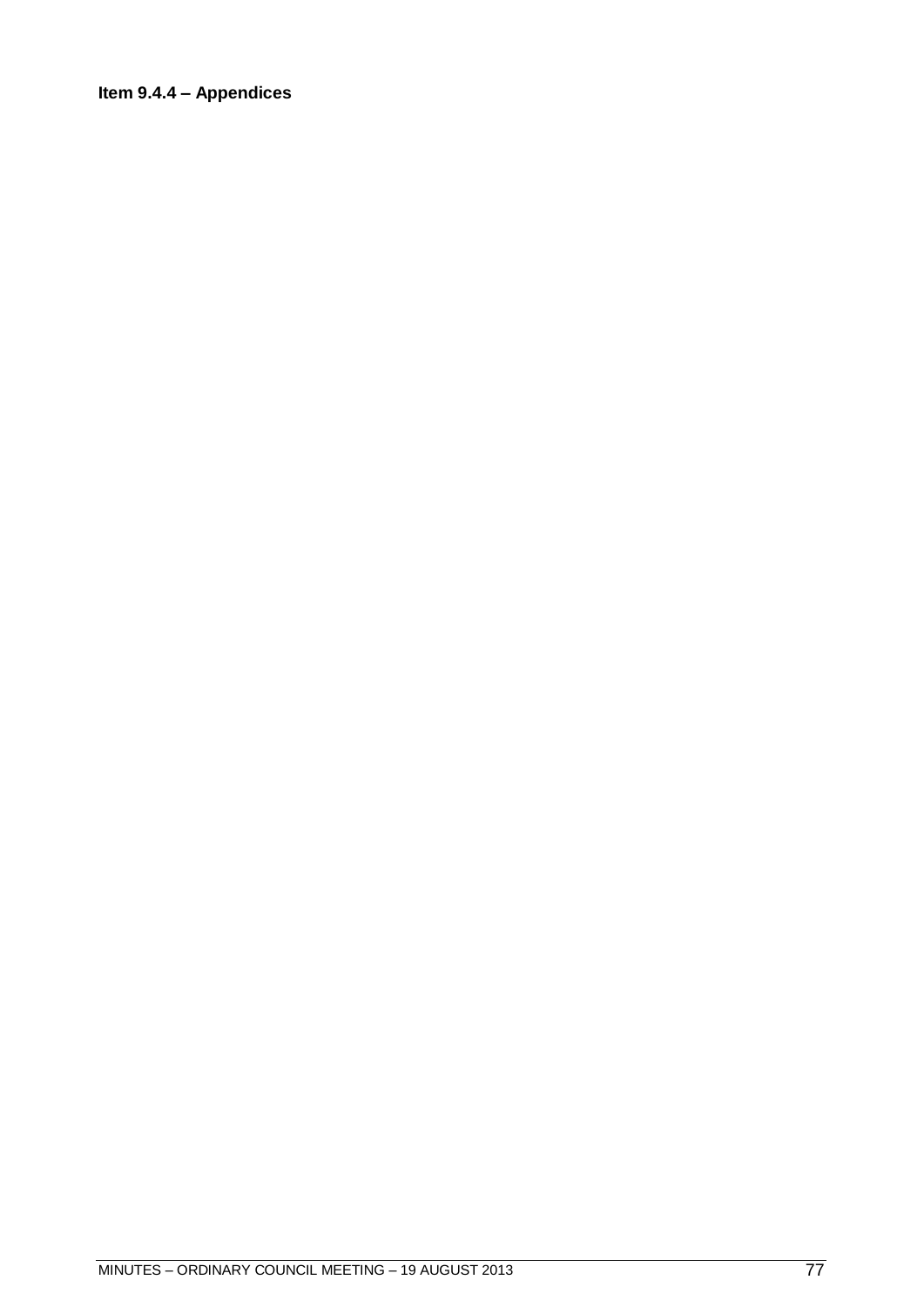**Item 9.4.4 – Appendices**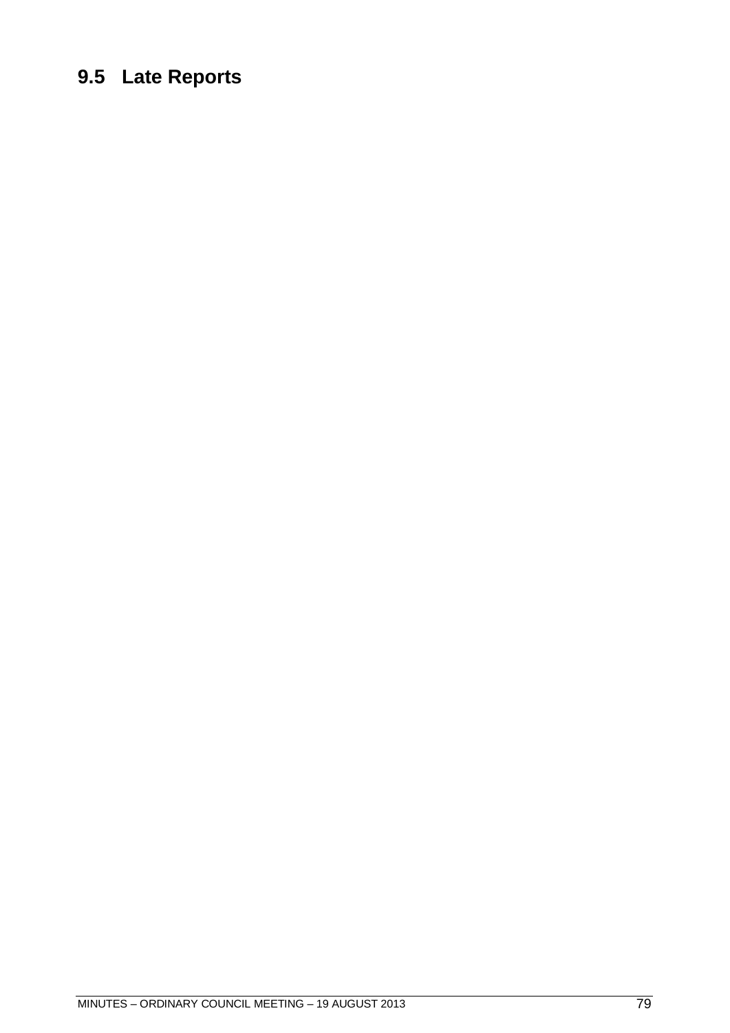## 9.5 Late Reports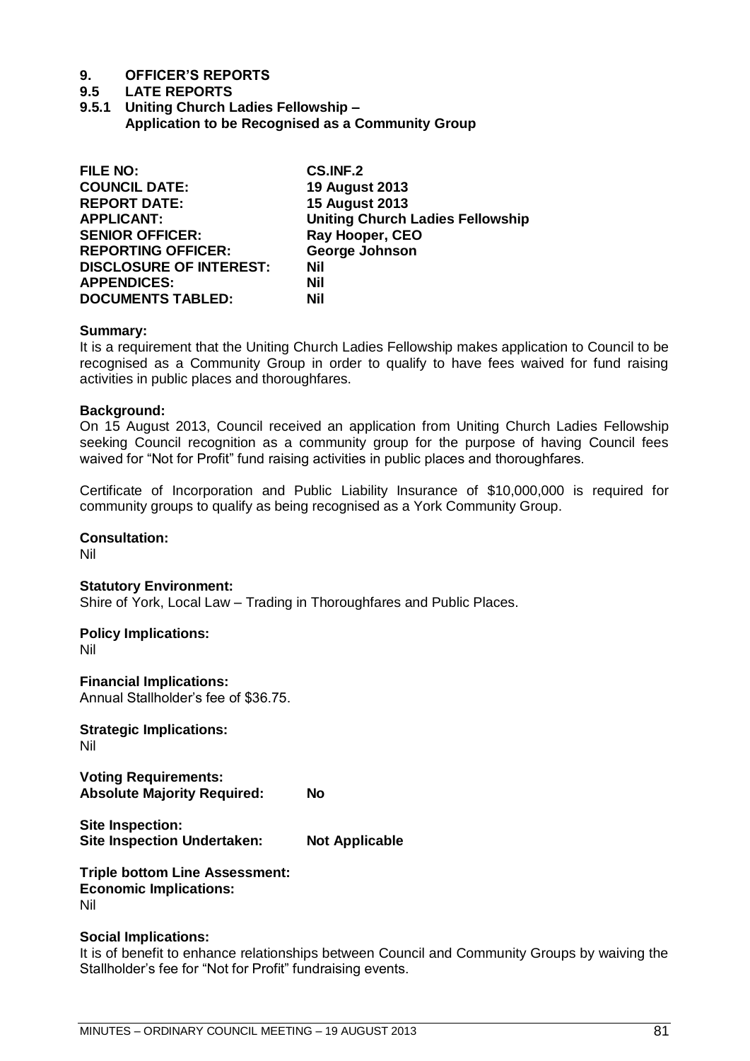# 9. OFFICER'S REPORTS

## 9.5 LATE REPORTS

### 9.5.1 Uniting Church Ladies Fellowship – Application to be Recognised as a Community Group

| | |
|---|---|
| **FILE NO:** | **CS.INF.2** |
| **COUNCIL DATE:** | **19 August 2013** |
| **REPORT DATE:** | **15 August 2013** |
| **APPLICANT:** | **Uniting Church Ladies Fellowship** |
| **SENIOR OFFICER:** | **Ray Hooper, CEO** |
| **REPORTING OFFICER:** | **George Johnson** |
| **DISCLOSURE OF INTEREST:** | **Nil** |
| **APPENDICES:** | **Nil** |
| **DOCUMENTS TABLED:** | **Nil** |

**Summary:**
It is a requirement that the Uniting Church Ladies Fellowship makes application to Council to be recognised as a Community Group in order to qualify to have fees waived for fund raising activities in public places and thoroughfares.

**Background:**
On 15 August 2013, Council received an application from Uniting Church Ladies Fellowship seeking Council recognition as a community group for the purpose of having Council fees waived for "Not for Profit" fund raising activities in public places and thoroughfares.

Certificate of Incorporation and Public Liability Insurance of $10,000,000 is required for community groups to qualify as being recognised as a York Community Group.

**Consultation:**
Nil

**Statutory Environment:**
Shire of York, Local Law – Trading in Thoroughfares and Public Places.

**Policy Implications:**
Nil

**Financial Implications:**
Annual Stallholder's fee of $36.75.

**Strategic Implications:**
Nil

**Voting Requirements:**
**Absolute Majority Required: No**

**Site Inspection:**
**Site Inspection Undertaken: Not Applicable**

**Triple bottom Line Assessment:**
**Economic Implications:**
Nil

**Social Implications:**
It is of benefit to enhance relationships between Council and Community Groups by waiving the Stallholder's fee for "Not for Profit" fundraising events.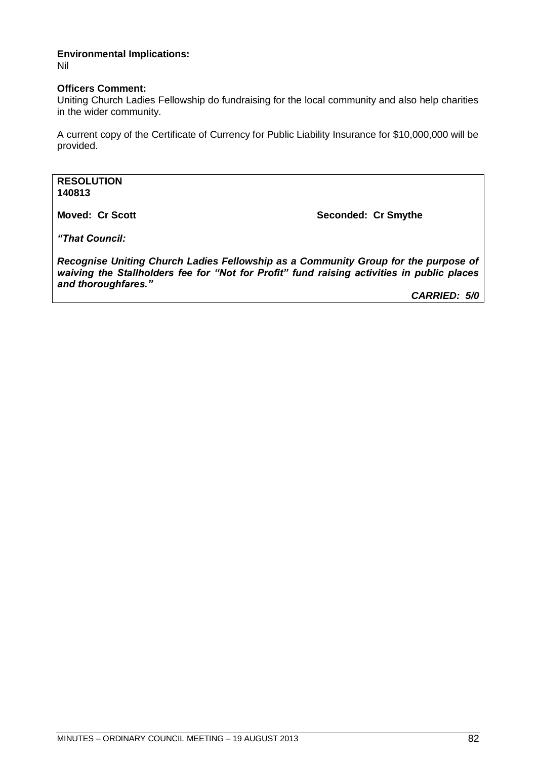**Environmental Implications:**
Nil

**Officers Comment:**
Uniting Church Ladies Fellowship do fundraising for the local community and also help charities in the wider community.

A current copy of the Certificate of Currency for Public Liability Insurance for $10,000,000 will be provided.

**RESOLUTION**
**140813**

**Moved: Cr Scott** **Seconded: Cr Smythe**

***"That Council:***

***Recognise Uniting Church Ladies Fellowship as a Community Group for the purpose of waiving the Stallholders fee for "Not for Profit" fund raising activities in public places and thoroughfares."***

***CARRIED: 5/0***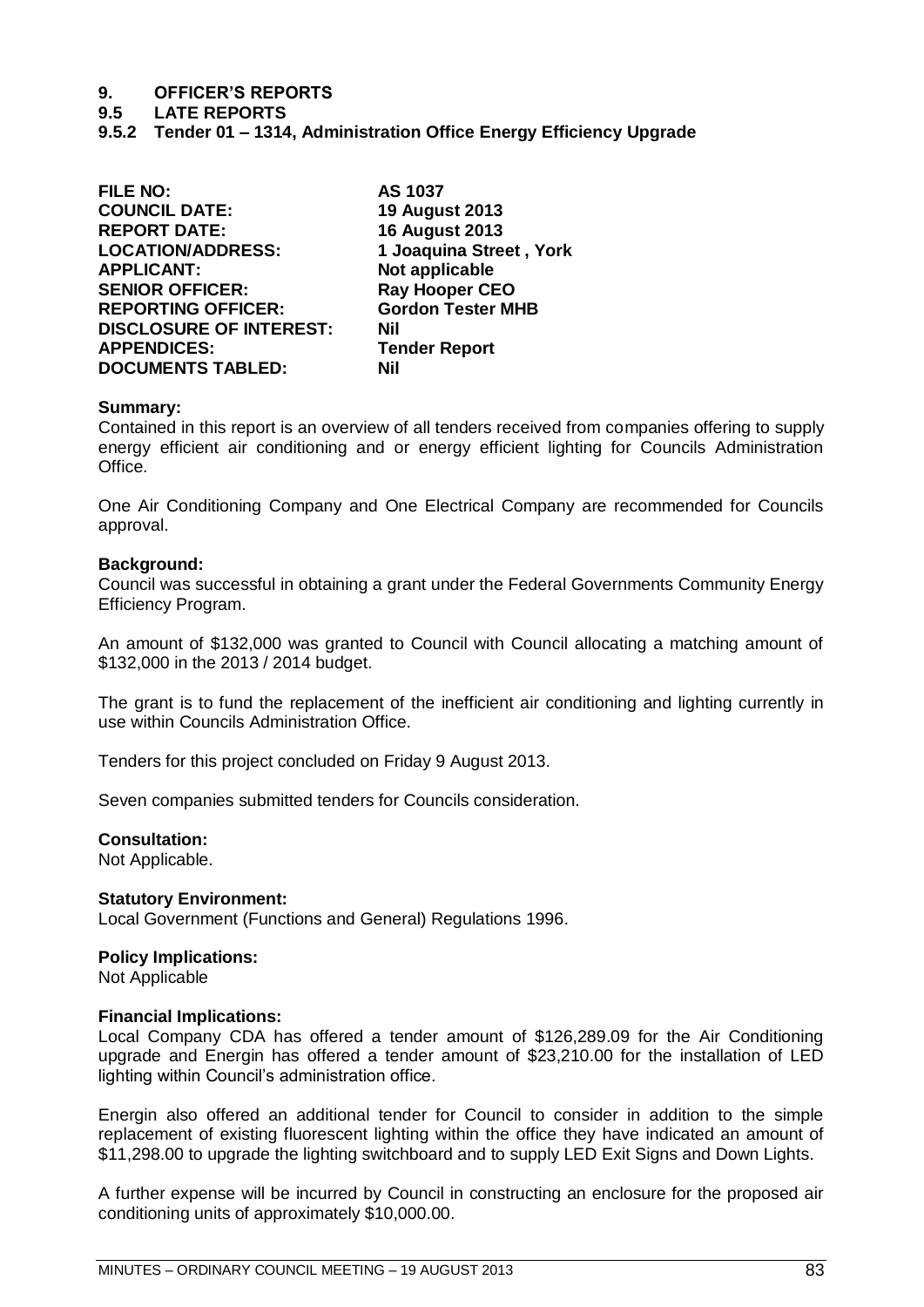# 9. OFFICER'S REPORTS

## 9.5 LATE REPORTS

### 9.5.2 Tender 01 – 1314, Administration Office Energy Efficiency Upgrade

| | |
|---|---|
| **FILE NO:** | **AS 1037** |
| **COUNCIL DATE:** | **19 August 2013** |
| **REPORT DATE:** | **16 August 2013** |
| **LOCATION/ADDRESS:** | **1 Joaquina Street , York** |
| **APPLICANT:** | **Not applicable** |
| **SENIOR OFFICER:** | **Ray Hooper CEO** |
| **REPORTING OFFICER:** | **Gordon Tester MHB** |
| **DISCLOSURE OF INTEREST:** | **Nil** |
| **APPENDICES:** | **Tender Report** |
| **DOCUMENTS TABLED:** | **Nil** |

**Summary:**
Contained in this report is an overview of all tenders received from companies offering to supply energy efficient air conditioning and or energy efficient lighting for Councils Administration Office.

One Air Conditioning Company and One Electrical Company are recommended for Councils approval.

**Background:**
Council was successful in obtaining a grant under the Federal Governments Community Energy Efficiency Program.

An amount of $132,000 was granted to Council with Council allocating a matching amount of $132,000 in the 2013 / 2014 budget.

The grant is to fund the replacement of the inefficient air conditioning and lighting currently in use within Councils Administration Office.

Tenders for this project concluded on Friday 9 August 2013.

Seven companies submitted tenders for Councils consideration.

**Consultation:**
Not Applicable.

**Statutory Environment:**
Local Government (Functions and General) Regulations 1996.

**Policy Implications:**
Not Applicable

**Financial Implications:**
Local Company CDA has offered a tender amount of $126,289.09 for the Air Conditioning upgrade and Energin has offered a tender amount of $23,210.00 for the installation of LED lighting within Council's administration office.

Energin also offered an additional tender for Council to consider in addition to the simple replacement of existing fluorescent lighting within the office they have indicated an amount of $11,298.00 to upgrade the lighting switchboard and to supply LED Exit Signs and Down Lights.

A further expense will be incurred by Council in constructing an enclosure for the proposed air conditioning units of approximately $10,000.00.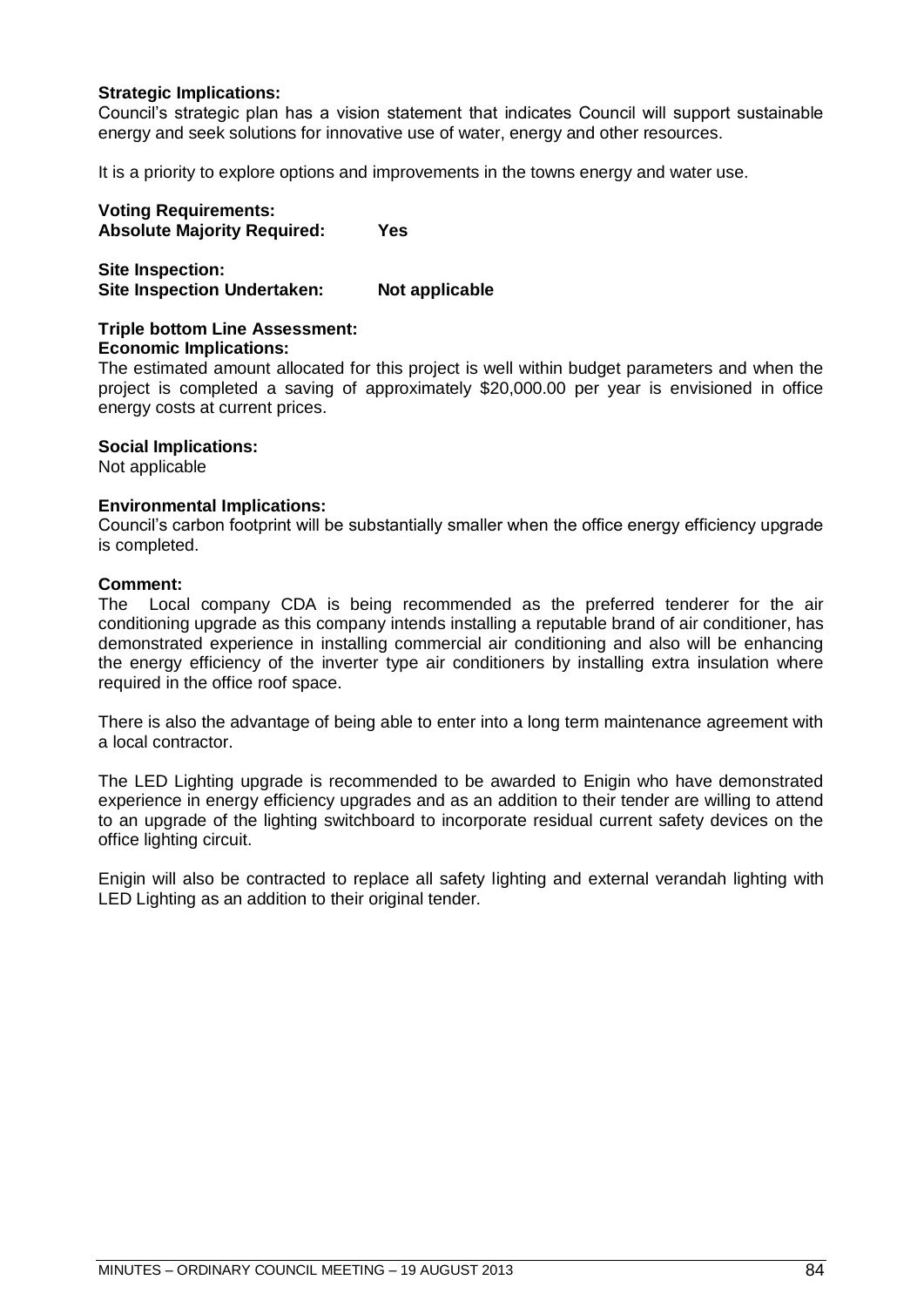**Strategic Implications:**
Council's strategic plan has a vision statement that indicates Council will support sustainable energy and seek solutions for innovative use of water, energy and other resources.

It is a priority to explore options and improvements in the towns energy and water use.

**Voting Requirements:**
**Absolute Majority Required: Yes**

**Site Inspection:**
**Site Inspection Undertaken: Not applicable**

**Triple bottom Line Assessment:**
**Economic Implications:**
The estimated amount allocated for this project is well within budget parameters and when the project is completed a saving of approximately $20,000.00 per year is envisioned in office energy costs at current prices.

**Social Implications:**
Not applicable

**Environmental Implications:**
Council's carbon footprint will be substantially smaller when the office energy efficiency upgrade is completed.

**Comment:**
The Local company CDA is being recommended as the preferred tenderer for the air conditioning upgrade as this company intends installing a reputable brand of air conditioner, has demonstrated experience in installing commercial air conditioning and also will be enhancing the energy efficiency of the inverter type air conditioners by installing extra insulation where required in the office roof space.

There is also the advantage of being able to enter into a long term maintenance agreement with a local contractor.

The LED Lighting upgrade is recommended to be awarded to Enigin who have demonstrated experience in energy efficiency upgrades and as an addition to their tender are willing to attend to an upgrade of the lighting switchboard to incorporate residual current safety devices on the office lighting circuit.

Enigin will also be contracted to replace all safety lighting and external verandah lighting with LED Lighting as an addition to their original tender.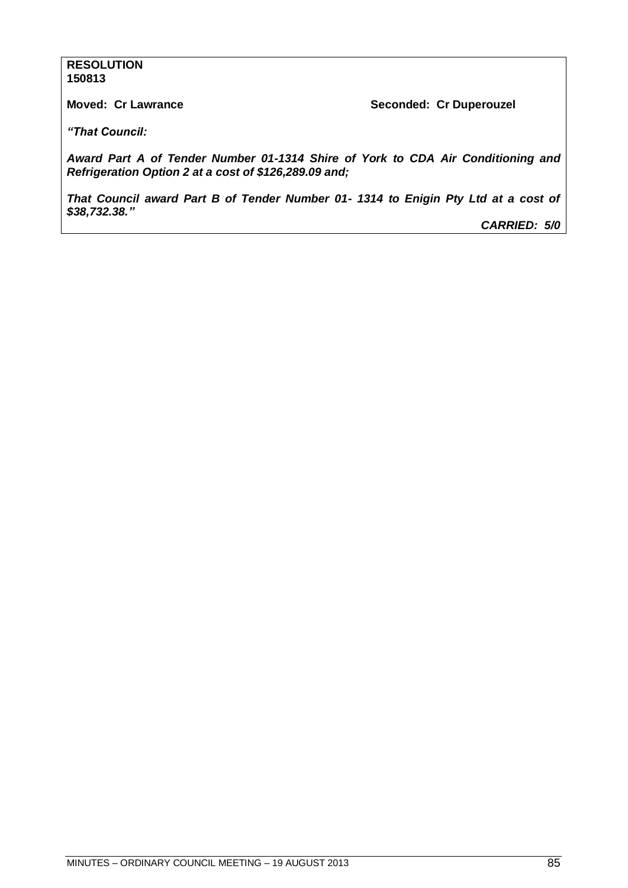**RESOLUTION**
**150813**

**Moved: Cr Lawrance** **Seconded: Cr Duperouzel**

***"That Council:***

***Award Part A of Tender Number 01-1314 Shire of York to CDA Air Conditioning and Refrigeration Option 2 at a cost of $126,289.09 and;***

***That Council award Part B of Tender Number 01- 1314 to Enigin Pty Ltd at a cost of $38,732.38."***

***CARRIED: 5/0***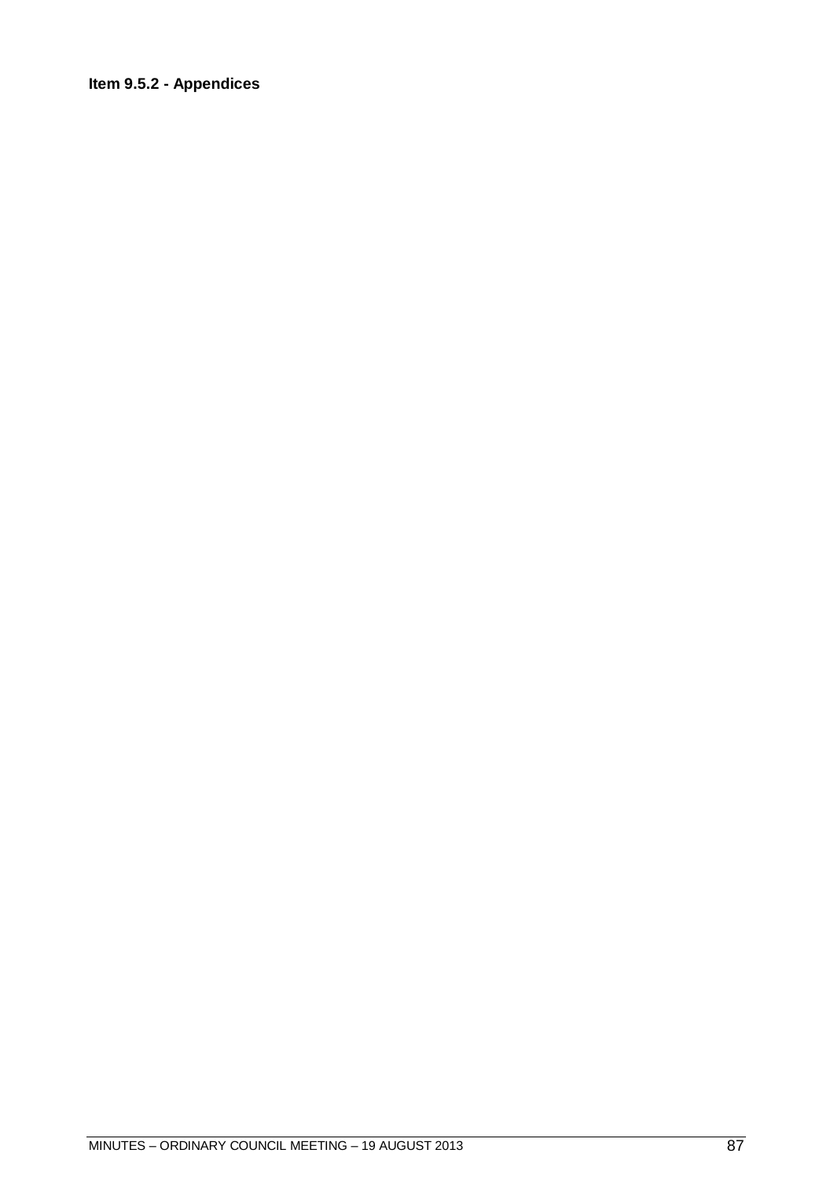**Item 9.5.2 - Appendices**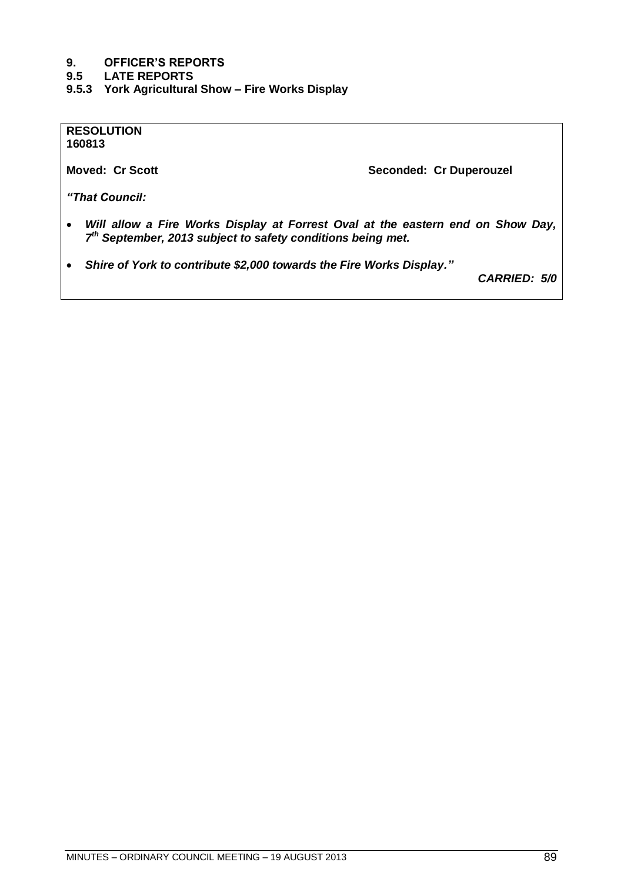# 9. OFFICER'S REPORTS

## 9.5 LATE REPORTS

### 9.5.3 York Agricultural Show – Fire Works Display

**RESOLUTION**
**160813**

**Moved: Cr Scott** **Seconded: Cr Duperouzel**

***"That Council:***

- ***Will allow a Fire Works Display at Forrest Oval at the eastern end on Show Day, 7th September, 2013 subject to safety conditions being met.***
- ***Shire of York to contribute $2,000 towards the Fire Works Display."***

***CARRIED: 5/0***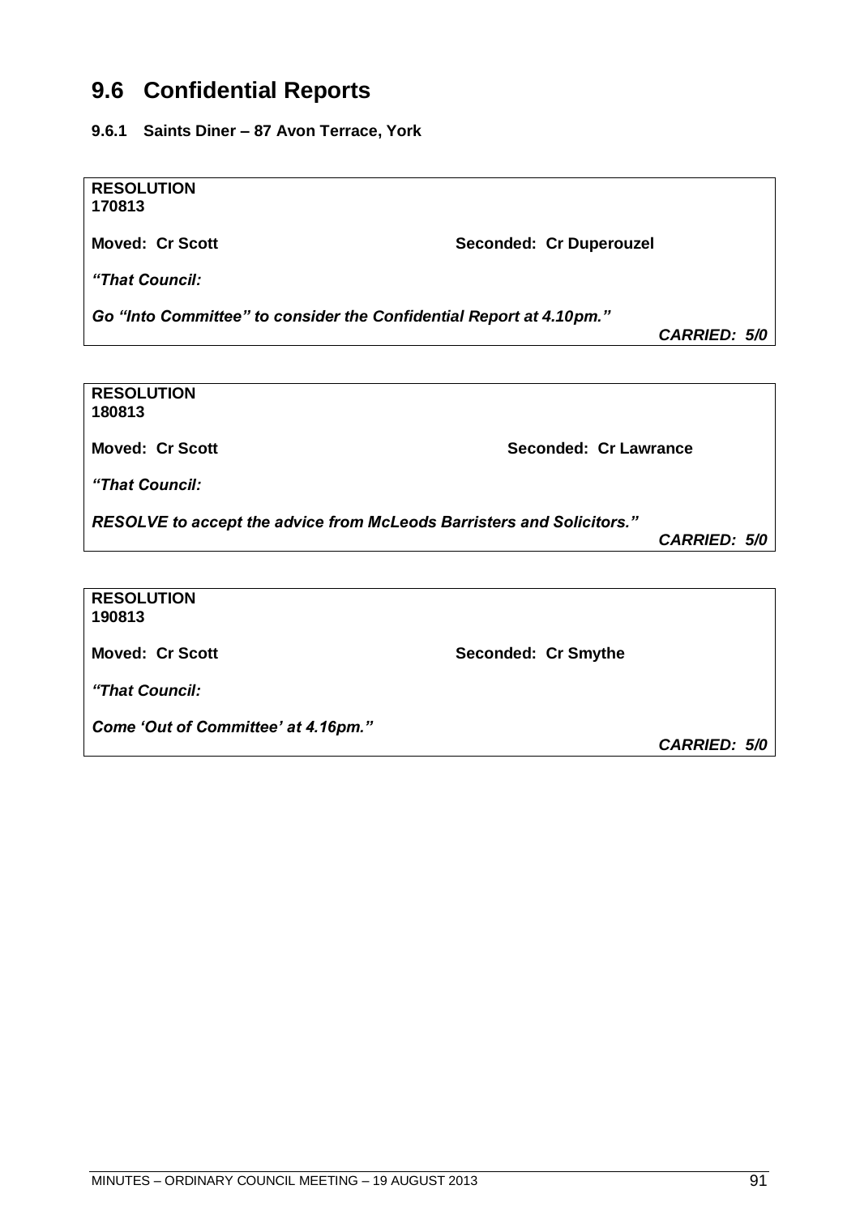# 9.6 Confidential Reports

### 9.6.1 Saints Diner – 87 Avon Terrace, York

**RESOLUTION**
**170813**

**Moved: Cr Scott** **Seconded: Cr Duperouzel**

***"That Council:***

***Go "Into Committee" to consider the Confidential Report at 4.10pm."***

***CARRIED: 5/0***

**RESOLUTION**
**180813**

**Moved: Cr Scott** **Seconded: Cr Lawrance**

***"That Council:***

***RESOLVE to accept the advice from McLeods Barristers and Solicitors."***

***CARRIED: 5/0***

**RESOLUTION**
**190813**

**Moved: Cr Scott** **Seconded: Cr Smythe**

***"That Council:***

***Come 'Out of Committee' at 4.16pm."***

***CARRIED: 5/0***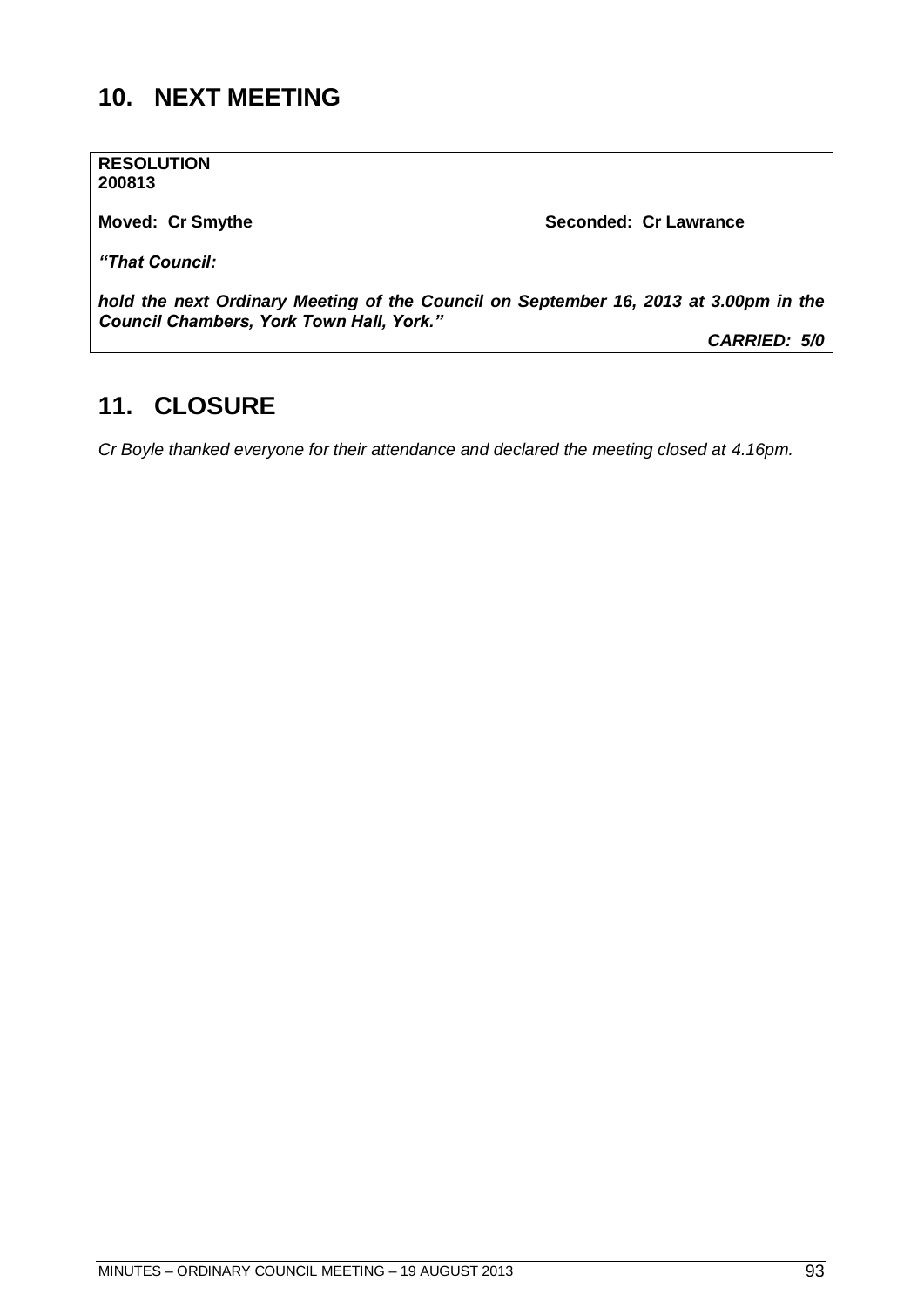# 10. NEXT MEETING

**RESOLUTION**
**200813**

**Moved: Cr Smythe** **Seconded: Cr Lawrance**

***"That Council:***

***hold the next Ordinary Meeting of the Council on September 16, 2013 at 3.00pm in the Council Chambers, York Town Hall, York."***

***CARRIED: 5/0***

# 11. CLOSURE

*Cr Boyle thanked everyone for their attendance and declared the meeting closed at 4.16pm.*